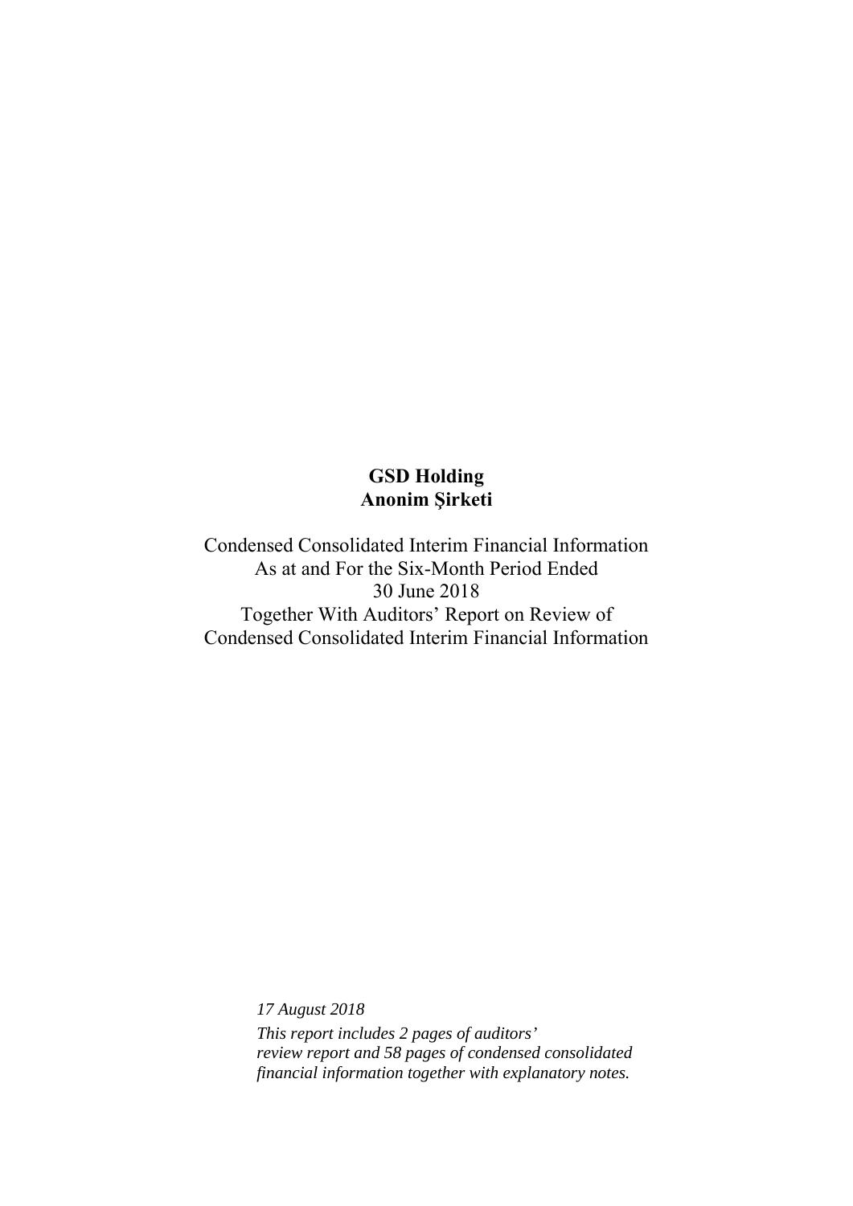**GSD Holding**
**Anonim Şirketi**

Condensed Consolidated Interim Financial Information
As at and For the Six-Month Period Ended
30 June 2018
Together With Auditors' Report on Review of
Condensed Consolidated Interim Financial Information

*17 August 2018*

*This report includes 2 pages of auditors' review report and 58 pages of condensed consolidated financial information together with explanatory notes.*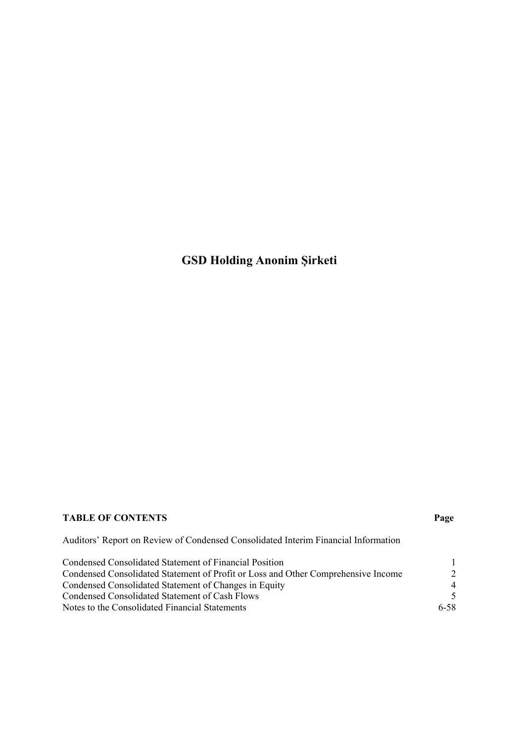# GSD Holding Anonim Şirketi

| **TABLE OF CONTENTS** | **Page** |
|---|---|
| Auditors' Report on Review of Condensed Consolidated Interim Financial Information | |
| Condensed Consolidated Statement of Financial Position | 1 |
| Condensed Consolidated Statement of Profit or Loss and Other Comprehensive Income | 2 |
| Condensed Consolidated Statement of Changes in Equity | 4 |
| Condensed Consolidated Statement of Cash Flows | 5 |
| Notes to the Consolidated Financial Statements | 6-58 |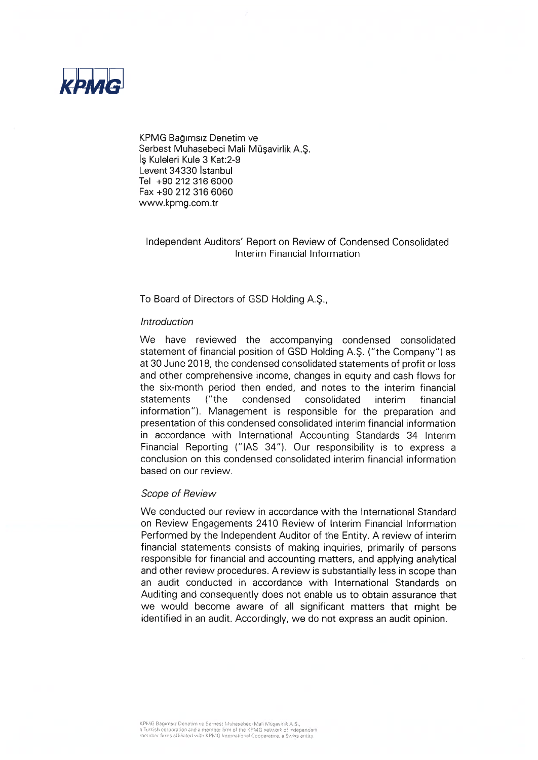KPMG Bağımsız Denetim ve
Serbest Muhasebeci Mali Müşavirlik A.Ş.
İş Kuleleri Kule 3 Kat:2-9
Levent 34330 İstanbul
Tel +90 212 316 6000
Fax +90 212 316 6060
www.kpmg.com.tr

## Independent Auditors' Report on Review of Condensed Consolidated Interim Financial Information

To Board of Directors of GSD Holding A.Ş.,

*Introduction*

We have reviewed the accompanying condensed consolidated statement of financial position of GSD Holding A.Ş. ("the Company") as at 30 June 2018, the condensed consolidated statements of profit or loss and other comprehensive income, changes in equity and cash flows for the six-month period then ended, and notes to the interim financial statements ("the condensed consolidated interim financial information"). Management is responsible for the preparation and presentation of this condensed consolidated interim financial information in accordance with International Accounting Standards 34 Interim Financial Reporting ("IAS 34"). Our responsibility is to express a conclusion on this condensed consolidated interim financial information based on our review.

*Scope of Review*

We conducted our review in accordance with the International Standard on Review Engagements 2410 Review of Interim Financial Information Performed by the Independent Auditor of the Entity. A review of interim financial statements consists of making inquiries, primarily of persons responsible for financial and accounting matters, and applying analytical and other review procedures. A review is substantially less in scope than an audit conducted in accordance with International Standards on Auditing and consequently does not enable us to obtain assurance that we would become aware of all significant matters that might be identified in an audit. Accordingly, we do not express an audit opinion.

KPMG Bağımsız Denetim ve Serbest Muhasebeci Mali Müşavirlik A.Ş.,
a Turkish corporation and a member firm of the KPMG network of independent
member firms affiliated with KPMG International Cooperative, a Swiss entity.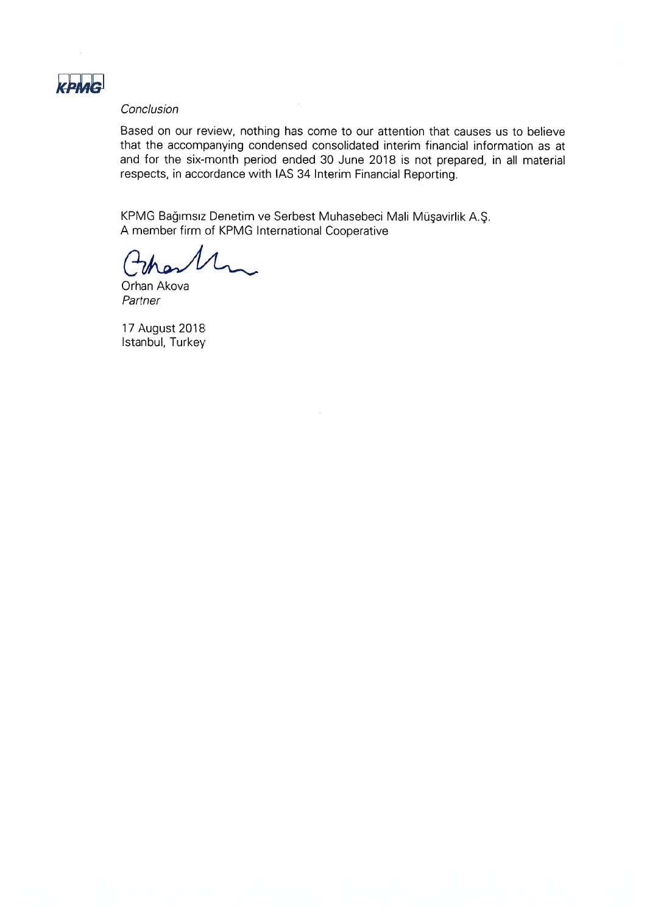*Conclusion*

Based on our review, nothing has come to our attention that causes us to believe that the accompanying condensed consolidated interim financial information as at and for the six-month period ended 30 June 2018 is not prepared, in all material respects, in accordance with IAS 34 Interim Financial Reporting.

KPMG Bağımsız Denetim ve Serbest Muhasebeci Mali Müşavirlik A.Ş.
A member firm of KPMG International Cooperative

Orhan Akova
*Partner*

17 August 2018
Istanbul, Turkey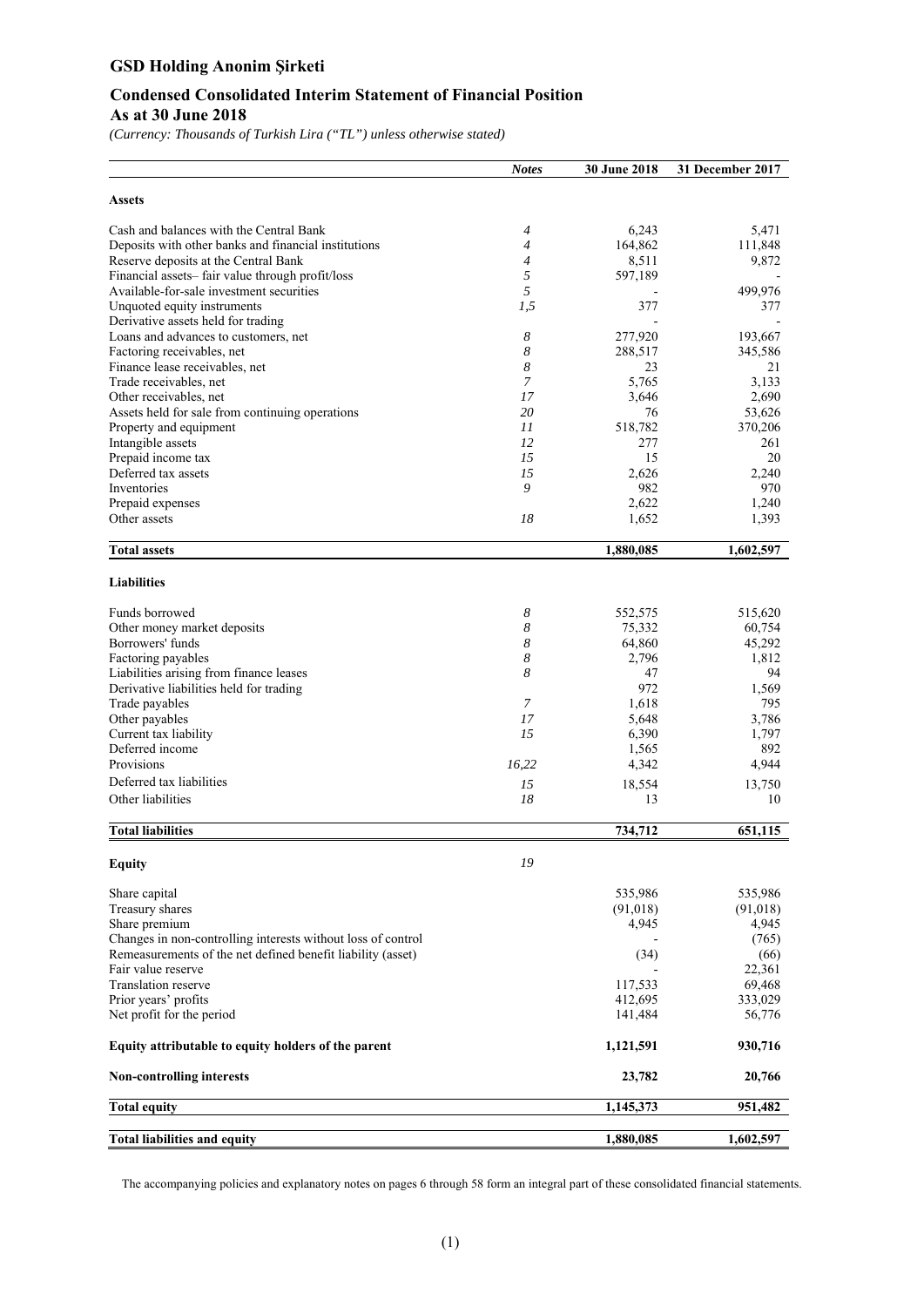# GSD Holding Anonim Şirketi

## Condensed Consolidated Interim Statement of Financial Position

### As at 30 June 2018

*(Currency: Thousands of Turkish Lira ("TL") unless otherwise stated)*

| | *Notes* | 30 June 2018 | 31 December 2017 |
|---|---|---|---|
| **Assets** | | | |
| Cash and balances with the Central Bank | *4* | 6,243 | 5,471 |
| Deposits with other banks and financial institutions | *4* | 164,862 | 111,848 |
| Reserve deposits at the Central Bank | *4* | 8,511 | 9,872 |
| Financial assets– fair value through profit/loss | *5* | 597,189 | - |
| Available-for-sale investment securities | *5* | - | 499,976 |
| Unquoted equity instruments | *1,5* | 377 | 377 |
| Derivative assets held for trading | | - | - |
| Loans and advances to customers, net | *8* | 277,920 | 193,667 |
| Factoring receivables, net | *8* | 288,517 | 345,586 |
| Finance lease receivables, net | *8* | 23 | 21 |
| Trade receivables, net | *7* | 5,765 | 3,133 |
| Other receivables, net | *17* | 3,646 | 2,690 |
| Assets held for sale from continuing operations | *20* | 76 | 53,626 |
| Property and equipment | *11* | 518,782 | 370,206 |
| Intangible assets | *12* | 277 | 261 |
| Prepaid income tax | *15* | 15 | 20 |
| Deferred tax assets | *15* | 2,626 | 2,240 |
| Inventories | *9* | 982 | 970 |
| Prepaid expenses | | 2,622 | 1,240 |
| Other assets | *18* | 1,652 | 1,393 |
| **Total assets** | | **1,880,085** | **1,602,597** |
| **Liabilities** | | | |
| Funds borrowed | *8* | 552,575 | 515,620 |
| Other money market deposits | *8* | 75,332 | 60,754 |
| Borrowers' funds | *8* | 64,860 | 45,292 |
| Factoring payables | *8* | 2,796 | 1,812 |
| Liabilities arising from finance leases | *8* | 47 | 94 |
| Derivative liabilities held for trading | | 972 | 1,569 |
| Trade payables | *7* | 1,618 | 795 |
| Other payables | *17* | 5,648 | 3,786 |
| Current tax liability | *15* | 6,390 | 1,797 |
| Deferred income | | 1,565 | 892 |
| Provisions | *16,22* | 4,342 | 4,944 |
| Deferred tax liabilities | *15* | 18,554 | 13,750 |
| Other liabilities | *18* | 13 | 10 |
| **Total liabilities** | | **734,712** | **651,115** |
| **Equity** | *19* | | |
| Share capital | | 535,986 | 535,986 |
| Treasury shares | | (91,018) | (91,018) |
| Share premium | | 4,945 | 4,945 |
| Changes in non-controlling interests without loss of control | | - | (765) |
| Remeasurements of the net defined benefit liability (asset) | | (34) | (66) |
| Fair value reserve | | - | 22,361 |
| Translation reserve | | 117,533 | 69,468 |
| Prior years' profits | | 412,695 | 333,029 |
| Net profit for the period | | 141,484 | 56,776 |
| **Equity attributable to equity holders of the parent** | | **1,121,591** | **930,716** |
| **Non-controlling interests** | | **23,782** | **20,766** |
| **Total equity** | | **1,145,373** | **951,482** |
| **Total liabilities and equity** | | **1,880,085** | **1,602,597** |

The accompanying policies and explanatory notes on pages 6 through 58 form an integral part of these consolidated financial statements.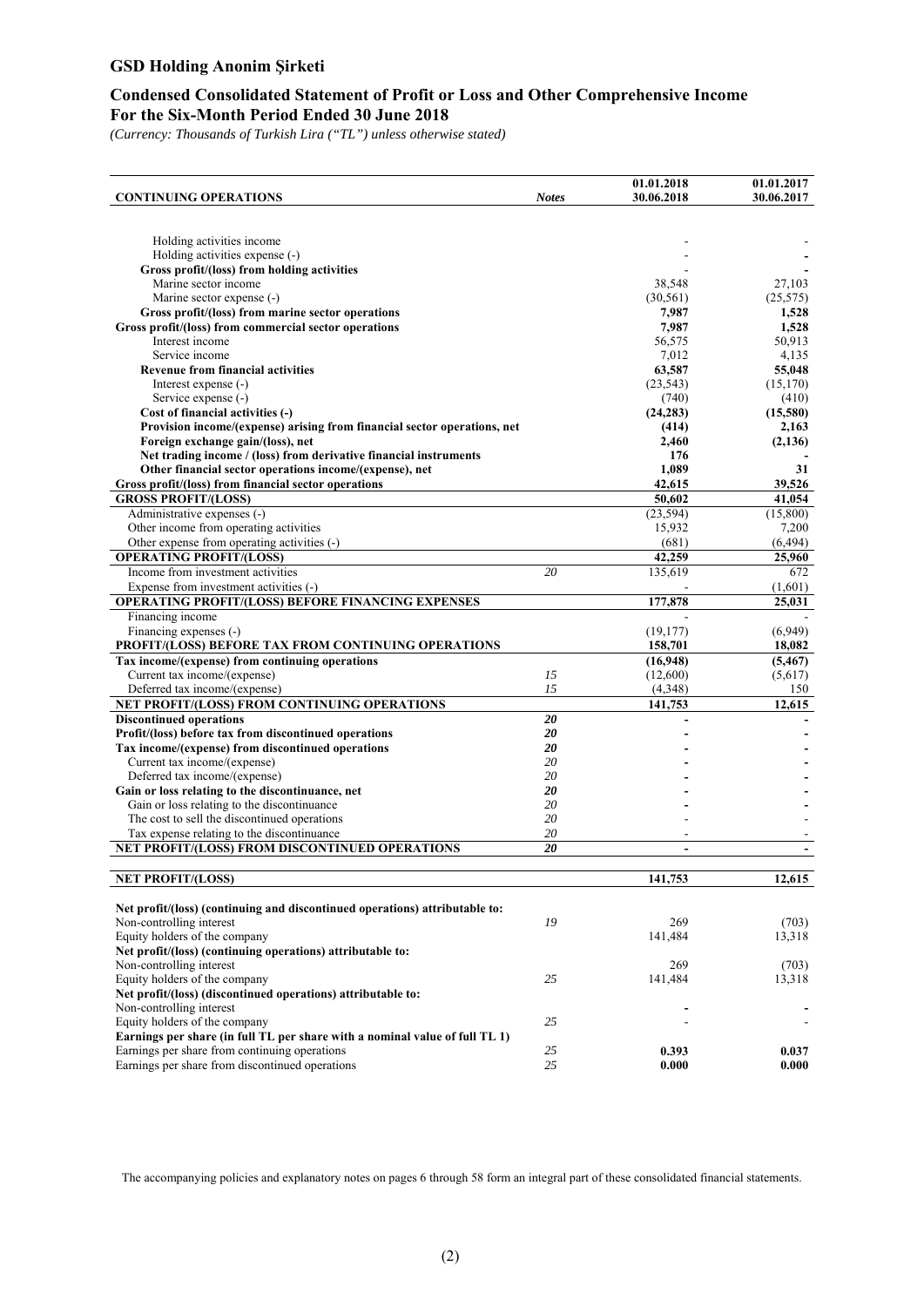# GSD Holding Anonim Şirketi

## Condensed Consolidated Statement of Profit or Loss and Other Comprehensive Income
## For the Six-Month Period Ended 30 June 2018

*(Currency: Thousands of Turkish Lira ("TL") unless otherwise stated)*

| CONTINUING OPERATIONS | Notes | 01.01.2018 30.06.2018 | 01.01.2017 30.06.2017 |
|---|---|---|---|
| Holding activities income | | - | - |
| Holding activities expense (-) | | - | - |
| **Gross profit/(loss) from holding activities** | | - | - |
| Marine sector income | | 38,548 | 27,103 |
| Marine sector expense (-) | | (30,561) | (25,575) |
| **Gross profit/(loss) from marine sector operations** | | **7,987** | **1,528** |
| **Gross profit/(loss) from commercial sector operations** | | **7,987** | **1,528** |
| Interest income | | 56,575 | 50,913 |
| Service income | | 7,012 | 4,135 |
| **Revenue from financial activities** | | **63,587** | **55,048** |
| Interest expense (-) | | (23,543) | (15,170) |
| Service expense (-) | | (740) | (410) |
| **Cost of financial activities (-)** | | **(24,283)** | **(15,580)** |
| **Provision income/(expense) arising from financial sector operations, net** | | **(414)** | **2,163** |
| **Foreign exchange gain/(loss), net** | | **2,460** | **(2,136)** |
| **Net trading income / (loss) from derivative financial instruments** | | **176** | **-** |
| **Other financial sector operations income/(expense), net** | | **1,089** | **31** |
| **Gross profit/(loss) from financial sector operations** | | **42,615** | **39,526** |
| **GROSS PROFIT/(LOSS)** | | **50,602** | **41,054** |
| Administrative expenses (-) | | (23,594) | (15,800) |
| Other income from operating activities | | 15,932 | 7,200 |
| Other expense from operating activities (-) | | (681) | (6,494) |
| **OPERATING PROFIT/(LOSS)** | | **42,259** | **25,960** |
| Income from investment activities | 20 | 135,619 | 672 |
| Expense from investment activities (-) | | - | (1,601) |
| **OPERATING PROFIT/(LOSS) BEFORE FINANCING EXPENSES** | | **177,878** | **25,031** |
| Financing income | | - | - |
| Financing expenses (-) | | (19,177) | (6,949) |
| **PROFIT/(LOSS) BEFORE TAX FROM CONTINUING OPERATIONS** | | **158,701** | **18,082** |
| **Tax income/(expense) from continuing operations** | | **(16,948)** | **(5,467)** |
| Current tax income/(expense) | 15 | (12,600) | (5,617) |
| Deferred tax income/(expense) | 15 | (4,348) | 150 |
| **NET PROFIT/(LOSS) FROM CONTINUING OPERATIONS** | | **141,753** | **12,615** |
| **Discontinued operations** | **20** | **-** | **-** |
| **Profit/(loss) before tax from discontinued operations** | **20** | **-** | **-** |
| **Tax income/(expense) from discontinued operations** | **20** | **-** | **-** |
| Current tax income/(expense) | 20 | **-** | **-** |
| Deferred tax income/(expense) | 20 | **-** | **-** |
| **Gain or loss relating to the discontinuance, net** | **20** | **-** | **-** |
| Gain or loss relating to the discontinuance | 20 | - | - |
| The cost to sell the discontinued operations | 20 | - | - |
| Tax expense relating to the discontinuance | 20 | - | - |
| **NET PROFIT/(LOSS) FROM DISCONTINUED OPERATIONS** | **20** | **-** | **-** |
| **NET PROFIT/(LOSS)** | | **141,753** | **12,615** |
| **Net profit/(loss) (continuing and discontinued operations) attributable to:** | | | |
| Non-controlling interest | 19 | 269 | (703) |
| Equity holders of the company | | 141,484 | 13,318 |
| **Net profit/(loss) (continuing operations) attributable to:** | | | |
| Non-controlling interest | | 269 | (703) |
| Equity holders of the company | 25 | 141,484 | 13,318 |
| **Net profit/(loss) (discontinued operations) attributable to:** | | | |
| Non-controlling interest | | **-** | **-** |
| Equity holders of the company | 25 | - | - |
| **Earnings per share (in full TL per share with a nominal value of full TL 1)** | | | |
| Earnings per share from continuing operations | 25 | **0.393** | **0.037** |
| Earnings per share from discontinued operations | 25 | **0.000** | **0.000** |

The accompanying policies and explanatory notes on pages 6 through 58 form an integral part of these consolidated financial statements.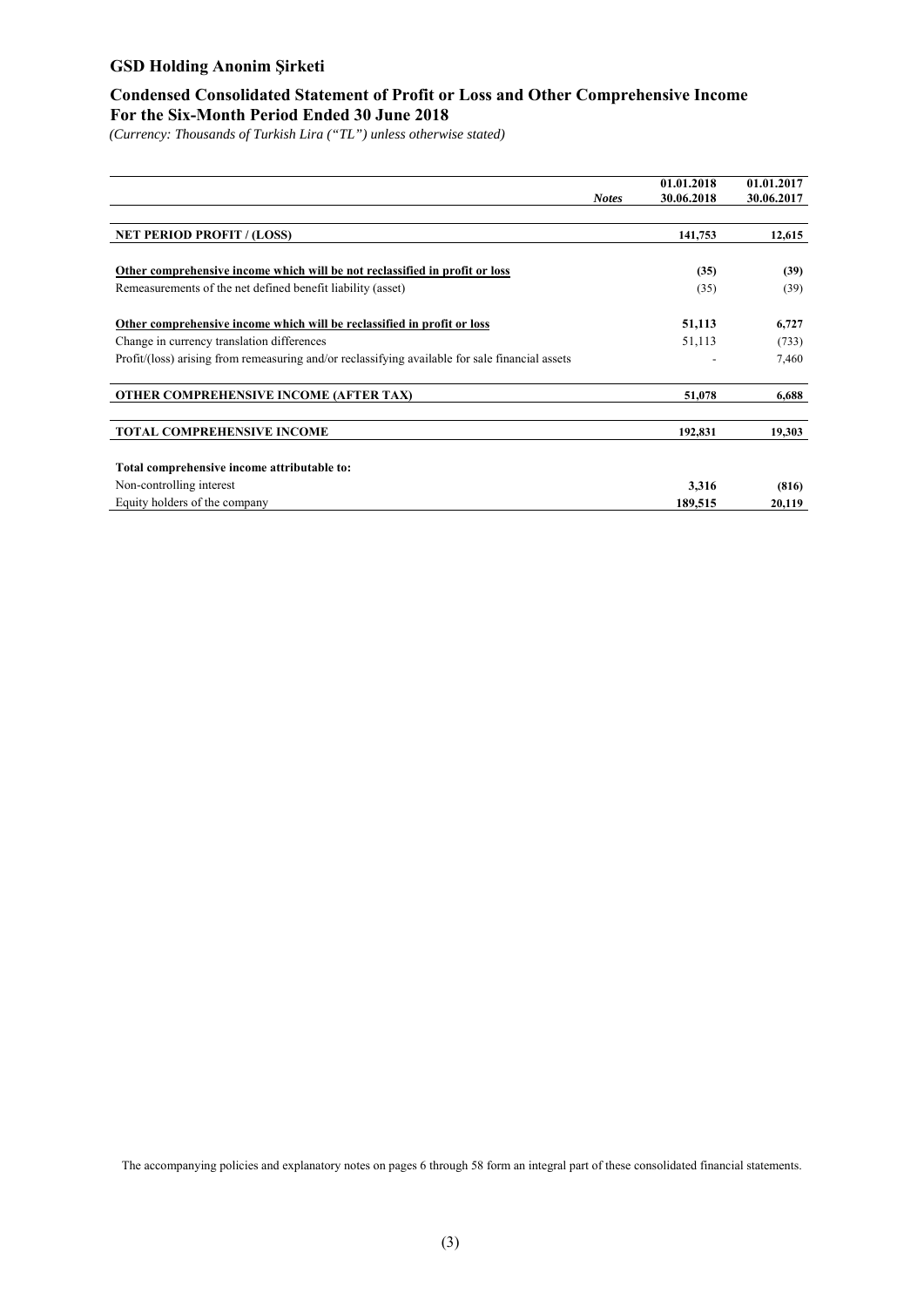## GSD Holding Anonim Şirketi

### Condensed Consolidated Statement of Profit or Loss and Other Comprehensive Income
### For the Six-Month Period Ended 30 June 2018

*(Currency: Thousands of Turkish Lira ("TL") unless otherwise stated)*

| | *Notes* | 01.01.2018 30.06.2018 | 01.01.2017 30.06.2017 |
|---|---|---|---|
| **NET PERIOD PROFIT / (LOSS)** | | **141,753** | **12,615** |
| **Other comprehensive income which will be not reclassified in profit or loss** | | **(35)** | **(39)** |
| Remeasurements of the net defined benefit liability (asset) | | (35) | (39) |
| **Other comprehensive income which will be reclassified in profit or loss** | | **51,113** | **6,727** |
| Change in currency translation differences | | 51,113 | (733) |
| Profit/(loss) arising from remeasuring and/or reclassifying available for sale financial assets | | - | 7,460 |
| **OTHER COMPREHENSIVE INCOME (AFTER TAX)** | | **51,078** | **6,688** |
| **TOTAL COMPREHENSIVE INCOME** | | **192,831** | **19,303** |
| **Total comprehensive income attributable to:** | | | |
| Non-controlling interest | | **3,316** | **(816)** |
| Equity holders of the company | | **189,515** | **20,119** |

The accompanying policies and explanatory notes on pages 6 through 58 form an integral part of these consolidated financial statements.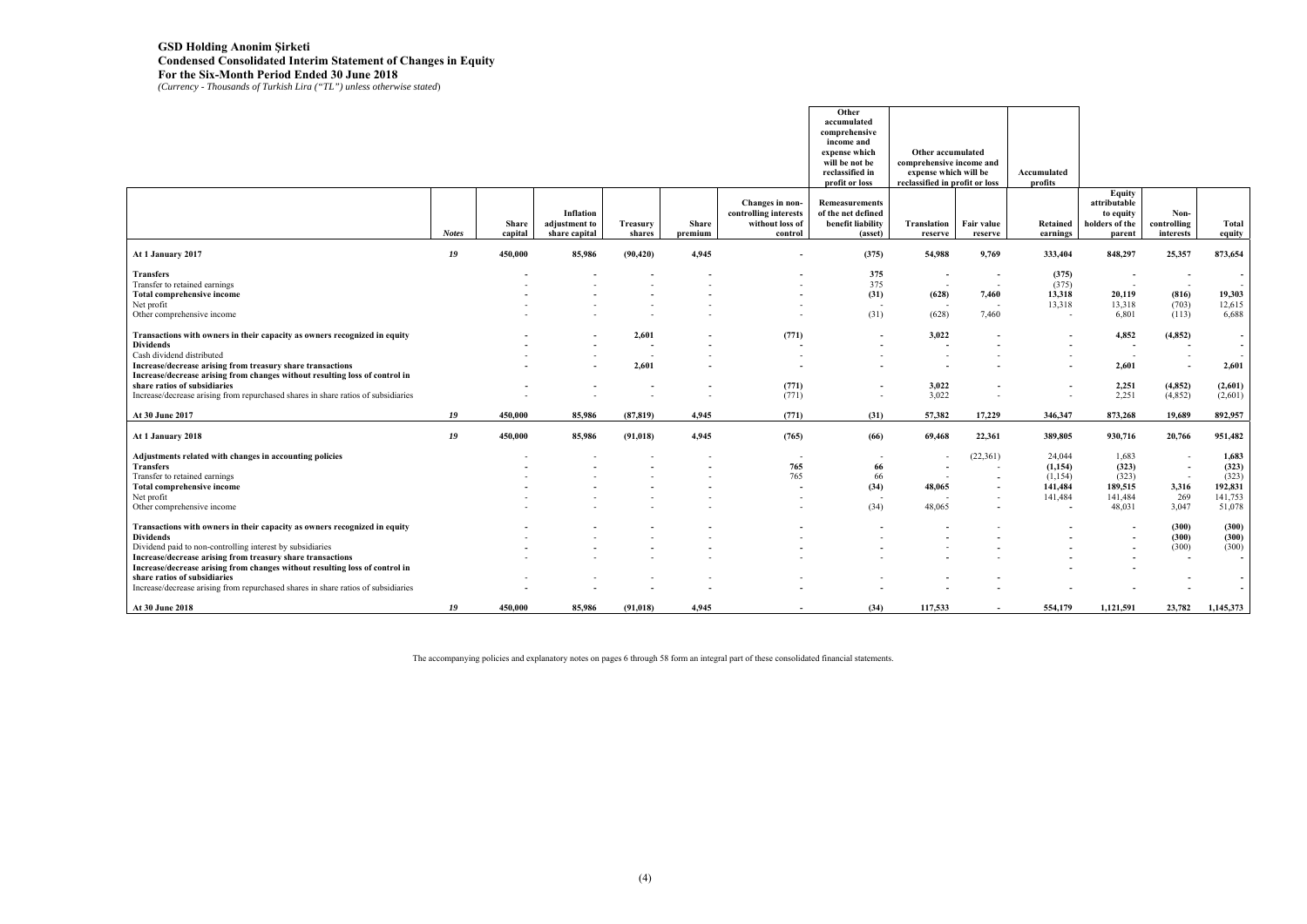# GSD Holding Anonim Şirketi
## Condensed Consolidated Interim Statement of Changes in Equity
## For the Six-Month Period Ended 30 June 2018

*(Currency - Thousands of Turkish Lira ("TL") unless otherwise stated)*

| | | | | | | | Other accumulated comprehensive income and expense which will be not be reclassified in profit or loss | Other accumulated comprehensive income and expense which will be reclassified in profit or loss | | Accumulated profits | | | |
|---|---|---|---|---|---|---|---|---|---|---|---|---|---|
| | *Notes* | Share capital | Inflation adjustment to share capital | Treasury shares | Share premium | Changes in non-controlling interests without loss of control | Remeasurements of the net defined benefit liability (asset) | Translation reserve | Fair value reserve | Retained earnings | Equity attributable to equity holders of the parent | Non-controlling interests | Total equity |
| **At 1 January 2017** | *19* | **450,000** | **85,986** | **(90,420)** | **4,945** | **-** | **(375)** | **54,988** | **9,769** | **333,404** | **848,297** | **25,357** | **873,654** |
| **Transfers** | | **-** | **-** | **-** | **-** | **-** | **375** | **-** | **-** | **(375)** | **-** | **-** | **-** |
| Transfer to retained earnings | | - | - | - | - | - | 375 | - | - | (375) | - | - | - |
| **Total comprehensive income** | | **-** | **-** | **-** | **-** | **-** | **(31)** | **(628)** | **7,460** | **13,318** | **20,119** | **(816)** | **19,303** |
| Net profit | | - | - | - | - | - | - | - | - | 13,318 | 13,318 | (703) | 12,615 |
| Other comprehensive income | | - | - | - | - | - | (31) | (628) | 7,460 | - | 6,801 | (113) | 6,688 |
| **Transactions with owners in their capacity as owners recognized in equity** | | **-** | **-** | **2,601** | **-** | **(771)** | **-** | **3,022** | **-** | **-** | **4,852** | **(4,852)** | **-** |
| **Dividends** | | **-** | **-** | **-** | **-** | **-** | **-** | **-** | **-** | **-** | **-** | **-** | **-** |
| Cash dividend distributed | | - | - | - | - | - | - | - | - | - | - | - | - |
| **Increase/decrease arising from treasury share transactions** | | **-** | **-** | **2,601** | **-** | **-** | **-** | **-** | **-** | **-** | **2,601** | **-** | **2,601** |
| **Increase/decrease arising from changes without resulting loss of control in share ratios of subsidiaries** | | **-** | **-** | **-** | **-** | **(771)** | **-** | **3,022** | **-** | **-** | **2,251** | **(4,852)** | **(2,601)** |
| Increase/decrease arising from repurchased shares in share ratios of subsidiaries | | - | - | - | - | (771) | - | 3,022 | - | - | 2,251 | (4,852) | (2,601) |
| **At 30 June 2017** | *19* | **450,000** | **85,986** | **(87,819)** | **4,945** | **(771)** | **(31)** | **57,382** | **17,229** | **346,347** | **873,268** | **19,689** | **892,957** |
| **At 1 January 2018** | *19* | **450,000** | **85,986** | **(91,018)** | **4,945** | **(765)** | **(66)** | **69,468** | **22,361** | **389,805** | **930,716** | **20,766** | **951,482** |
| **Adjustments related with changes in accounting policies** | | - | - | - | - | - | - | - | (22,361) | 24,044 | 1,683 | - | **1,683** |
| **Transfers** | | **-** | **-** | **-** | **-** | **765** | **66** | **-** | - | **(1,154)** | **(323)** | **-** | **(323)** |
| Transfer to retained earnings | | - | - | - | - | 765 | 66 | - | **-** | (1,154) | (323) | - | (323) |
| **Total comprehensive income** | | **-** | **-** | **-** | **-** | **-** | **(34)** | **48,065** | **-** | **141,484** | **189,515** | **3,316** | **192,831** |
| Net profit | | - | - | - | - | - | - | - | - | 141,484 | 141,484 | 269 | 141,753 |
| Other comprehensive income | | - | - | - | - | - | (34) | 48,065 | **-** | - | 48,031 | 3,047 | 51,078 |
| **Transactions with owners in their capacity as owners recognized in equity** | | **-** | **-** | **-** | **-** | **-** | **-** | **-** | - | **-** | **-** | **(300)** | **(300)** |
| **Dividends** | | - | - | - | - | - | - | **-** | - | **-** | **-** | **(300)** | **(300)** |
| Dividend paid to non-controlling interest by subsidiaries | | - | - | - | - | - | - | **-** | - | **-** | **-** | (300) | (300) |
| **Increase/decrease arising from treasury share transactions** | | - | - | - | - | - | - | **-** | - | **-** | **-** | **-** | **-** |
| **Increase/decrease arising from changes without resulting loss of control in share ratios of subsidiaries** | | - | - | - | - | - | - | **-** | **-** | **-** | **-** | **-** | **-** |
| Increase/decrease arising from repurchased shares in share ratios of subsidiaries | | **-** | **-** | **-** | **-** | **-** | **-** | **-** | **-** | **-** | **-** | **-** | **-** |
| **At 30 June 2018** | *19* | **450,000** | **85,986** | **(91,018)** | **4,945** | **-** | **(34)** | **117,533** | **-** | **554,179** | **1,121,591** | **23,782** | **1,145,373** |

The accompanying policies and explanatory notes on pages 6 through 58 form an integral part of these consolidated financial statements.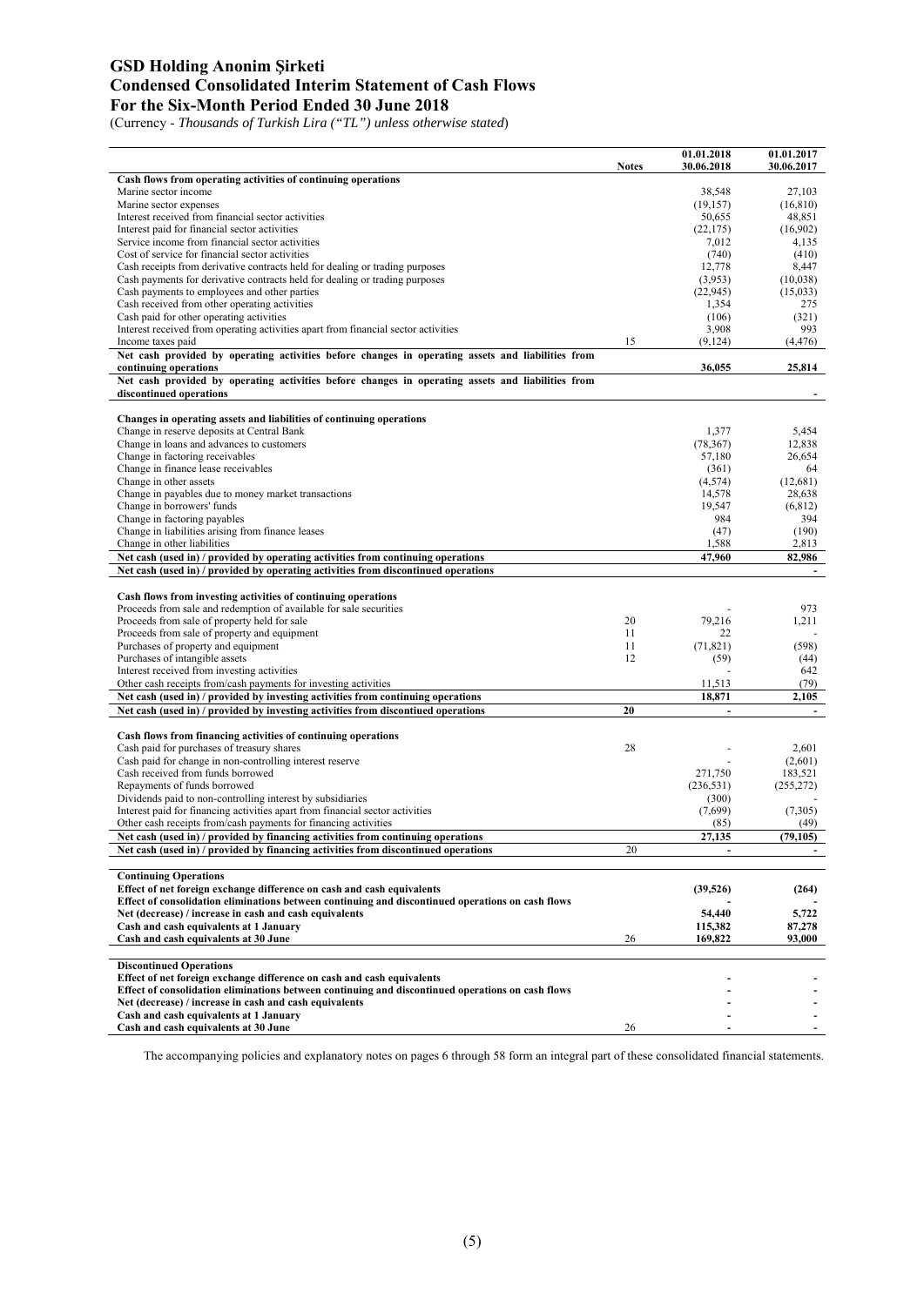# GSD Holding Anonim Şirketi
# Condensed Consolidated Interim Statement of Cash Flows
# For the Six-Month Period Ended 30 June 2018

(Currency - *Thousands of Turkish Lira ("TL") unless otherwise stated*)

| | Notes | 01.01.2018 30.06.2018 | 01.01.2017 30.06.2017 |
|---|---|---|---|
| **Cash flows from operating activities of continuing operations** | | | |
| Marine sector income | | 38,548 | 27,103 |
| Marine sector expenses | | (19,157) | (16,810) |
| Interest received from financial sector activities | | 50,655 | 48,851 |
| Interest paid for financial sector activities | | (22,175) | (16,902) |
| Service income from financial sector activities | | 7,012 | 4,135 |
| Cost of service for financial sector activities | | (740) | (410) |
| Cash receipts from derivative contracts held for dealing or trading purposes | | 12,778 | 8,447 |
| Cash payments for derivative contracts held for dealing or trading purposes | | (3,953) | (10,038) |
| Cash payments to employees and other parties | | (22,945) | (15,033) |
| Cash received from other operating activities | | 1,354 | 275 |
| Cash paid for other operating activities | | (106) | (321) |
| Interest received from operating activities apart from financial sector activities | | 3,908 | 993 |
| Income taxes paid | 15 | (9,124) | (4,476) |
| **Net cash provided by operating activities before changes in operating assets and liabilities from continuing operations** | | **36,055** | **25,814** |
| **Net cash provided by operating activities before changes in operating assets and liabilities from discontinued operations** | | | **-** |
| | | | |
| **Changes in operating assets and liabilities of continuing operations** | | | |
| Change in reserve deposits at Central Bank | | 1,377 | 5,454 |
| Change in loans and advances to customers | | (78,367) | 12,838 |
| Change in factoring receivables | | 57,180 | 26,654 |
| Change in finance lease receivables | | (361) | 64 |
| Change in other assets | | (4,574) | (12,681) |
| Change in payables due to money market transactions | | 14,578 | 28,638 |
| Change in borrowers' funds | | 19,547 | (6,812) |
| Change in factoring payables | | 984 | 394 |
| Change in liabilities arising from finance leases | | (47) | (190) |
| Change in other liabilities | | 1,588 | 2,813 |
| **Net cash (used in) / provided by operating activities from continuing operations** | | **47,960** | **82,986** |
| **Net cash (used in) / provided by operating activities from discontinued operations** | | | **-** |
| | | | |
| **Cash flows from investing activities of continuing operations** | | | |
| Proceeds from sale and redemption of available for sale securities | | - | 973 |
| Proceeds from sale of property held for sale | 20 | 79,216 | 1,211 |
| Proceeds from sale of property and equipment | 11 | 22 | - |
| Purchases of property and equipment | 11 | (71,821) | (598) |
| Purchases of intangible assets | 12 | (59) | (44) |
| Interest received from investing activities | | - | 642 |
| Other cash receipts from/cash payments for investing activities | | 11,513 | (79) |
| **Net cash (used in) / provided by investing activities from continuing operations** | | **18,871** | **2,105** |
| **Net cash (used in) / provided by investing activities from discontiued operations** | **20** | **-** | **-** |
| | | | |
| **Cash flows from financing activities of continuing operations** | | | |
| Cash paid for purchases of treasury shares | 28 | - | 2,601 |
| Cash paid for change in non-controlling interest reserve | | - | (2,601) |
| Cash received from funds borrowed | | 271,750 | 183,521 |
| Repayments of funds borrowed | | (236,531) | (255,272) |
| Dividends paid to non-controlling interest by subsidiaries | | (300) | - |
| Interest paid for financing activities apart from financial sector activities | | (7,699) | (7,305) |
| Other cash receipts from/cash payments for financing activities | | (85) | (49) |
| **Net cash (used in) / provided by financing activities from continuing operations** | | **27,135** | **(79,105)** |
| **Net cash (used in) / provided by financing activities from discontinued operations** | 20 | **-** | **-** |
| | | | |
| **Continuing Operations** | | | |
| **Effect of net foreign exchange difference on cash and cash equivalents** | | **(39,526)** | **(264)** |
| **Effect of consolidation eliminations between continuing and discontinued operations on cash flows** | | **-** | **-** |
| **Net (decrease) / increase in cash and cash equivalents** | | **54,440** | **5,722** |
| **Cash and cash equivalents at 1 January** | | **115,382** | **87,278** |
| **Cash and cash equivalents at 30 June** | 26 | **169,822** | **93,000** |
| | | | |
| **Discontinued Operations** | | | |
| **Effect of net foreign exchange difference on cash and cash equivalents** | | **-** | **-** |
| **Effect of consolidation eliminations between continuing and discontinued operations on cash flows** | | **-** | **-** |
| **Net (decrease) / increase in cash and cash equivalents** | | **-** | **-** |
| **Cash and cash equivalents at 1 January** | | **-** | **-** |
| **Cash and cash equivalents at 30 June** | 26 | **-** | **-** |

The accompanying policies and explanatory notes on pages 6 through 58 form an integral part of these consolidated financial statements.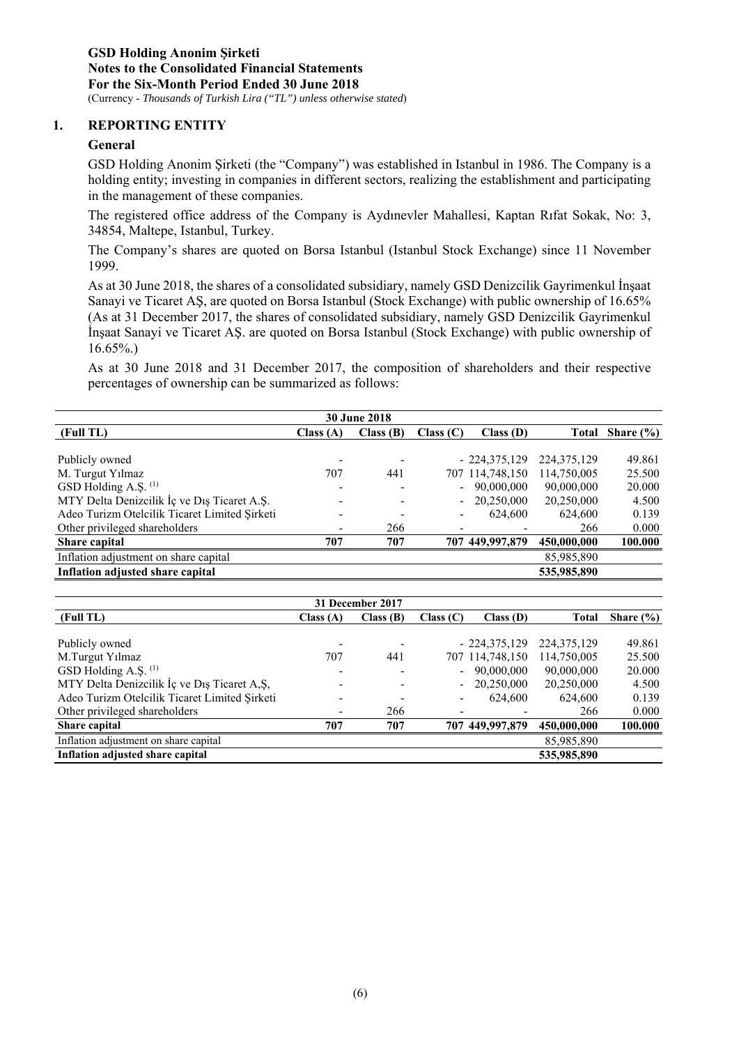## 1. REPORTING ENTITY

### General

GSD Holding Anonim Şirketi (the "Company") was established in Istanbul in 1986. The Company is a holding entity; investing in companies in different sectors, realizing the establishment and participating in the management of these companies.

The registered office address of the Company is Aydınevler Mahallesi, Kaptan Rıfat Sokak, No: 3, 34854, Maltepe, Istanbul, Turkey.

The Company's shares are quoted on Borsa Istanbul (Istanbul Stock Exchange) since 11 November 1999.

As at 30 June 2018, the shares of a consolidated subsidiary, namely GSD Denizcilik Gayrimenkul İnşaat Sanayi ve Ticaret AŞ, are quoted on Borsa Istanbul (Stock Exchange) with public ownership of 16.65% (As at 31 December 2017, the shares of consolidated subsidiary, namely GSD Denizcilik Gayrimenkul İnşaat Sanayi ve Ticaret AŞ. are quoted on Borsa Istanbul (Stock Exchange) with public ownership of 16.65%.)

As at 30 June 2018 and 31 December 2017, the composition of shareholders and their respective percentages of ownership can be summarized as follows:

| | 30 June 2018 | | | | | |
|---|---|---|---|---|---|---|
| **(Full TL)** | **Class (A)** | **Class (B)** | **Class (C)** | **Class (D)** | **Total** | **Share (%)** |
| Publicly owned | - | - | - | 224,375,129 | 224,375,129 | 49.861 |
| M. Turgut Yılmaz | 707 | 441 | 707 | 114,748,150 | 114,750,005 | 25.500 |
| GSD Holding A.Ş. [(1)] | - | - | - | 90,000,000 | 90,000,000 | 20.000 |
| MTY Delta Denizcilik İç ve Dış Ticaret A.Ş. | - | - | - | 20,250,000 | 20,250,000 | 4.500 |
| Adeo Turizm Otelcilik Ticaret Limited Şirketi | - | - | - | 624,600 | 624,600 | 0.139 |
| Other privileged shareholders | - | 266 | - | - | 266 | 0.000 |
| **Share capital** | **707** | **707** | **707** | **449,997,879** | **450,000,000** | **100.000** |
| Inflation adjustment on share capital | | | | | 85,985,890 | |
| **Inflation adjusted share capital** | | | | | **535,985,890** | |

| | 31 December 2017 | | | | | |
|---|---|---|---|---|---|---|
| **(Full TL)** | **Class (A)** | **Class (B)** | **Class (C)** | **Class (D)** | **Total** | **Share (%)** |
| Publicly owned | - | - | - | 224,375,129 | 224,375,129 | 49.861 |
| M.Turgut Yılmaz | 707 | 441 | 707 | 114,748,150 | 114,750,005 | 25.500 |
| GSD Holding A.Ş. [(1)] | - | - | - | 90,000,000 | 90,000,000 | 20.000 |
| MTY Delta Denizcilik İç ve Dış Ticaret A,Ş, | - | - | - | 20,250,000 | 20,250,000 | 4.500 |
| Adeo Turizm Otelcilik Ticaret Limited Şirketi | - | - | - | 624,600 | 624,600 | 0.139 |
| Other privileged shareholders | - | 266 | - | - | 266 | 0.000 |
| **Share capital** | **707** | **707** | **707** | **449,997,879** | **450,000,000** | **100.000** |
| Inflation adjustment on share capital | | | | | 85,985,890 | |
| **Inflation adjusted share capital** | | | | | **535,985,890** | |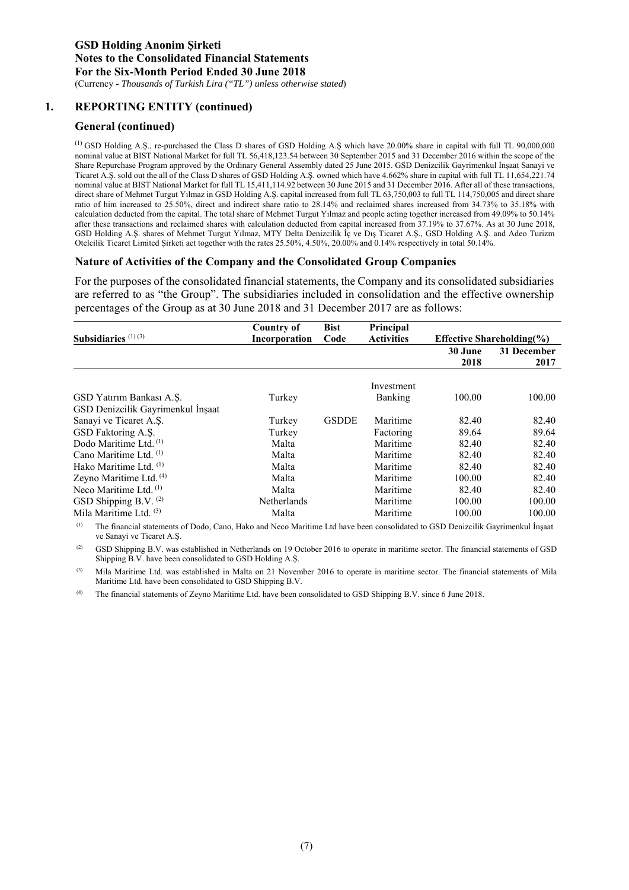## 1. REPORTING ENTITY (continued)

### General (continued)

[1] GSD Holding A.Ş., re-purchased the Class D shares of GSD Holding A.Ş which have 20.00% share in capital with full TL 90,000,000 nominal value at BIST National Market for full TL 56,418,123.54 between 30 September 2015 and 31 December 2016 within the scope of the Share Repurchase Program approved by the Ordinary General Assembly dated 25 June 2015. GSD Denizcilik Gayrimenkul İnşaat Sanayi ve Ticaret A.Ş. sold out the all of the Class D shares of GSD Holding A.Ş. owned which have 4.662% share in capital with full TL 11,654,221.74 nominal value at BIST National Market for full TL 15,411,114.92 between 30 June 2015 and 31 December 2016. After all of these transactions, direct share of Mehmet Turgut Yılmaz in GSD Holding A.Ş. capital increased from full TL 63,750,003 to full TL 114,750,005 and direct share ratio of him increased to 25.50%, direct and indirect share ratio to 28.14% and reclaimed shares increased from 34.73% to 35.18% with calculation deducted from the capital. The total share of Mehmet Turgut Yılmaz and people acting together increased from 49.09% to 50.14% after these transactions and reclaimed shares with calculation deducted from capital increased from 37.19% to 37.67%. As at 30 June 2018, GSD Holding A.Ş. shares of Mehmet Turgut Yılmaz, MTY Delta Denizcilik İç ve Dış Ticaret A.Ş., GSD Holding A.Ş. and Adeo Turizm Otelcilik Ticaret Limited Şirketi act together with the rates 25.50%, 4.50%, 20.00% and 0.14% respectively in total 50.14%.

### Nature of Activities of the Company and the Consolidated Group Companies

For the purposes of the consolidated financial statements, the Company and its consolidated subsidiaries are referred to as "the Group". The subsidiaries included in consolidation and the effective ownership percentages of the Group as at 30 June 2018 and 31 December 2017 are as follows:

| Subsidiaries [1] [3] | Country of Incorporation | Bist Code | Principal Activities | Effective Shareholding(%) | |
|---|---|---|---|---|---|
| | | | | 30 June 2018 | 31 December 2017 |
| GSD Yatırım Bankası A.Ş. | Turkey | | Investment Banking | 100.00 | 100.00 |
| GSD Denizcilik Gayrimenkul İnşaat Sanayi ve Ticaret A.Ş. | Turkey | GSDDE | Maritime | 82.40 | 82.40 |
| GSD Faktoring A.Ş. | Turkey | | Factoring | 89.64 | 89.64 |
| Dodo Maritime Ltd. [1] | Malta | | Maritime | 82.40 | 82.40 |
| Cano Maritime Ltd. [1] | Malta | | Maritime | 82.40 | 82.40 |
| Hako Maritime Ltd. [1] | Malta | | Maritime | 82.40 | 82.40 |
| Zeyno Maritime Ltd. [4] | Malta | | Maritime | 100.00 | 82.40 |
| Neco Maritime Ltd. [1] | Malta | | Maritime | 82.40 | 82.40 |
| GSD Shipping B.V. [2] | Netherlands | | Maritime | 100.00 | 100.00 |
| Mila Maritime Ltd. [3] | Malta | | Maritime | 100.00 | 100.00 |

[1] The financial statements of Dodo, Cano, Hako and Neco Maritime Ltd have been consolidated to GSD Denizcilik Gayrimenkul İnşaat ve Sanayi ve Ticaret A.Ş.

[2] GSD Shipping B.V. was established in Netherlands on 19 October 2016 to operate in maritime sector. The financial statements of GSD Shipping B.V. have been consolidated to GSD Holding A.Ş.

[3] Mila Maritime Ltd. was established in Malta on 21 November 2016 to operate in maritime sector. The financial statements of Mila Maritime Ltd. have been consolidated to GSD Shipping B.V.

[4] The financial statements of Zeyno Maritime Ltd. have been consolidated to GSD Shipping B.V. since 6 June 2018.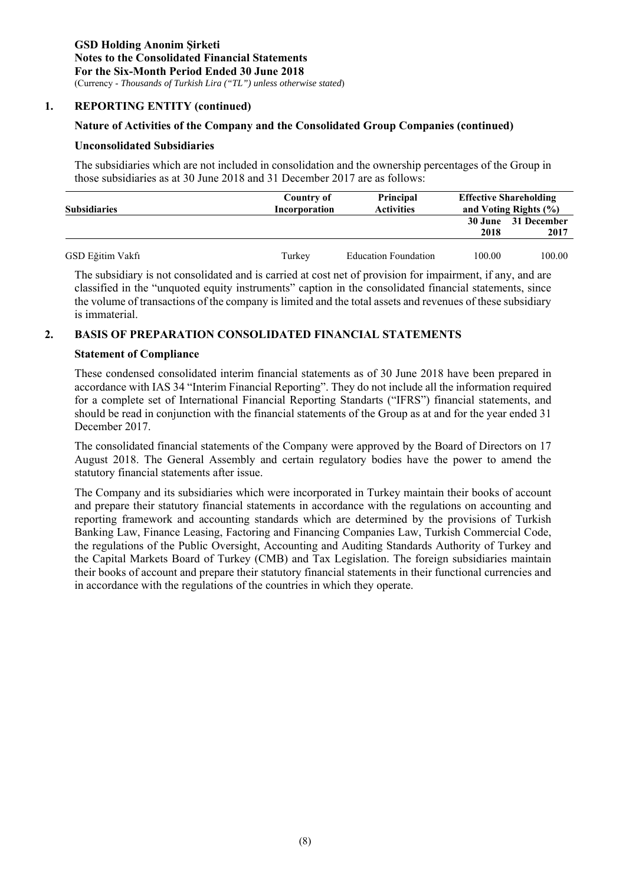## 1. REPORTING ENTITY (continued)

### Nature of Activities of the Company and the Consolidated Group Companies (continued)

#### Unconsolidated Subsidiaries

The subsidiaries which are not included in consolidation and the ownership percentages of the Group in those subsidiaries as at 30 June 2018 and 31 December 2017 are as follows:

| Subsidiaries | Country of Incorporation | Principal Activities | Effective Shareholding and Voting Rights (%) | |
|---|---|---|---|---|
| | | | 30 June 2018 | 31 December 2017 |
| GSD Eğitim Vakfı | Turkey | Education Foundation | 100.00 | 100.00 |

The subsidiary is not consolidated and is carried at cost net of provision for impairment, if any, and are classified in the "unquoted equity instruments" caption in the consolidated financial statements, since the volume of transactions of the company is limited and the total assets and revenues of these subsidiary is immaterial.

## 2. BASIS OF PREPARATION CONSOLIDATED FINANCIAL STATEMENTS

### Statement of Compliance

These condensed consolidated interim financial statements as of 30 June 2018 have been prepared in accordance with IAS 34 "Interim Financial Reporting". They do not include all the information required for a complete set of International Financial Reporting Standarts ("IFRS") financial statements, and should be read in conjunction with the financial statements of the Group as at and for the year ended 31 December 2017.

The consolidated financial statements of the Company were approved by the Board of Directors on 17 August 2018. The General Assembly and certain regulatory bodies have the power to amend the statutory financial statements after issue.

The Company and its subsidiaries which were incorporated in Turkey maintain their books of account and prepare their statutory financial statements in accordance with the regulations on accounting and reporting framework and accounting standards which are determined by the provisions of Turkish Banking Law, Finance Leasing, Factoring and Financing Companies Law, Turkish Commercial Code, the regulations of the Public Oversight, Accounting and Auditing Standards Authority of Turkey and the Capital Markets Board of Turkey (CMB) and Tax Legislation. The foreign subsidiaries maintain their books of account and prepare their statutory financial statements in their functional currencies and in accordance with the regulations of the countries in which they operate.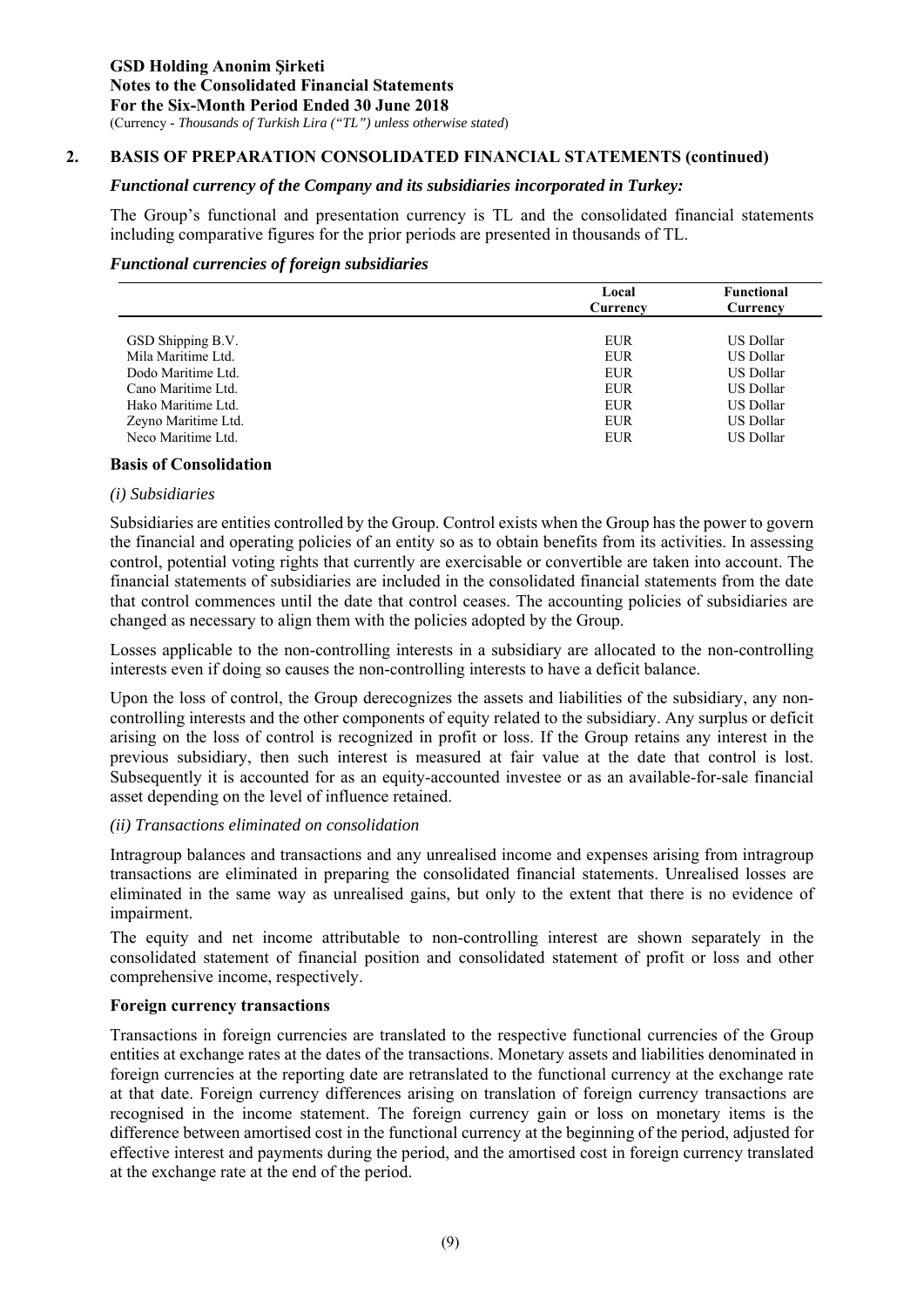## 2. BASIS OF PREPARATION CONSOLIDATED FINANCIAL STATEMENTS (continued)

***Functional currency of the Company and its subsidiaries incorporated in Turkey:***

The Group's functional and presentation currency is TL and the consolidated financial statements including comparative figures for the prior periods are presented in thousands of TL.

***Functional currencies of foreign subsidiaries***

| | Local Currency | Functional Currency |
|---|---|---|
| GSD Shipping B.V. | EUR | US Dollar |
| Mila Maritime Ltd. | EUR | US Dollar |
| Dodo Maritime Ltd. | EUR | US Dollar |
| Cano Maritime Ltd. | EUR | US Dollar |
| Hako Maritime Ltd. | EUR | US Dollar |
| Zeyno Maritime Ltd. | EUR | US Dollar |
| Neco Maritime Ltd. | EUR | US Dollar |

**Basis of Consolidation**

*(i) Subsidiaries*

Subsidiaries are entities controlled by the Group. Control exists when the Group has the power to govern the financial and operating policies of an entity so as to obtain benefits from its activities. In assessing control, potential voting rights that currently are exercisable or convertible are taken into account. The financial statements of subsidiaries are included in the consolidated financial statements from the date that control commences until the date that control ceases. The accounting policies of subsidiaries are changed as necessary to align them with the policies adopted by the Group.

Losses applicable to the non-controlling interests in a subsidiary are allocated to the non-controlling interests even if doing so causes the non-controlling interests to have a deficit balance.

Upon the loss of control, the Group derecognizes the assets and liabilities of the subsidiary, any non-controlling interests and the other components of equity related to the subsidiary. Any surplus or deficit arising on the loss of control is recognized in profit or loss. If the Group retains any interest in the previous subsidiary, then such interest is measured at fair value at the date that control is lost. Subsequently it is accounted for as an equity-accounted investee or as an available-for-sale financial asset depending on the level of influence retained.

*(ii) Transactions eliminated on consolidation*

Intragroup balances and transactions and any unrealised income and expenses arising from intragroup transactions are eliminated in preparing the consolidated financial statements. Unrealised losses are eliminated in the same way as unrealised gains, but only to the extent that there is no evidence of impairment.

The equity and net income attributable to non-controlling interest are shown separately in the consolidated statement of financial position and consolidated statement of profit or loss and other comprehensive income, respectively.

**Foreign currency transactions**

Transactions in foreign currencies are translated to the respective functional currencies of the Group entities at exchange rates at the dates of the transactions. Monetary assets and liabilities denominated in foreign currencies at the reporting date are retranslated to the functional currency at the exchange rate at that date. Foreign currency differences arising on translation of foreign currency transactions are recognised in the income statement. The foreign currency gain or loss on monetary items is the difference between amortised cost in the functional currency at the beginning of the period, adjusted for effective interest and payments during the period, and the amortised cost in foreign currency translated at the exchange rate at the end of the period.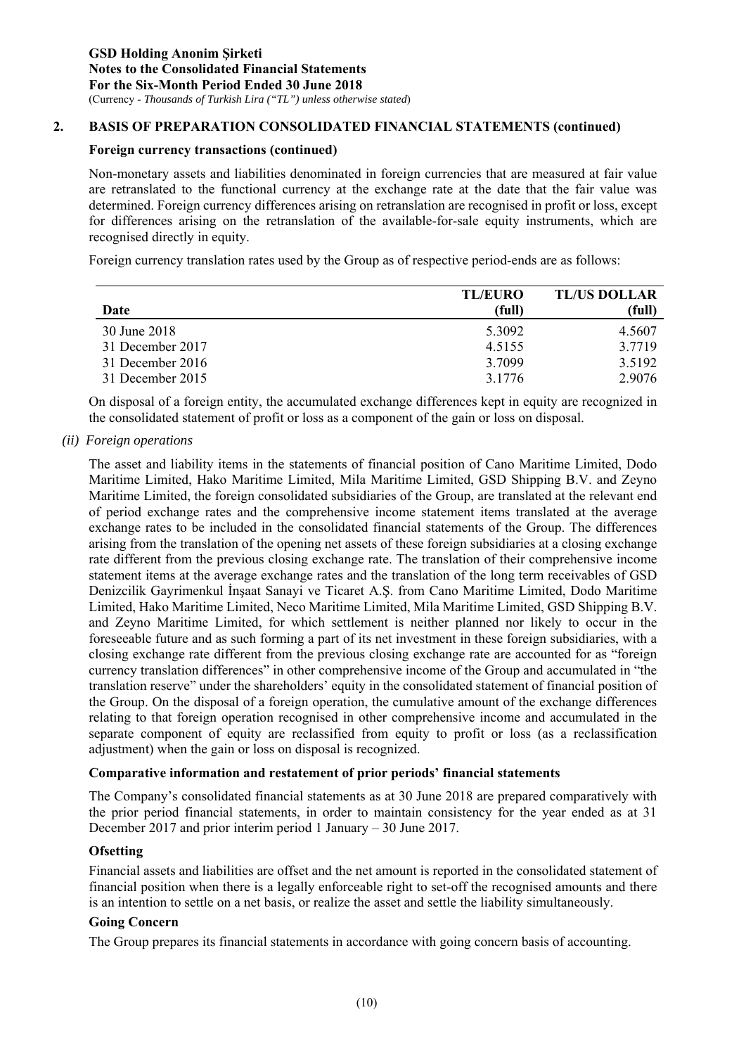## 2. BASIS OF PREPARATION CONSOLIDATED FINANCIAL STATEMENTS (continued)

### Foreign currency transactions (continued)

Non-monetary assets and liabilities denominated in foreign currencies that are measured at fair value are retranslated to the functional currency at the exchange rate at the date that the fair value was determined. Foreign currency differences arising on retranslation are recognised in profit or loss, except for differences arising on the retranslation of the available-for-sale equity instruments, which are recognised directly in equity.

Foreign currency translation rates used by the Group as of respective period-ends are as follows:

| Date | TL/EURO (full) | TL/US DOLLAR (full) |
|---|---|---|
| 30 June 2018 | 5.3092 | 4.5607 |
| 31 December 2017 | 4.5155 | 3.7719 |
| 31 December 2016 | 3.7099 | 3.5192 |
| 31 December 2015 | 3.1776 | 2.9076 |

On disposal of a foreign entity, the accumulated exchange differences kept in equity are recognized in the consolidated statement of profit or loss as a component of the gain or loss on disposal.

*(ii) Foreign operations*

The asset and liability items in the statements of financial position of Cano Maritime Limited, Dodo Maritime Limited, Hako Maritime Limited, Mila Maritime Limited, GSD Shipping B.V. and Zeyno Maritime Limited, the foreign consolidated subsidiaries of the Group, are translated at the relevant end of period exchange rates and the comprehensive income statement items translated at the average exchange rates to be included in the consolidated financial statements of the Group. The differences arising from the translation of the opening net assets of these foreign subsidiaries at a closing exchange rate different from the previous closing exchange rate. The translation of their comprehensive income statement items at the average exchange rates and the translation of the long term receivables of GSD Denizcilik Gayrimenkul İnşaat Sanayi ve Ticaret A.Ş. from Cano Maritime Limited, Dodo Maritime Limited, Hako Maritime Limited, Neco Maritime Limited, Mila Maritime Limited, GSD Shipping B.V. and Zeyno Maritime Limited, for which settlement is neither planned nor likely to occur in the foreseeable future and as such forming a part of its net investment in these foreign subsidiaries, with a closing exchange rate different from the previous closing exchange rate are accounted for as "foreign currency translation differences" in other comprehensive income of the Group and accumulated in "the translation reserve" under the shareholders' equity in the consolidated statement of financial position of the Group. On the disposal of a foreign operation, the cumulative amount of the exchange differences relating to that foreign operation recognised in other comprehensive income and accumulated in the separate component of equity are reclassified from equity to profit or loss (as a reclassification adjustment) when the gain or loss on disposal is recognized.

### Comparative information and restatement of prior periods' financial statements

The Company's consolidated financial statements as at 30 June 2018 are prepared comparatively with the prior period financial statements, in order to maintain consistency for the year ended as at 31 December 2017 and prior interim period 1 January – 30 June 2017.

### Ofsetting

Financial assets and liabilities are offset and the net amount is reported in the consolidated statement of financial position when there is a legally enforceable right to set-off the recognised amounts and there is an intention to settle on a net basis, or realize the asset and settle the liability simultaneously.

### Going Concern

The Group prepares its financial statements in accordance with going concern basis of accounting.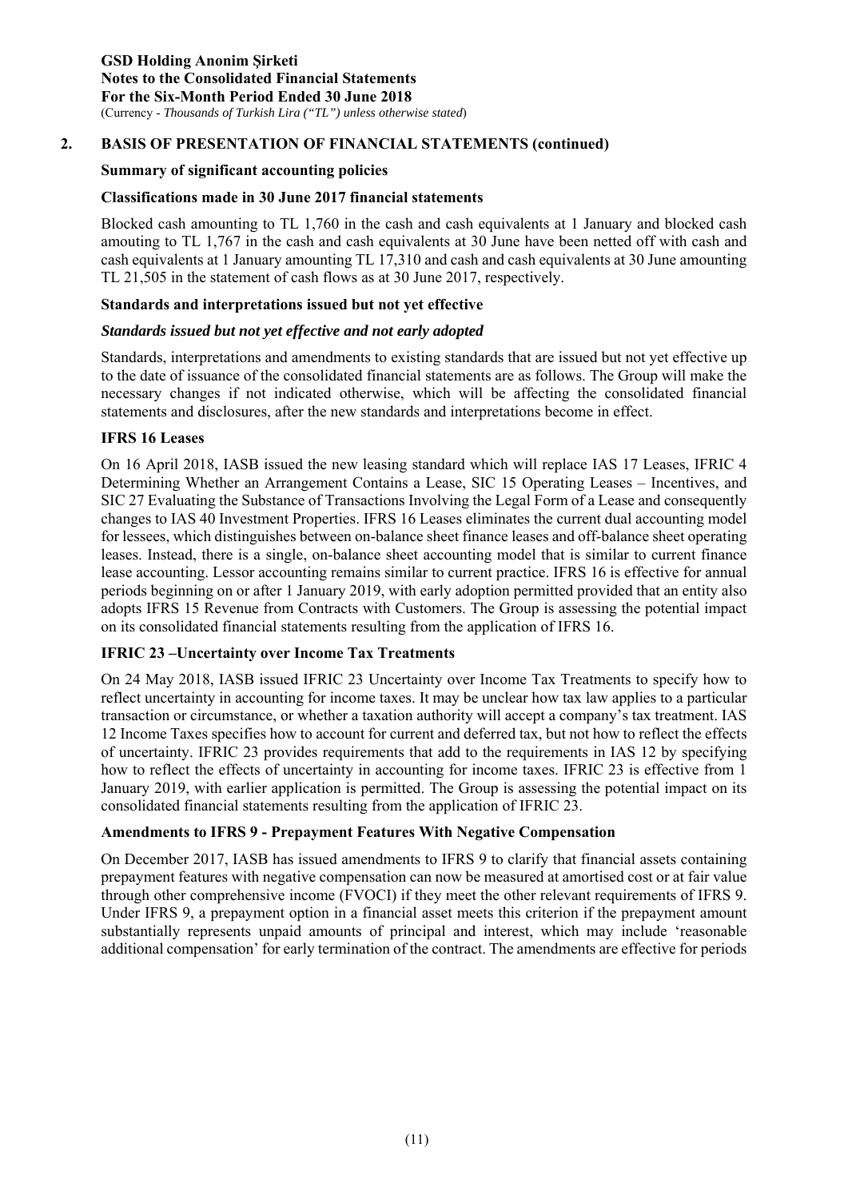## 2. BASIS OF PRESENTATION OF FINANCIAL STATEMENTS (continued)

### Summary of significant accounting policies

#### Classifications made in 30 June 2017 financial statements

Blocked cash amounting to TL 1,760 in the cash and cash equivalents at 1 January and blocked cash amouting to TL 1,767 in the cash and cash equivalents at 30 June have been netted off with cash and cash equivalents at 1 January amounting TL 17,310 and cash and cash equivalents at 30 June amounting TL 21,505 in the statement of cash flows as at 30 June 2017, respectively.

#### Standards and interpretations issued but not yet effective

***Standards issued but not yet effective and not early adopted***

Standards, interpretations and amendments to existing standards that are issued but not yet effective up to the date of issuance of the consolidated financial statements are as follows. The Group will make the necessary changes if not indicated otherwise, which will be affecting the consolidated financial statements and disclosures, after the new standards and interpretations become in effect.

#### IFRS 16 Leases

On 16 April 2018, IASB issued the new leasing standard which will replace IAS 17 Leases, IFRIC 4 Determining Whether an Arrangement Contains a Lease, SIC 15 Operating Leases – Incentives, and SIC 27 Evaluating the Substance of Transactions Involving the Legal Form of a Lease and consequently changes to IAS 40 Investment Properties. IFRS 16 Leases eliminates the current dual accounting model for lessees, which distinguishes between on-balance sheet finance leases and off-balance sheet operating leases. Instead, there is a single, on-balance sheet accounting model that is similar to current finance lease accounting. Lessor accounting remains similar to current practice. IFRS 16 is effective for annual periods beginning on or after 1 January 2019, with early adoption permitted provided that an entity also adopts IFRS 15 Revenue from Contracts with Customers. The Group is assessing the potential impact on its consolidated financial statements resulting from the application of IFRS 16.

#### IFRIC 23 –Uncertainty over Income Tax Treatments

On 24 May 2018, IASB issued IFRIC 23 Uncertainty over Income Tax Treatments to specify how to reflect uncertainty in accounting for income taxes. It may be unclear how tax law applies to a particular transaction or circumstance, or whether a taxation authority will accept a company's tax treatment. IAS 12 Income Taxes specifies how to account for current and deferred tax, but not how to reflect the effects of uncertainty. IFRIC 23 provides requirements that add to the requirements in IAS 12 by specifying how to reflect the effects of uncertainty in accounting for income taxes. IFRIC 23 is effective from 1 January 2019, with earlier application is permitted. The Group is assessing the potential impact on its consolidated financial statements resulting from the application of IFRIC 23.

#### Amendments to IFRS 9 - Prepayment Features With Negative Compensation

On December 2017, IASB has issued amendments to IFRS 9 to clarify that financial assets containing prepayment features with negative compensation can now be measured at amortised cost or at fair value through other comprehensive income (FVOCI) if they meet the other relevant requirements of IFRS 9. Under IFRS 9, a prepayment option in a financial asset meets this criterion if the prepayment amount substantially represents unpaid amounts of principal and interest, which may include 'reasonable additional compensation' for early termination of the contract. The amendments are effective for periods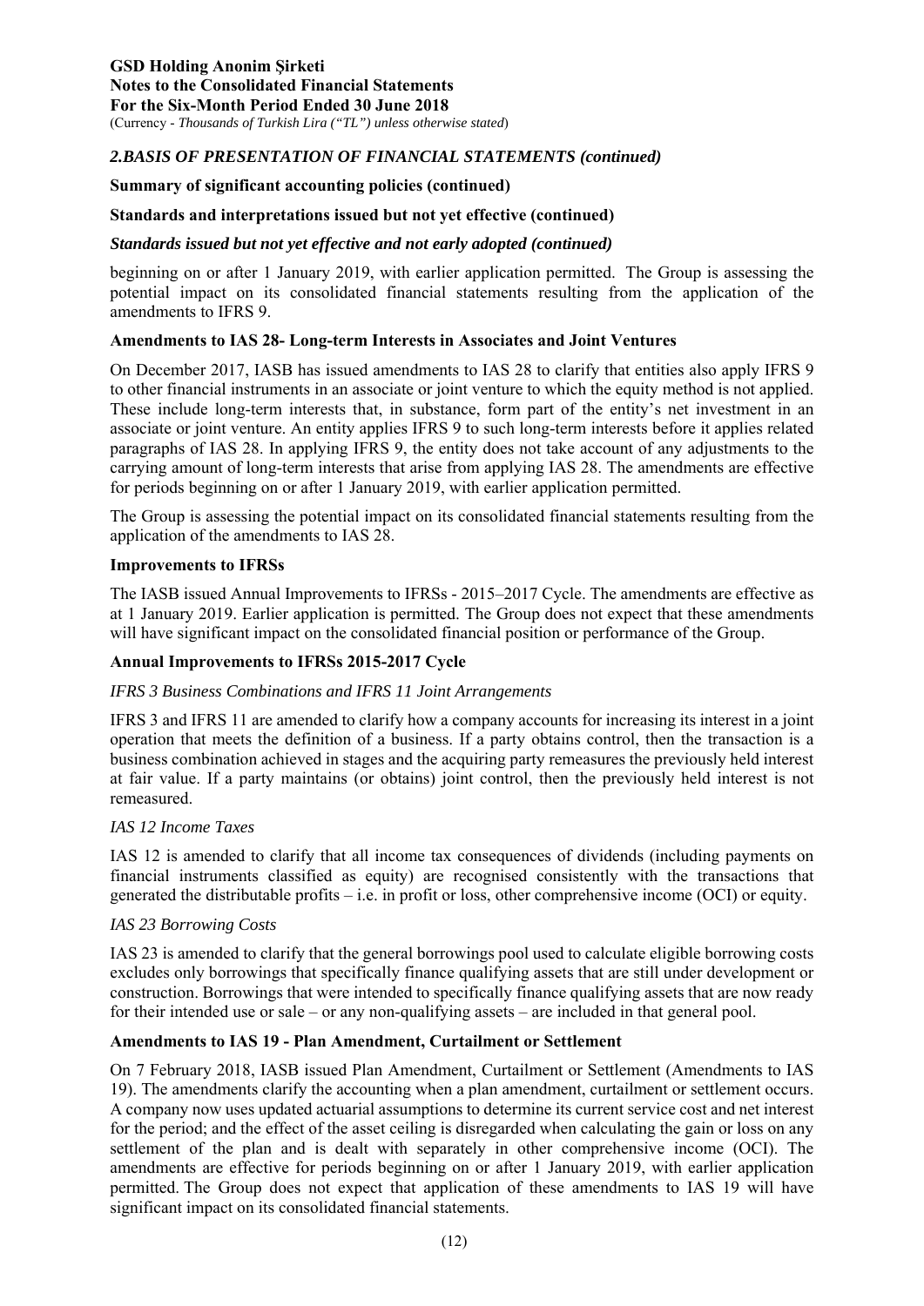## 2.BASIS OF PRESENTATION OF FINANCIAL STATEMENTS *(continued)*

**Summary of significant accounting policies (continued)**

**Standards and interpretations issued but not yet effective (continued)**

***Standards issued but not yet effective and not early adopted (continued)***

beginning on or after 1 January 2019, with earlier application permitted. The Group is assessing the potential impact on its consolidated financial statements resulting from the application of the amendments to IFRS 9.

**Amendments to IAS 28- Long-term Interests in Associates and Joint Ventures**

On December 2017, IASB has issued amendments to IAS 28 to clarify that entities also apply IFRS 9 to other financial instruments in an associate or joint venture to which the equity method is not applied. These include long-term interests that, in substance, form part of the entity's net investment in an associate or joint venture. An entity applies IFRS 9 to such long-term interests before it applies related paragraphs of IAS 28. In applying IFRS 9, the entity does not take account of any adjustments to the carrying amount of long-term interests that arise from applying IAS 28. The amendments are effective for periods beginning on or after 1 January 2019, with earlier application permitted.

The Group is assessing the potential impact on its consolidated financial statements resulting from the application of the amendments to IAS 28.

**Improvements to IFRSs**

The IASB issued Annual Improvements to IFRSs - 2015–2017 Cycle. The amendments are effective as at 1 January 2019. Earlier application is permitted. The Group does not expect that these amendments will have significant impact on the consolidated financial position or performance of the Group.

**Annual Improvements to IFRSs 2015-2017 Cycle**

*IFRS 3 Business Combinations and IFRS 11 Joint Arrangements*

IFRS 3 and IFRS 11 are amended to clarify how a company accounts for increasing its interest in a joint operation that meets the definition of a business. If a party obtains control, then the transaction is a business combination achieved in stages and the acquiring party remeasures the previously held interest at fair value. If a party maintains (or obtains) joint control, then the previously held interest is not remeasured.

*IAS 12 Income Taxes*

IAS 12 is amended to clarify that all income tax consequences of dividends (including payments on financial instruments classified as equity) are recognised consistently with the transactions that generated the distributable profits – i.e. in profit or loss, other comprehensive income (OCI) or equity.

*IAS 23 Borrowing Costs*

IAS 23 is amended to clarify that the general borrowings pool used to calculate eligible borrowing costs excludes only borrowings that specifically finance qualifying assets that are still under development or construction. Borrowings that were intended to specifically finance qualifying assets that are now ready for their intended use or sale – or any non-qualifying assets – are included in that general pool.

**Amendments to IAS 19 - Plan Amendment, Curtailment or Settlement**

On 7 February 2018, IASB issued Plan Amendment, Curtailment or Settlement (Amendments to IAS 19). The amendments clarify the accounting when a plan amendment, curtailment or settlement occurs. A company now uses updated actuarial assumptions to determine its current service cost and net interest for the period; and the effect of the asset ceiling is disregarded when calculating the gain or loss on any settlement of the plan and is dealt with separately in other comprehensive income (OCI). The amendments are effective for periods beginning on or after 1 January 2019, with earlier application permitted. The Group does not expect that application of these amendments to IAS 19 will have significant impact on its consolidated financial statements.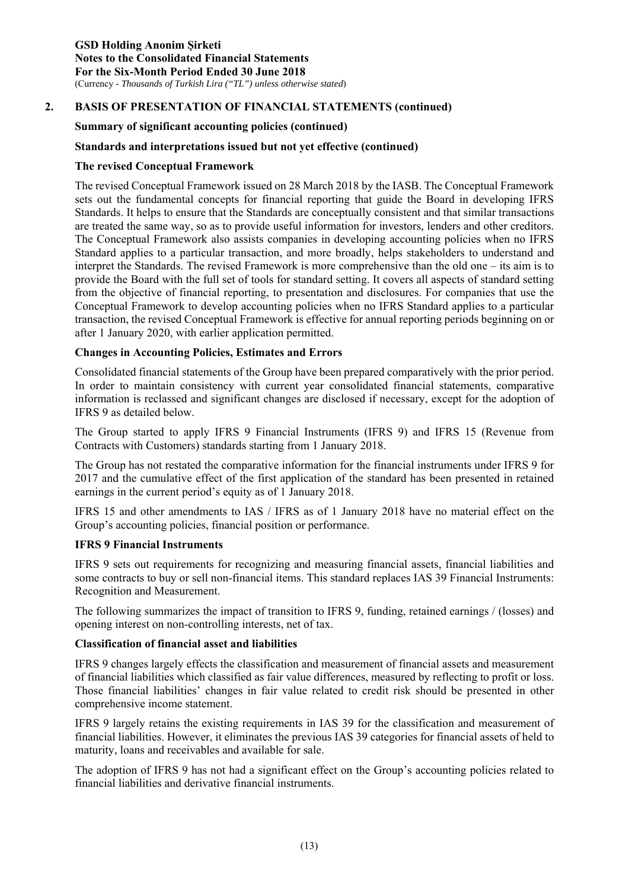## 2. BASIS OF PRESENTATION OF FINANCIAL STATEMENTS (continued)

**Summary of significant accounting policies (continued)**

**Standards and interpretations issued but not yet effective (continued)**

**The revised Conceptual Framework**

The revised Conceptual Framework issued on 28 March 2018 by the IASB. The Conceptual Framework sets out the fundamental concepts for financial reporting that guide the Board in developing IFRS Standards. It helps to ensure that the Standards are conceptually consistent and that similar transactions are treated the same way, so as to provide useful information for investors, lenders and other creditors. The Conceptual Framework also assists companies in developing accounting policies when no IFRS Standard applies to a particular transaction, and more broadly, helps stakeholders to understand and interpret the Standards. The revised Framework is more comprehensive than the old one – its aim is to provide the Board with the full set of tools for standard setting. It covers all aspects of standard setting from the objective of financial reporting, to presentation and disclosures. For companies that use the Conceptual Framework to develop accounting policies when no IFRS Standard applies to a particular transaction, the revised Conceptual Framework is effective for annual reporting periods beginning on or after 1 January 2020, with earlier application permitted.

**Changes in Accounting Policies, Estimates and Errors**

Consolidated financial statements of the Group have been prepared comparatively with the prior period. In order to maintain consistency with current year consolidated financial statements, comparative information is reclassed and significant changes are disclosed if necessary, except for the adoption of IFRS 9 as detailed below.

The Group started to apply IFRS 9 Financial Instruments (IFRS 9) and IFRS 15 (Revenue from Contracts with Customers) standards starting from 1 January 2018.

The Group has not restated the comparative information for the financial instruments under IFRS 9 for 2017 and the cumulative effect of the first application of the standard has been presented in retained earnings in the current period's equity as of 1 January 2018.

IFRS 15 and other amendments to IAS / IFRS as of 1 January 2018 have no material effect on the Group's accounting policies, financial position or performance.

**IFRS 9 Financial Instruments**

IFRS 9 sets out requirements for recognizing and measuring financial assets, financial liabilities and some contracts to buy or sell non-financial items. This standard replaces IAS 39 Financial Instruments: Recognition and Measurement.

The following summarizes the impact of transition to IFRS 9, funding, retained earnings / (losses) and opening interest on non-controlling interests, net of tax.

**Classification of financial asset and liabilities**

IFRS 9 changes largely effects the classification and measurement of financial assets and measurement of financial liabilities which classified as fair value differences, measured by reflecting to profit or loss. Those financial liabilities' changes in fair value related to credit risk should be presented in other comprehensive income statement.

IFRS 9 largely retains the existing requirements in IAS 39 for the classification and measurement of financial liabilities. However, it eliminates the previous IAS 39 categories for financial assets of held to maturity, loans and receivables and available for sale.

The adoption of IFRS 9 has not had a significant effect on the Group's accounting policies related to financial liabilities and derivative financial instruments.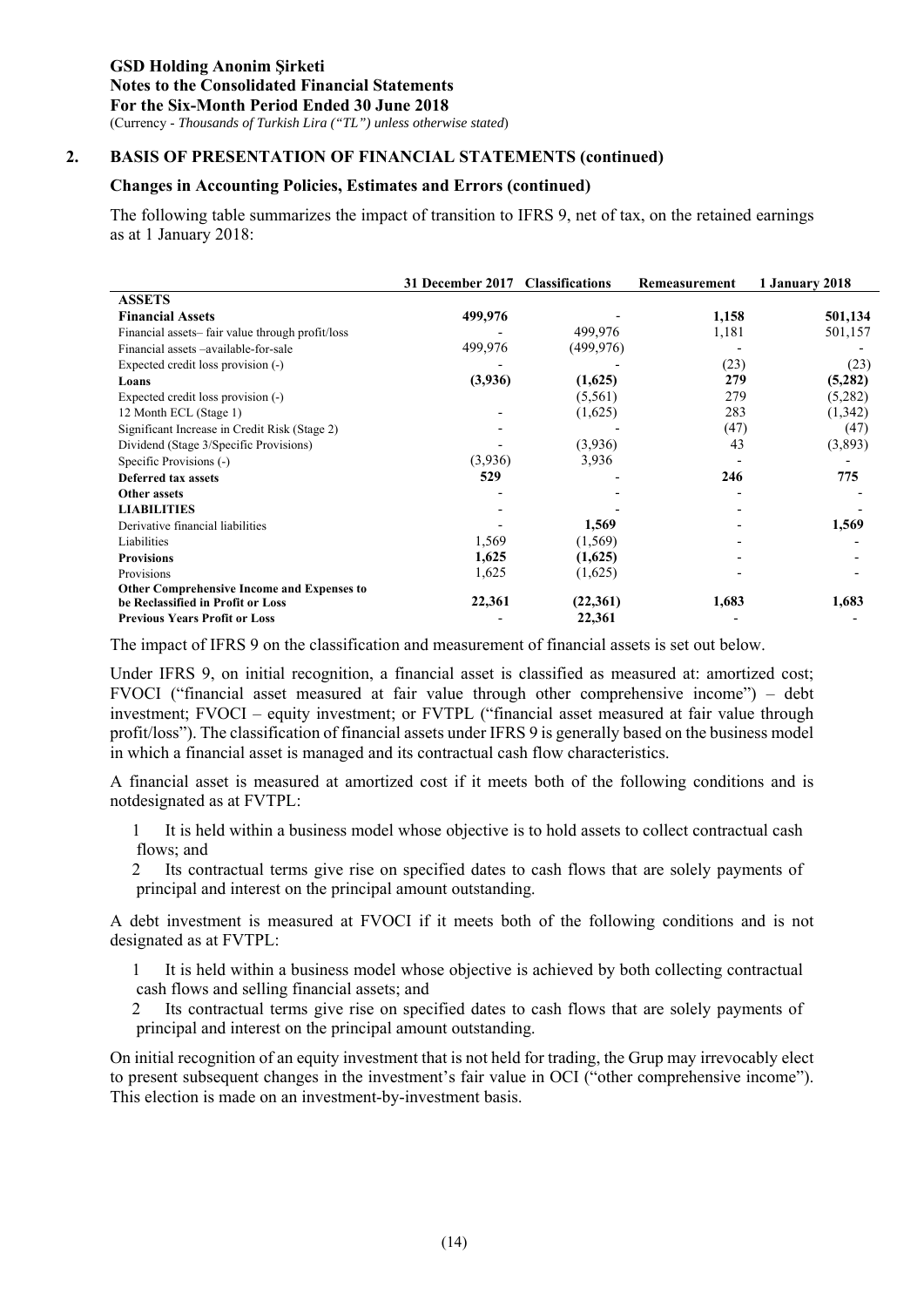## 2. BASIS OF PRESENTATION OF FINANCIAL STATEMENTS (continued)

### Changes in Accounting Policies, Estimates and Errors (continued)

The following table summarizes the impact of transition to IFRS 9, net of tax, on the retained earnings as at 1 January 2018:

| | 31 December 2017 | Classifications | Remeasurement | 1 January 2018 |
|---|---|---|---|---|
| **ASSETS** | | | | |
| **Financial Assets** | **499,976** | - | **1,158** | **501,134** |
| Financial assets– fair value through profit/loss | - | 499,976 | 1,181 | 501,157 |
| Financial assets –available-for-sale | 499,976 | (499,976) | - | - |
| Expected credit loss provision (-) | - | - | (23) | (23) |
| **Loans** | **(3,936)** | **(1,625)** | **279** | **(5,282)** |
| Expected credit loss provision (-) | | (5,561) | 279 | (5,282) |
| 12 Month ECL (Stage 1) | - | (1,625) | 283 | (1,342) |
| Significant Increase in Credit Risk (Stage 2) | - | - | (47) | (47) |
| Dividend (Stage 3/Specific Provisions) | - | (3,936) | 43 | (3,893) |
| Specific Provisions (-) | (3,936) | 3,936 | - | - |
| **Deferred tax assets** | **529** | - | **246** | **775** |
| **Other assets** | - | - | - | - |
| **LIABILITIES** | - | - | - | - |
| Derivative financial liabilities | - | **1,569** | - | **1,569** |
| Liabilities | 1,569 | (1,569) | - | - |
| **Provisions** | **1,625** | **(1,625)** | - | - |
| Provisions | 1,625 | (1,625) | - | - |
| **Other Comprehensive Income and Expenses to be Reclassified in Profit or Loss** | **22,361** | **(22,361)** | **1,683** | **1,683** |
| **Previous Years Profit or Loss** | - | **22,361** | - | - |

The impact of IFRS 9 on the classification and measurement of financial assets is set out below.

Under IFRS 9, on initial recognition, a financial asset is classified as measured at: amortized cost; FVOCI ("financial asset measured at fair value through other comprehensive income") – debt investment; FVOCI – equity investment; or FVTPL ("financial asset measured at fair value through profit/loss"). The classification of financial assets under IFRS 9 is generally based on the business model in which a financial asset is managed and its contractual cash flow characteristics.

A financial asset is measured at amortized cost if it meets both of the following conditions and is notdesignated as at FVTPL:

1 It is held within a business model whose objective is to hold assets to collect contractual cash flows; and

2 Its contractual terms give rise on specified dates to cash flows that are solely payments of principal and interest on the principal amount outstanding.

A debt investment is measured at FVOCI if it meets both of the following conditions and is not designated as at FVTPL:

1 It is held within a business model whose objective is achieved by both collecting contractual cash flows and selling financial assets; and

2 Its contractual terms give rise on specified dates to cash flows that are solely payments of principal and interest on the principal amount outstanding.

On initial recognition of an equity investment that is not held for trading, the Grup may irrevocably elect to present subsequent changes in the investment's fair value in OCI ("other comprehensive income"). This election is made on an investment-by-investment basis.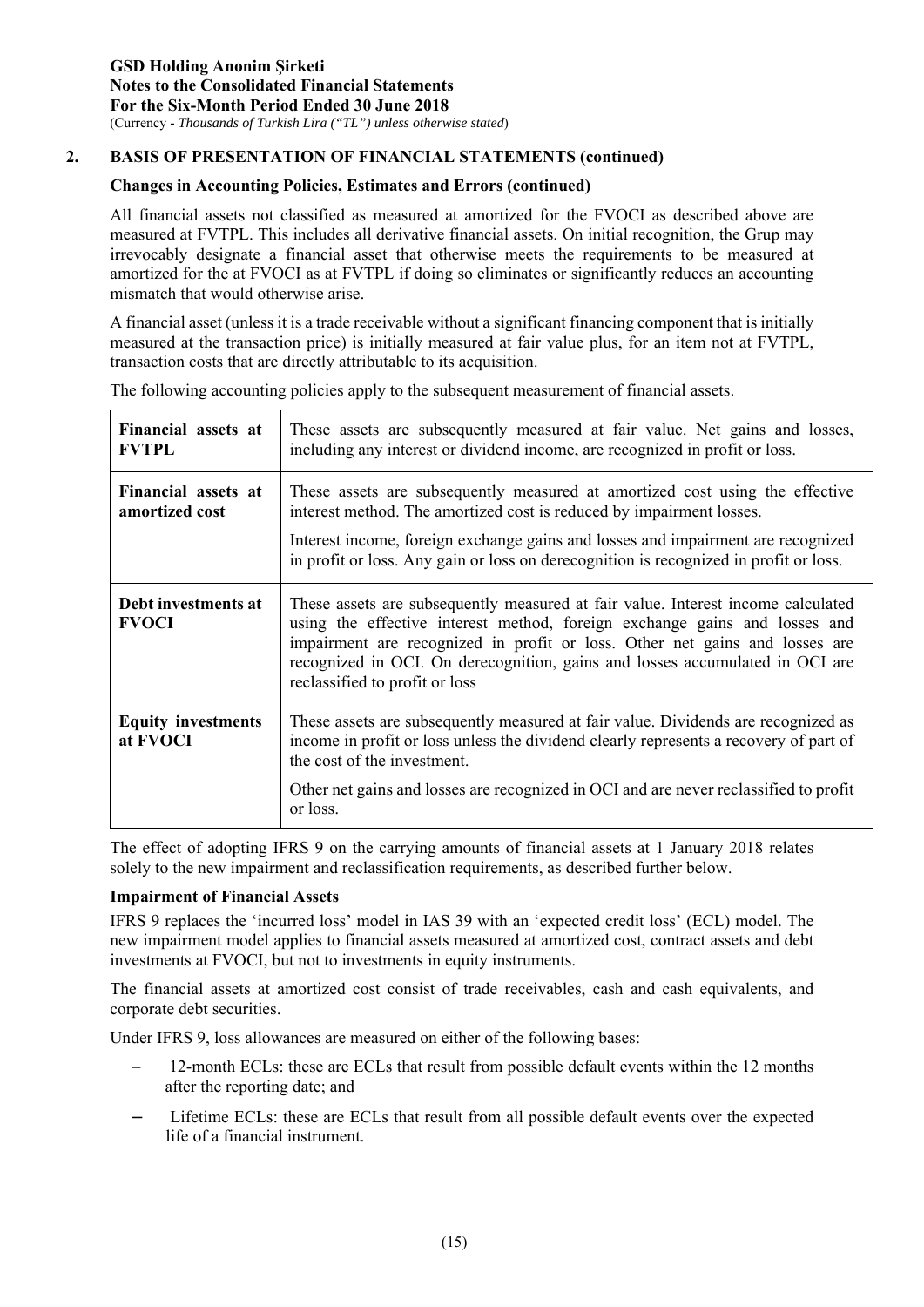## 2. BASIS OF PRESENTATION OF FINANCIAL STATEMENTS (continued)

### Changes in Accounting Policies, Estimates and Errors (continued)

All financial assets not classified as measured at amortized for the FVOCI as described above are measured at FVTPL. This includes all derivative financial assets. On initial recognition, the Grup may irrevocably designate a financial asset that otherwise meets the requirements to be measured at amortized for the at FVOCI as at FVTPL if doing so eliminates or significantly reduces an accounting mismatch that would otherwise arise.

A financial asset (unless it is a trade receivable without a significant financing component that is initially measured at the transaction price) is initially measured at fair value plus, for an item not at FVTPL, transaction costs that are directly attributable to its acquisition.

The following accounting policies apply to the subsequent measurement of financial assets.

| | |
|---|---|
| **Financial assets at FVTPL** | These assets are subsequently measured at fair value. Net gains and losses, including any interest or dividend income, are recognized in profit or loss. |
| **Financial assets at amortized cost** | These assets are subsequently measured at amortized cost using the effective interest method. The amortized cost is reduced by impairment losses. Interest income, foreign exchange gains and losses and impairment are recognized in profit or loss. Any gain or loss on derecognition is recognized in profit or loss. |
| **Debt investments at FVOCI** | These assets are subsequently measured at fair value. Interest income calculated using the effective interest method, foreign exchange gains and losses and impairment are recognized in profit or loss. Other net gains and losses are recognized in OCI. On derecognition, gains and losses accumulated in OCI are reclassified to profit or loss |
| **Equity investments at FVOCI** | These assets are subsequently measured at fair value. Dividends are recognized as income in profit or loss unless the dividend clearly represents a recovery of part of the cost of the investment. Other net gains and losses are recognized in OCI and are never reclassified to profit or loss. |

The effect of adopting IFRS 9 on the carrying amounts of financial assets at 1 January 2018 relates solely to the new impairment and reclassification requirements, as described further below.

### Impairment of Financial Assets

IFRS 9 replaces the 'incurred loss' model in IAS 39 with an 'expected credit loss' (ECL) model. The new impairment model applies to financial assets measured at amortized cost, contract assets and debt investments at FVOCI, but not to investments in equity instruments.

The financial assets at amortized cost consist of trade receivables, cash and cash equivalents, and corporate debt securities.

Under IFRS 9, loss allowances are measured on either of the following bases:

- 12-month ECLs: these are ECLs that result from possible default events within the 12 months after the reporting date; and
- Lifetime ECLs: these are ECLs that result from all possible default events over the expected life of a financial instrument.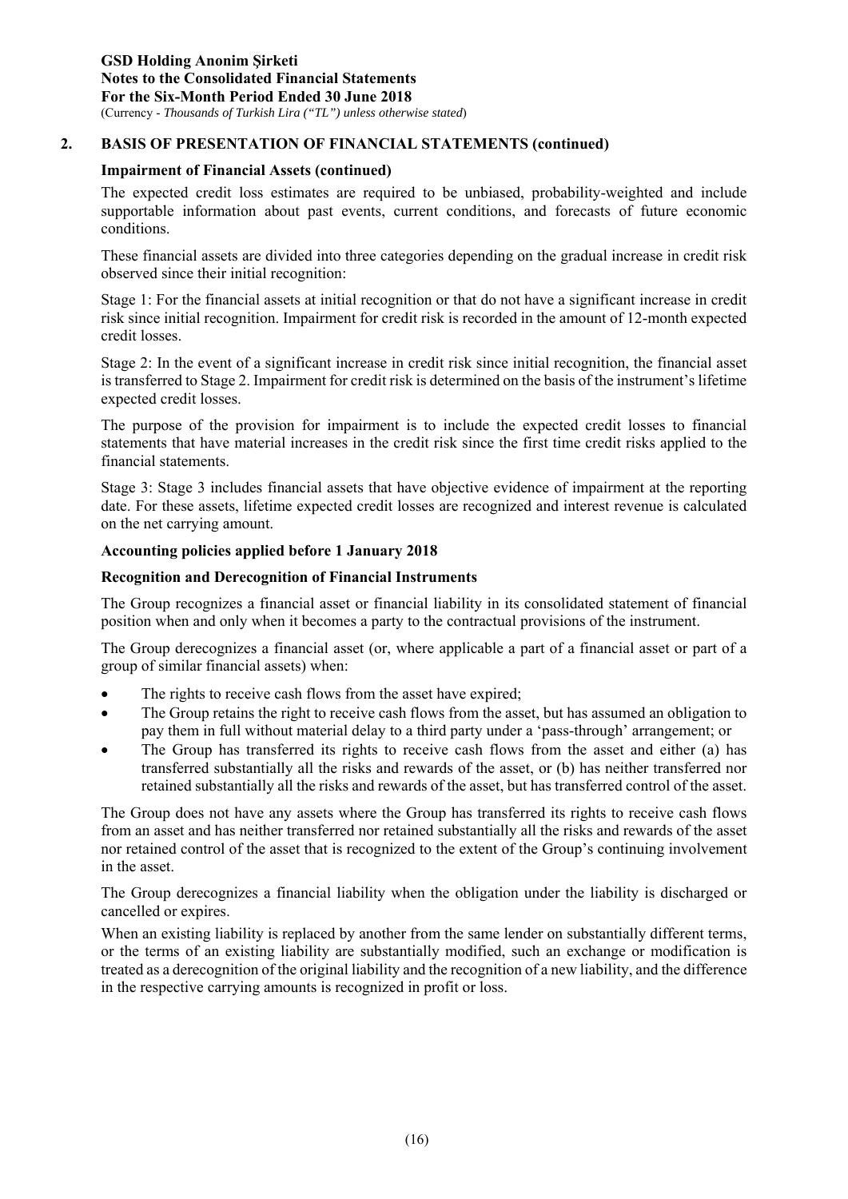## 2. BASIS OF PRESENTATION OF FINANCIAL STATEMENTS (continued)

**Impairment of Financial Assets (continued)**

The expected credit loss estimates are required to be unbiased, probability-weighted and include supportable information about past events, current conditions, and forecasts of future economic conditions.

These financial assets are divided into three categories depending on the gradual increase in credit risk observed since their initial recognition:

Stage 1: For the financial assets at initial recognition or that do not have a significant increase in credit risk since initial recognition. Impairment for credit risk is recorded in the amount of 12-month expected credit losses.

Stage 2: In the event of a significant increase in credit risk since initial recognition, the financial asset is transferred to Stage 2. Impairment for credit risk is determined on the basis of the instrument's lifetime expected credit losses.

The purpose of the provision for impairment is to include the expected credit losses to financial statements that have material increases in the credit risk since the first time credit risks applied to the financial statements.

Stage 3: Stage 3 includes financial assets that have objective evidence of impairment at the reporting date. For these assets, lifetime expected credit losses are recognized and interest revenue is calculated on the net carrying amount.

**Accounting policies applied before 1 January 2018**

**Recognition and Derecognition of Financial Instruments**

The Group recognizes a financial asset or financial liability in its consolidated statement of financial position when and only when it becomes a party to the contractual provisions of the instrument.

The Group derecognizes a financial asset (or, where applicable a part of a financial asset or part of a group of similar financial assets) when:

- The rights to receive cash flows from the asset have expired;
- The Group retains the right to receive cash flows from the asset, but has assumed an obligation to pay them in full without material delay to a third party under a 'pass-through' arrangement; or
- The Group has transferred its rights to receive cash flows from the asset and either (a) has transferred substantially all the risks and rewards of the asset, or (b) has neither transferred nor retained substantially all the risks and rewards of the asset, but has transferred control of the asset.

The Group does not have any assets where the Group has transferred its rights to receive cash flows from an asset and has neither transferred nor retained substantially all the risks and rewards of the asset nor retained control of the asset that is recognized to the extent of the Group's continuing involvement in the asset.

The Group derecognizes a financial liability when the obligation under the liability is discharged or cancelled or expires.

When an existing liability is replaced by another from the same lender on substantially different terms, or the terms of an existing liability are substantially modified, such an exchange or modification is treated as a derecognition of the original liability and the recognition of a new liability, and the difference in the respective carrying amounts is recognized in profit or loss.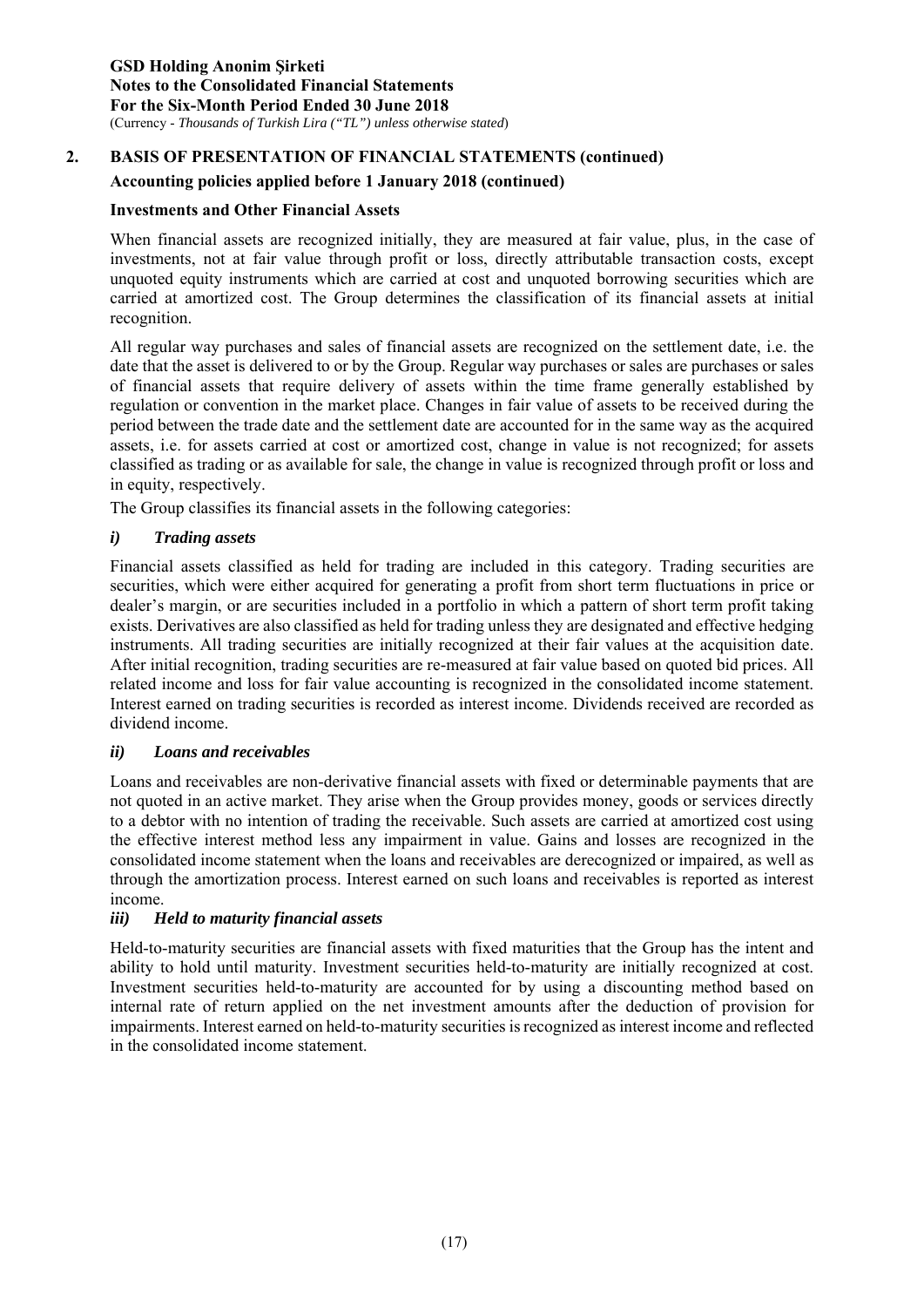## 2. BASIS OF PRESENTATION OF FINANCIAL STATEMENTS (continued)

### Accounting policies applied before 1 January 2018 (continued)

#### Investments and Other Financial Assets

When financial assets are recognized initially, they are measured at fair value, plus, in the case of investments, not at fair value through profit or loss, directly attributable transaction costs, except unquoted equity instruments which are carried at cost and unquoted borrowing securities which are carried at amortized cost. The Group determines the classification of its financial assets at initial recognition.

All regular way purchases and sales of financial assets are recognized on the settlement date, i.e. the date that the asset is delivered to or by the Group. Regular way purchases or sales are purchases or sales of financial assets that require delivery of assets within the time frame generally established by regulation or convention in the market place. Changes in fair value of assets to be received during the period between the trade date and the settlement date are accounted for in the same way as the acquired assets, i.e. for assets carried at cost or amortized cost, change in value is not recognized; for assets classified as trading or as available for sale, the change in value is recognized through profit or loss and in equity, respectively.

The Group classifies its financial assets in the following categories:

#### *i) Trading assets*

Financial assets classified as held for trading are included in this category. Trading securities are securities, which were either acquired for generating a profit from short term fluctuations in price or dealer's margin, or are securities included in a portfolio in which a pattern of short term profit taking exists. Derivatives are also classified as held for trading unless they are designated and effective hedging instruments. All trading securities are initially recognized at their fair values at the acquisition date. After initial recognition, trading securities are re-measured at fair value based on quoted bid prices. All related income and loss for fair value accounting is recognized in the consolidated income statement. Interest earned on trading securities is recorded as interest income. Dividends received are recorded as dividend income.

#### *ii) Loans and receivables*

Loans and receivables are non-derivative financial assets with fixed or determinable payments that are not quoted in an active market. They arise when the Group provides money, goods or services directly to a debtor with no intention of trading the receivable. Such assets are carried at amortized cost using the effective interest method less any impairment in value. Gains and losses are recognized in the consolidated income statement when the loans and receivables are derecognized or impaired, as well as through the amortization process. Interest earned on such loans and receivables is reported as interest income.

#### *iii) Held to maturity financial assets*

Held-to-maturity securities are financial assets with fixed maturities that the Group has the intent and ability to hold until maturity. Investment securities held-to-maturity are initially recognized at cost. Investment securities held-to-maturity are accounted for by using a discounting method based on internal rate of return applied on the net investment amounts after the deduction of provision for impairments. Interest earned on held-to-maturity securities is recognized as interest income and reflected in the consolidated income statement.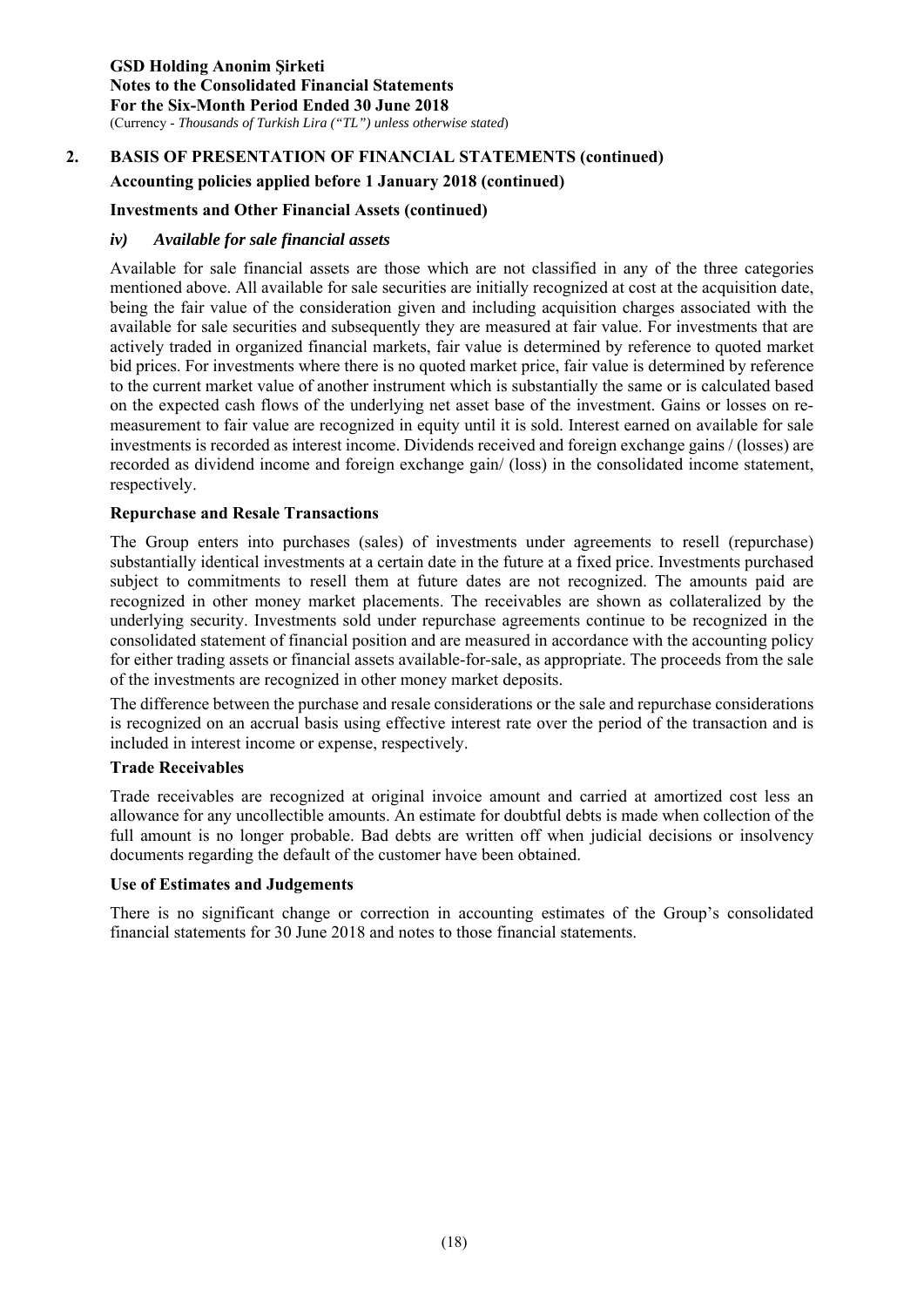## 2. BASIS OF PRESENTATION OF FINANCIAL STATEMENTS (continued)

### Accounting policies applied before 1 January 2018 (continued)

#### Investments and Other Financial Assets (continued)

#### *iv) Available for sale financial assets*

Available for sale financial assets are those which are not classified in any of the three categories mentioned above. All available for sale securities are initially recognized at cost at the acquisition date, being the fair value of the consideration given and including acquisition charges associated with the available for sale securities and subsequently they are measured at fair value. For investments that are actively traded in organized financial markets, fair value is determined by reference to quoted market bid prices. For investments where there is no quoted market price, fair value is determined by reference to the current market value of another instrument which is substantially the same or is calculated based on the expected cash flows of the underlying net asset base of the investment. Gains or losses on re-measurement to fair value are recognized in equity until it is sold. Interest earned on available for sale investments is recorded as interest income. Dividends received and foreign exchange gains / (losses) are recorded as dividend income and foreign exchange gain/ (loss) in the consolidated income statement, respectively.

#### Repurchase and Resale Transactions

The Group enters into purchases (sales) of investments under agreements to resell (repurchase) substantially identical investments at a certain date in the future at a fixed price. Investments purchased subject to commitments to resell them at future dates are not recognized. The amounts paid are recognized in other money market placements. The receivables are shown as collateralized by the underlying security. Investments sold under repurchase agreements continue to be recognized in the consolidated statement of financial position and are measured in accordance with the accounting policy for either trading assets or financial assets available-for-sale, as appropriate. The proceeds from the sale of the investments are recognized in other money market deposits.

The difference between the purchase and resale considerations or the sale and repurchase considerations is recognized on an accrual basis using effective interest rate over the period of the transaction and is included in interest income or expense, respectively.

#### Trade Receivables

Trade receivables are recognized at original invoice amount and carried at amortized cost less an allowance for any uncollectible amounts. An estimate for doubtful debts is made when collection of the full amount is no longer probable. Bad debts are written off when judicial decisions or insolvency documents regarding the default of the customer have been obtained.

#### Use of Estimates and Judgements

There is no significant change or correction in accounting estimates of the Group's consolidated financial statements for 30 June 2018 and notes to those financial statements.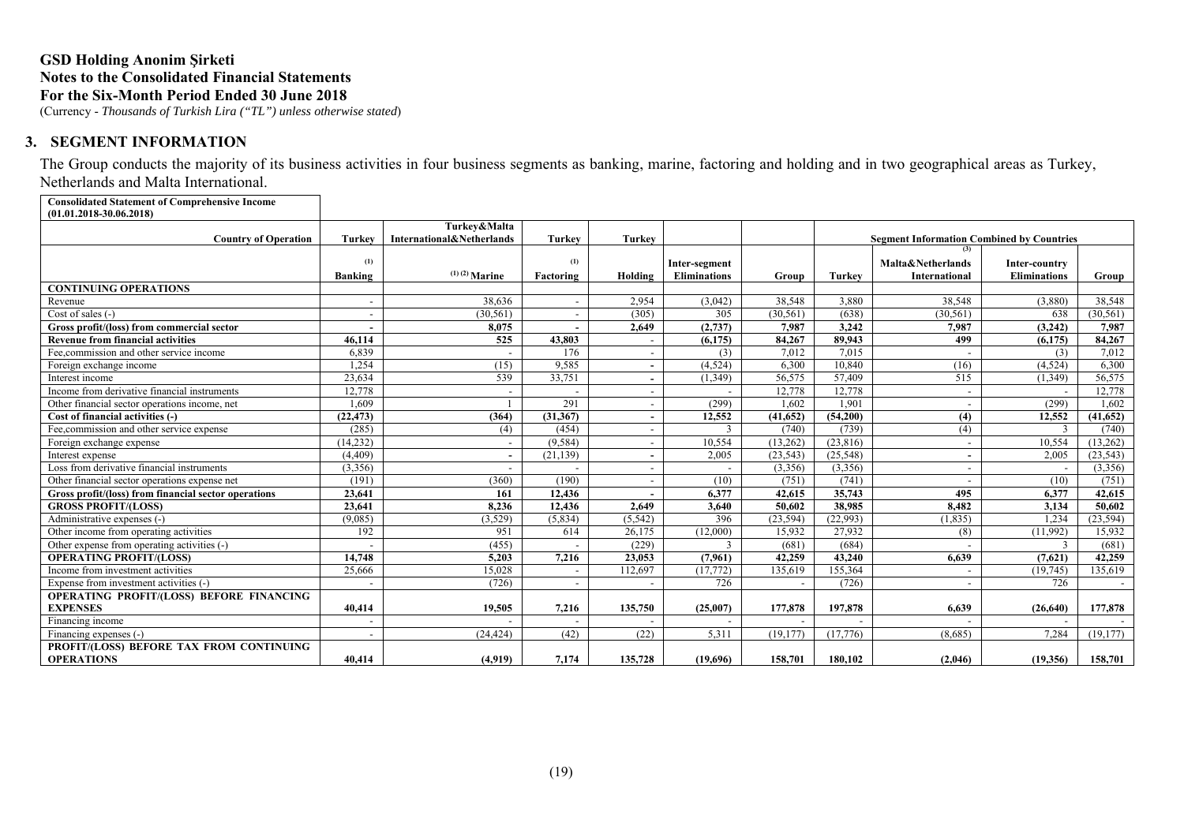**GSD Holding Anonim Şirketi**
**Notes to the Consolidated Financial Statements**
**For the Six-Month Period Ended 30 June 2018**
(Currency - *Thousands of Turkish Lira ("TL") unless otherwise stated*)

## 3. SEGMENT INFORMATION

The Group conducts the majority of its business activities in four business segments as banking, marine, factoring and holding and in two geographical areas as Turkey, Netherlands and Malta International.

| **Consolidated Statement of Comprehensive Income (01.01.2018-30.06.2018)** | | | | | | | | | | |
|---|---|---|---|---|---|---|---|---|---|---|
| **Country of Operation** | **Turkey** | **Turkey&Malta International&Netherlands** | **Turkey** | **Turkey** | | | **Segment Information Combined by Countries** | | | |
| | (1) **Banking** | (1) (2) **Marine** | (1) **Factoring** | **Holding** | **Inter-segment Eliminations** | **Group** | **Turkey** | (3) **Malta&Netherlands International** | **Inter-country Eliminations** | **Group** |
| **CONTINUING OPERATIONS** | | | | | | | | | | |
| Revenue | - | 38,636 | - | 2,954 | (3,042) | 38,548 | 3,880 | 38,548 | (3,880) | 38,548 |
| Cost of sales (-) | - | (30,561) | - | (305) | 305 | (30,561) | (638) | (30,561) | 638 | (30,561) |
| **Gross profit/(loss) from commercial sector** | **-** | **8,075** | **-** | **2,649** | **(2,737)** | **7,987** | **3,242** | **7,987** | **(3,242)** | **7,987** |
| **Revenue from financial activities** | **46,114** | **525** | **43,803** | **-** | **(6,175)** | **84,267** | **89,943** | **499** | **(6,175)** | **84,267** |
| Fee,commission and other service income | 6,839 | - | 176 | - | (3) | 7,012 | 7,015 | - | (3) | 7,012 |
| Foreign exchange income | 1,254 | (15) | 9,585 | - | (4,524) | 6,300 | 10,840 | (16) | (4,524) | 6,300 |
| Interest income | 23,634 | 539 | 33,751 | - | (1,349) | 56,575 | 57,409 | 515 | (1,349) | 56,575 |
| Income from derivative financial instruments | 12,778 | - | - | - | - | 12,778 | 12,778 | - | - | 12,778 |
| Other financial sector operations income, net | 1,609 | 1 | 291 | - | (299) | 1,602 | 1,901 | - | (299) | 1,602 |
| **Cost of financial activities (-)** | **(22,473)** | **(364)** | **(31,367)** | **-** | **12,552** | **(41,652)** | **(54,200)** | **(4)** | **12,552** | **(41,652)** |
| Fee,commission and other service expense | (285) | (4) | (454) | - | 3 | (740) | (739) | (4) | 3 | (740) |
| Foreign exchange expense | (14,232) | - | (9,584) | - | 10,554 | (13,262) | (23,816) | - | 10,554 | (13,262) |
| Interest expense | (4,409) | - | (21,139) | - | 2,005 | (23,543) | (25,548) | - | 2,005 | (23,543) |
| Loss from derivative financial instruments | (3,356) | - | - | - | - | (3,356) | (3,356) | - | - | (3,356) |
| Other financial sector operations expense net | (191) | (360) | (190) | - | (10) | (751) | (741) | - | (10) | (751) |
| **Gross profit/(loss) from financial sector operations** | **23,641** | **161** | **12,436** | **-** | **6,377** | **42,615** | **35,743** | **495** | **6,377** | **42,615** |
| **GROSS PROFIT/(LOSS)** | **23,641** | **8,236** | **12,436** | **2,649** | **3,640** | **50,602** | **38,985** | **8,482** | **3,134** | **50,602** |
| Administrative expenses (-) | (9,085) | (3,529) | (5,834) | (5,542) | 396 | (23,594) | (22,993) | (1,835) | 1,234 | (23,594) |
| Other income from operating activities | 192 | 951 | 614 | 26,175 | (12,000) | 15,932 | 27,932 | (8) | (11,992) | 15,932 |
| Other expense from operating activities (-) | - | (455) | - | (229) | 3 | (681) | (684) | - | 3 | (681) |
| **OPERATING PROFIT/(LOSS)** | **14,748** | **5,203** | **7,216** | **23,053** | **(7,961)** | **42,259** | **43,240** | **6,639** | **(7,621)** | **42,259** |
| Income from investment activities | 25,666 | 15,028 | - | 112,697 | (17,772) | 135,619 | 155,364 | - | (19,745) | 135,619 |
| Expense from investment activities (-) | - | (726) | - | - | 726 | - | (726) | - | 726 | - |
| **OPERATING PROFIT/(LOSS) BEFORE FINANCING EXPENSES** | **40,414** | **19,505** | **7,216** | **135,750** | **(25,007)** | **177,878** | **197,878** | **6,639** | **(26,640)** | **177,878** |
| Financing income | - | - | - | - | - | - | - | - | - | - |
| Financing expenses (-) | - | (24,424) | (42) | (22) | 5,311 | (19,177) | (17,776) | (8,685) | 7,284 | (19,177) |
| **PROFIT/(LOSS) BEFORE TAX FROM CONTINUING OPERATIONS** | **40,414** | **(4,919)** | **7,174** | **135,728** | **(19,696)** | **158,701** | **180,102** | **(2,046)** | **(19,356)** | **158,701** |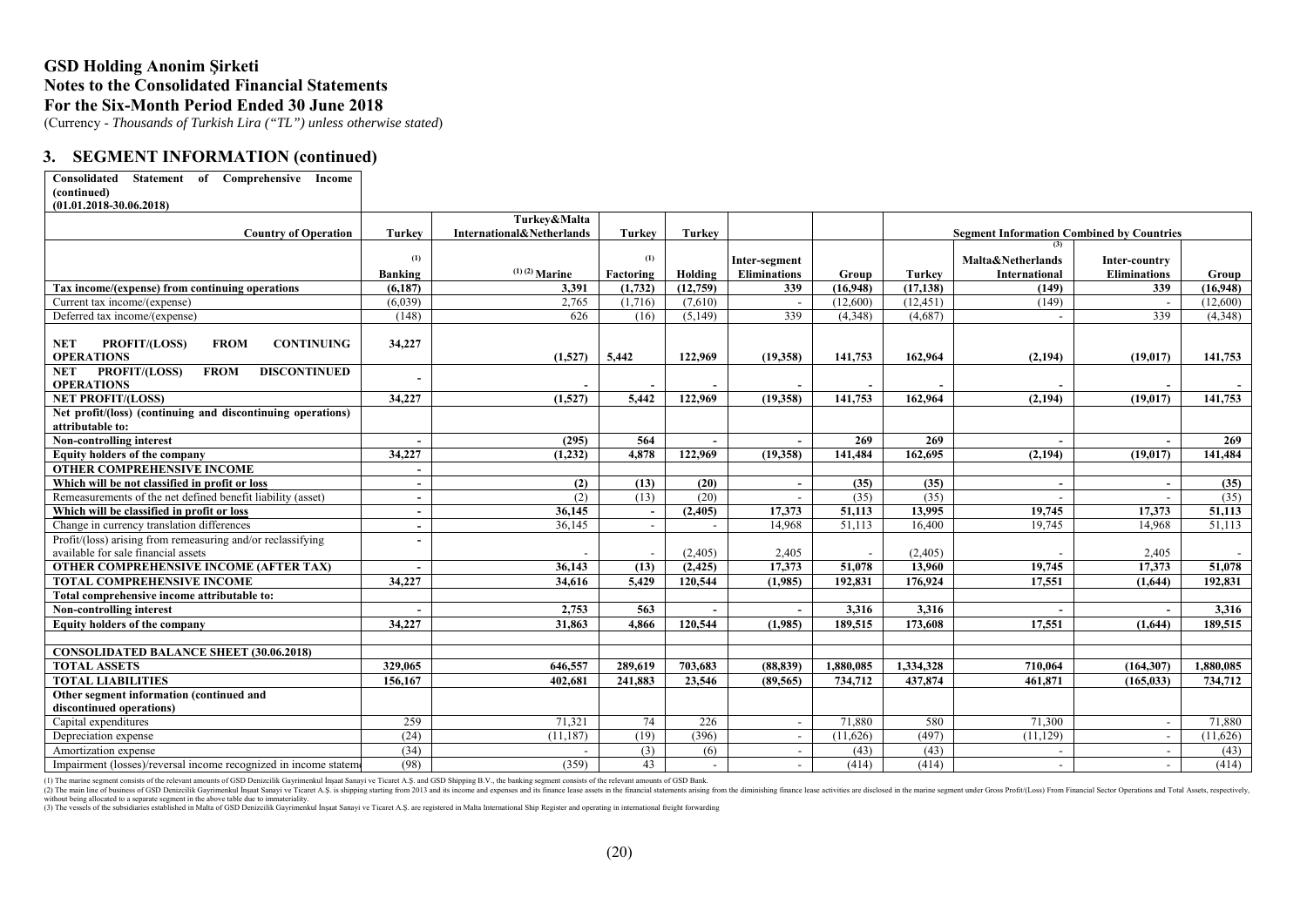# GSD Holding Anonim Şirketi
## Notes to the Consolidated Financial Statements
## For the Six-Month Period Ended 30 June 2018

(Currency - *Thousands of Turkish Lira ("TL") unless otherwise stated*)

### 3. SEGMENT INFORMATION (continued)

| Consolidated Statement of Comprehensive Income (continued) (01.01.2018-30.06.2018) | | | | | | | | | | |
|---|---|---|---|---|---|---|---|---|---|---|
| **Country of Operation** | **Turkey** | **Turkey&Malta International&Netherlands** | **Turkey** | **Turkey** | | | **Segment Information Combined by Countries** [3] | | | |
| | **Banking** [1] | [1] [2] **Marine** | **Factoring** [1] | **Holding** | **Inter-segment Eliminations** | **Group** | **Turkey** | **Malta&Netherlands International** | **Inter-country Eliminations** | **Group** |
| **Tax income/(expense) from continuing operations** | **(6,187)** | **3,391** | **(1,732)** | **(12,759)** | **339** | **(16,948)** | **(17,138)** | **(149)** | **339** | **(16,948)** |
| Current tax income/(expense) | (6,039) | 2,765 | (1,716) | (7,610) | - | (12,600) | (12,451) | (149) | - | (12,600) |
| Deferred tax income/(expense) | (148) | 626 | (16) | (5,149) | 339 | (4,348) | (4,687) | - | 339 | (4,348) |
| **NET PROFIT/(LOSS) FROM CONTINUING OPERATIONS** | **34,227** | **(1,527)** | **5,442** | **122,969** | **(19,358)** | **141,753** | **162,964** | **(2,194)** | **(19,017)** | **141,753** |
| **NET PROFIT/(LOSS) FROM DISCONTINUED OPERATIONS** | **-** | **-** | **-** | **-** | **-** | **-** | **-** | **-** | **-** | **-** |
| **NET PROFIT/(LOSS)** | **34,227** | **(1,527)** | **5,442** | **122,969** | **(19,358)** | **141,753** | **162,964** | **(2,194)** | **(19,017)** | **141,753** |
| **Net profit/(loss) (continuing and discontinuing operations) attributable to:** | | | | | | | | | | |
| **Non-controlling interest** | **-** | **(295)** | **564** | **-** | **-** | **269** | **269** | **-** | **-** | **269** |
| **Equity holders of the company** | **34,227** | **(1,232)** | **4,878** | **122,969** | **(19,358)** | **141,484** | **162,695** | **(2,194)** | **(19,017)** | **141,484** |
| **OTHER COMPREHENSIVE INCOME** | **-** | | | | | | | | | |
| **Which will be not classified in profit or loss** | **-** | **(2)** | **(13)** | **(20)** | **-** | **(35)** | **(35)** | **-** | **-** | **(35)** |
| Remeasurements of the net defined benefit liability (asset) | - | (2) | (13) | (20) | - | (35) | (35) | - | - | (35) |
| **Which will be classified in profit or loss** | **-** | **36,145** | **-** | **(2,405)** | **17,373** | **51,113** | **13,995** | **19,745** | **17,373** | **51,113** |
| Change in currency translation differences | - | 36,145 | - | - | 14,968 | 51,113 | 16,400 | 19,745 | 14,968 | 51,113 |
| Profit/(loss) arising from remeasuring and/or reclassifying available for sale financial assets | - | - | - | (2,405) | 2,405 | - | (2,405) | - | 2,405 | - |
| **OTHER COMPREHENSIVE INCOME (AFTER TAX)** | **-** | **36,143** | **(13)** | **(2,425)** | **17,373** | **51,078** | **13,960** | **19,745** | **17,373** | **51,078** |
| **TOTAL COMPREHENSIVE INCOME** | **34,227** | **34,616** | **5,429** | **120,544** | **(1,985)** | **192,831** | **176,924** | **17,551** | **(1,644)** | **192,831** |
| **Total comprehensive income attributable to:** | | | | | | | | | | |
| **Non-controlling interest** | **-** | **2,753** | **563** | **-** | **-** | **3,316** | **3,316** | **-** | **-** | **3,316** |
| **Equity holders of the company** | **34,227** | **31,863** | **4,866** | **120,544** | **(1,985)** | **189,515** | **173,608** | **17,551** | **(1,644)** | **189,515** |
| | | | | | | | | | | |
| **CONSOLIDATED BALANCE SHEET (30.06.2018)** | | | | | | | | | | |
| **TOTAL ASSETS** | **329,065** | **646,557** | **289,619** | **703,683** | **(88,839)** | **1,880,085** | **1,334,328** | **710,064** | **(164,307)** | **1,880,085** |
| **TOTAL LIABILITIES** | **156,167** | **402,681** | **241,883** | **23,546** | **(89,565)** | **734,712** | **437,874** | **461,871** | **(165,033)** | **734,712** |
| **Other segment information (continued and discontinued operations)** | | | | | | | | | | |
| Capital expenditures | 259 | 71,321 | 74 | 226 | - | 71,880 | 580 | 71,300 | - | 71,880 |
| Depreciation expense | (24) | (11,187) | (19) | (396) | - | (11,626) | (497) | (11,129) | - | (11,626) |
| Amortization expense | (34) | - | (3) | (6) | - | (43) | (43) | - | - | (43) |
| Impairment (losses)/reversal income recognized in income statement | (98) | (359) | 43 | - | - | (414) | (414) | - | - | (414) |

(1) The marine segment consists of the relevant amounts of GSD Denizcilik Gayrimenkul İnşaat Sanayi ve Ticaret A.Ş. and GSD Shipping B.V., the banking segment consists of the relevant amounts of GSD Bank.

(2) The main line of business of GSD Denizcilik Gayrimenkul İnşaat Sanayi ve Ticaret A.Ş. is shipping starting from 2013 and its income and expenses and its finance lease assets in the financial statements arising from the diminishing finance lease activities are disclosed in the marine segment under Gross Profit/(Loss) From Financial Sector Operations and Total Assets, respectively, without being allocated to a separate segment in the above table due to immateriality.

(3) The vessels of the subsidiaries established in Malta of GSD Denizcilik Gayrimenkul İnşaat Sanayi ve Ticaret A.Ş. are registered in Malta International Ship Register and operating in international freight forwarding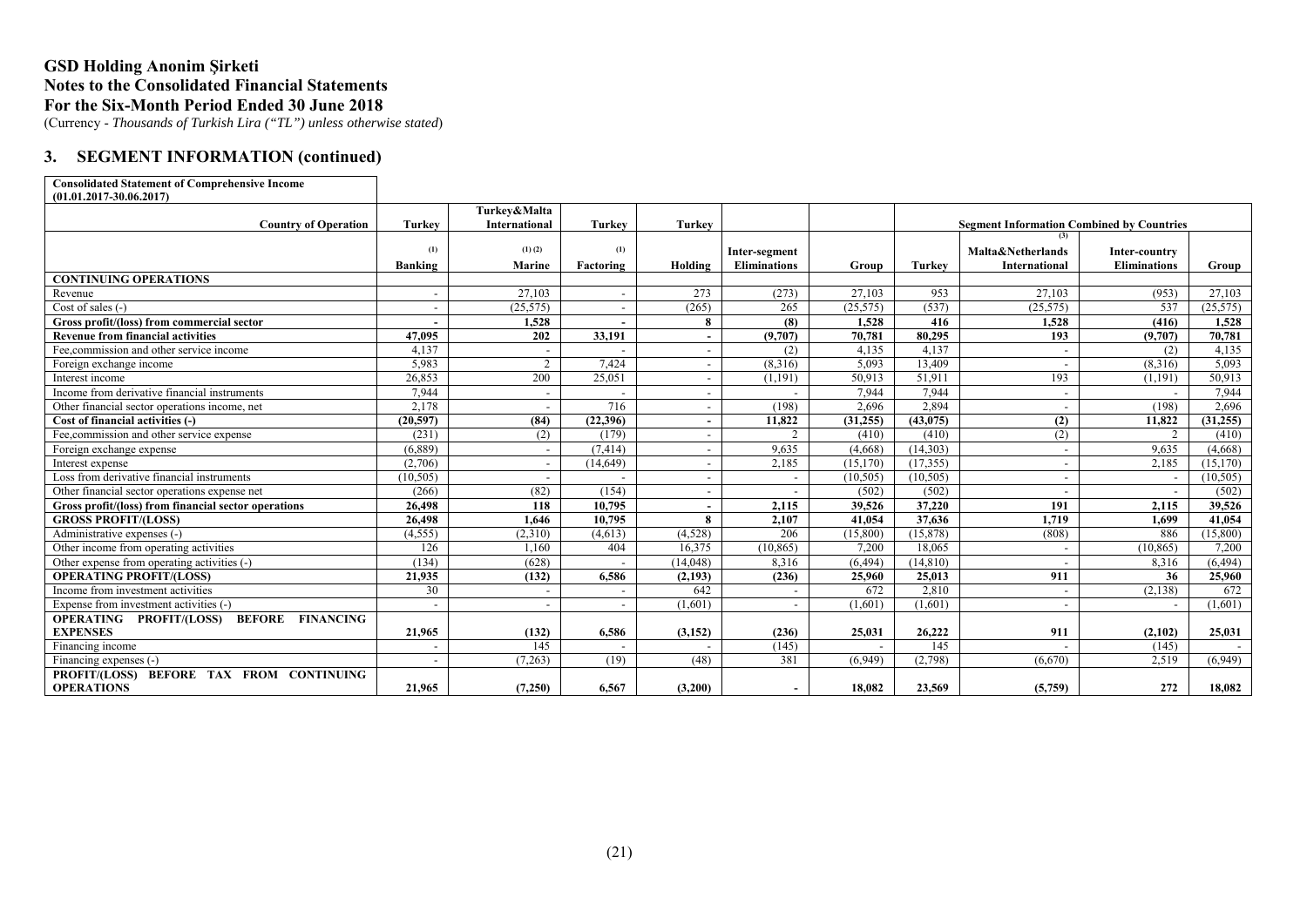# GSD Holding Anonim Şirketi
## Notes to the Consolidated Financial Statements
## For the Six-Month Period Ended 30 June 2018

(Currency - *Thousands of Turkish Lira ("TL") unless otherwise stated*)

## 3. SEGMENT INFORMATION (continued)

**Consolidated Statement of Comprehensive Income (01.01.2017-30.06.2017)**

| Country of Operation | Turkey | Turkey&Malta International | Turkey | Turkey | | | Segment Information Combined by Countries | | | |
|---|---|---|---|---|---|---|---|---|---|---|
| | (1) Banking | (1) (2) Marine | (1) Factoring | Holding | Inter-segment Eliminations | Group | Turkey | (3) Malta&Netherlands International | Inter-country Eliminations | Group |
| **CONTINUING OPERATIONS** | | | | | | | | | | |
| Revenue | - | 27,103 | - | 273 | (273) | 27,103 | 953 | 27,103 | (953) | 27,103 |
| Cost of sales (-) | - | (25,575) | - | (265) | 265 | (25,575) | (537) | (25,575) | 537 | (25,575) |
| **Gross profit/(loss) from commercial sector** | **-** | **1,528** | **-** | **8** | **(8)** | **1,528** | **416** | **1,528** | **(416)** | **1,528** |
| **Revenue from financial activities** | **47,095** | **202** | **33,191** | **-** | **(9,707)** | **70,781** | **80,295** | **193** | **(9,707)** | **70,781** |
| Fee,commission and other service income | 4,137 | - | - | - | (2) | 4,135 | 4,137 | - | (2) | 4,135 |
| Foreign exchange income | 5,983 | 2 | 7,424 | - | (8,316) | 5,093 | 13,409 | - | (8,316) | 5,093 |
| Interest income | 26,853 | 200 | 25,051 | - | (1,191) | 50,913 | 51,911 | 193 | (1,191) | 50,913 |
| Income from derivative financial instruments | 7,944 | - | - | - | - | 7,944 | 7,944 | - | - | 7,944 |
| Other financial sector operations income, net | 2,178 | - | 716 | - | (198) | 2,696 | 2,894 | - | (198) | 2,696 |
| **Cost of financial activities (-)** | **(20,597)** | **(84)** | **(22,396)** | **-** | **11,822** | **(31,255)** | **(43,075)** | **(2)** | **11,822** | **(31,255)** |
| Fee,commission and other service expense | (231) | (2) | (179) | - | 2 | (410) | (410) | (2) | 2 | (410) |
| Foreign exchange expense | (6,889) | - | (7,414) | - | 9,635 | (4,668) | (14,303) | - | 9,635 | (4,668) |
| Interest expense | (2,706) | - | (14,649) | - | 2,185 | (15,170) | (17,355) | - | 2,185 | (15,170) |
| Loss from derivative financial instruments | (10,505) | - | - | - | - | (10,505) | (10,505) | - | - | (10,505) |
| Other financial sector operations expense net | (266) | (82) | (154) | - | - | (502) | (502) | - | - | (502) |
| **Gross profit/(loss) from financial sector operations** | **26,498** | **118** | **10,795** | **-** | **2,115** | **39,526** | **37,220** | **191** | **2,115** | **39,526** |
| **GROSS PROFIT/(LOSS)** | **26,498** | **1,646** | **10,795** | **8** | **2,107** | **41,054** | **37,636** | **1,719** | **1,699** | **41,054** |
| Administrative expenses (-) | (4,555) | (2,310) | (4,613) | (4,528) | 206 | (15,800) | (15,878) | (808) | 886 | (15,800) |
| Other income from operating activities | 126 | 1,160 | 404 | 16,375 | (10,865) | 7,200 | 18,065 | - | (10,865) | 7,200 |
| Other expense from operating activities (-) | (134) | (628) | - | (14,048) | 8,316 | (6,494) | (14,810) | - | 8,316 | (6,494) |
| **OPERATING PROFIT/(LOSS)** | **21,935** | **(132)** | **6,586** | **(2,193)** | **(236)** | **25,960** | **25,013** | **911** | **36** | **25,960** |
| Income from investment activities | 30 | - | - | 642 | - | 672 | 2,810 | - | (2,138) | 672 |
| Expense from investment activities (-) | - | - | - | (1,601) | - | (1,601) | (1,601) | - | - | (1,601) |
| **OPERATING PROFIT/(LOSS) BEFORE FINANCING EXPENSES** | **21,965** | **(132)** | **6,586** | **(3,152)** | **(236)** | **25,031** | **26,222** | **911** | **(2,102)** | **25,031** |
| Financing income | - | 145 | - | - | (145) | - | 145 | - | (145) | - |
| Financing expenses (-) | - | (7,263) | (19) | (48) | 381 | (6,949) | (2,798) | (6,670) | 2,519 | (6,949) |
| **PROFIT/(LOSS) BEFORE TAX FROM CONTINUING OPERATIONS** | **21,965** | **(7,250)** | **6,567** | **(3,200)** | **-** | **18,082** | **23,569** | **(5,759)** | **272** | **18,082** |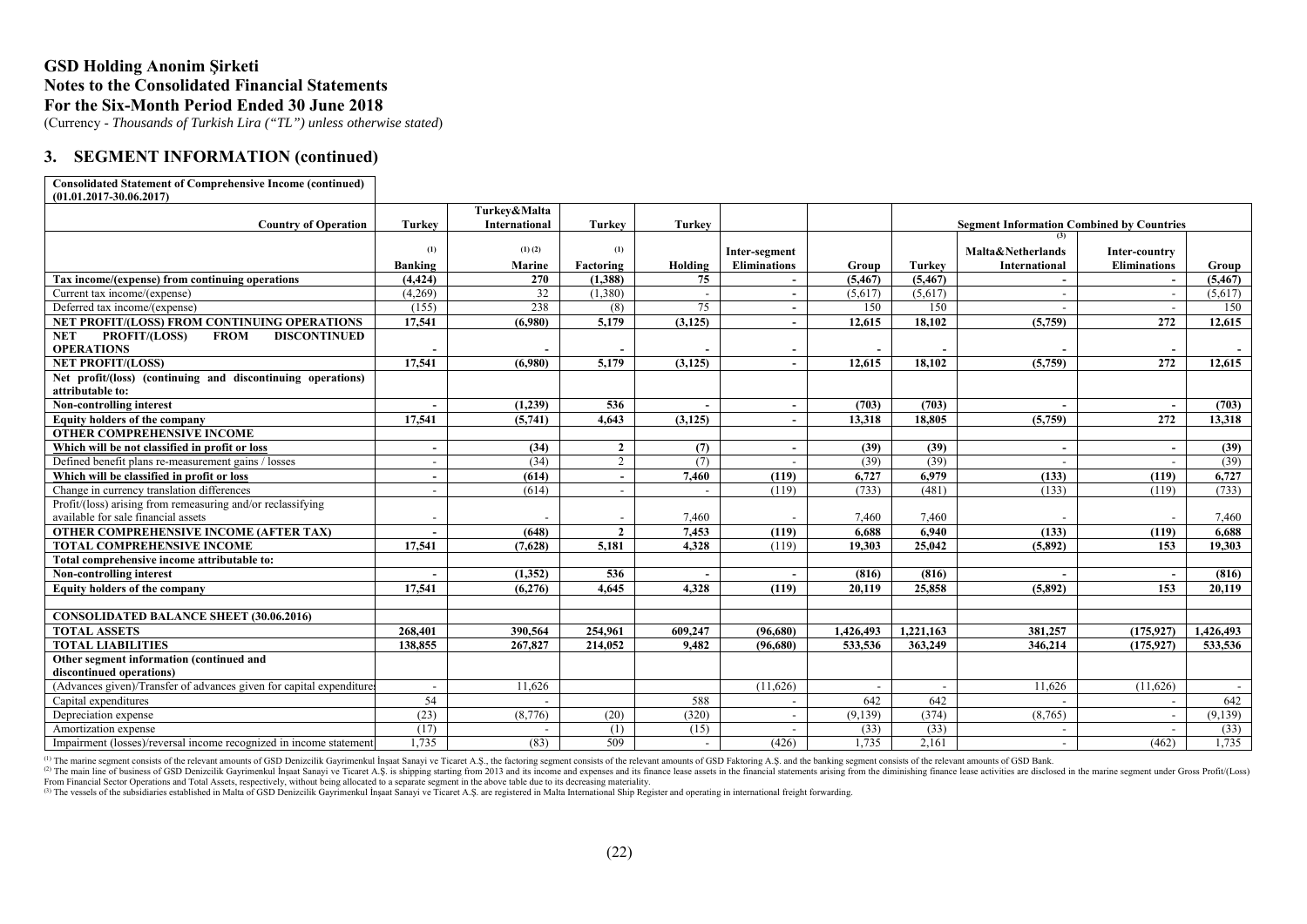# GSD Holding Anonim Şirketi
## Notes to the Consolidated Financial Statements
## For the Six-Month Period Ended 30 June 2018
(Currency - *Thousands of Turkish Lira ("TL") unless otherwise stated*)

## 3. SEGMENT INFORMATION (continued)

| Consolidated Statement of Comprehensive Income (continued) (01.01.2017-30.06.2017) | | | | | | | | | | |
|---|---|---|---|---|---|---|---|---|---|---|
| **Country of Operation** | **Turkey** | **Turkey&Malta International** | **Turkey** | **Turkey** | | | **Segment Information Combined by Countries** | | | |
| | [1] **Banking** | [1] [2] **Marine** | [1] **Factoring** | **Holding** | **Inter-segment Eliminations** | **Group** | **Turkey** | [3] **Malta&Netherlands International** | **Inter-country Eliminations** | **Group** |
| **Tax income/(expense) from continuing operations** | **(4,424)** | **270** | **(1,388)** | **75** | **-** | **(5,467)** | **(5,467)** | **-** | **-** | **(5,467)** |
| Current tax income/(expense) | (4,269) | 32 | (1,380) | - | - | (5,617) | (5,617) | - | - | (5,617) |
| Deferred tax income/(expense) | (155) | 238 | (8) | 75 | - | 150 | 150 | - | - | 150 |
| **NET PROFIT/(LOSS) FROM CONTINUING OPERATIONS** | **17,541** | **(6,980)** | **5,179** | **(3,125)** | **-** | **12,615** | **18,102** | **(5,759)** | **272** | **12,615** |
| **NET PROFIT/(LOSS) FROM DISCONTINUED OPERATIONS** | **-** | **-** | **-** | **-** | **-** | **-** | **-** | **-** | **-** | **-** |
| **NET PROFIT/(LOSS)** | **17,541** | **(6,980)** | **5,179** | **(3,125)** | **-** | **12,615** | **18,102** | **(5,759)** | **272** | **12,615** |
| **Net profit/(loss) (continuing and discontinuing operations) attributable to:** | | | | | | | | | | |
| **Non-controlling interest** | **-** | **(1,239)** | **536** | **-** | **-** | **(703)** | **(703)** | **-** | **-** | **(703)** |
| **Equity holders of the company** | **17,541** | **(5,741)** | **4,643** | **(3,125)** | **-** | **13,318** | **18,805** | **(5,759)** | **272** | **13,318** |
| **OTHER COMPREHENSIVE INCOME** | | | | | | | | | | |
| **Which will be not classified in profit or loss** | **-** | **(34)** | **2** | **(7)** | **-** | **(39)** | **(39)** | **-** | **-** | **(39)** |
| Defined benefit plans re-measurement gains / losses | - | (34) | 2 | (7) | - | (39) | (39) | - | - | (39) |
| **Which will be classified in profit or loss** | **-** | **(614)** | **-** | **7,460** | **(119)** | **6,727** | **6,979** | **(133)** | **(119)** | **6,727** |
| Change in currency translation differences | - | (614) | - | - | (119) | (733) | (481) | (133) | (119) | (733) |
| Profit/(loss) arising from remeasuring and/or reclassifying available for sale financial assets | - | - | - | 7,460 | - | 7,460 | 7,460 | - | - | 7,460 |
| **OTHER COMPREHENSIVE INCOME (AFTER TAX)** | **-** | **(648)** | **2** | **7,453** | **(119)** | **6,688** | **6,940** | **(133)** | **(119)** | **6,688** |
| **TOTAL COMPREHENSIVE INCOME** | **17,541** | **(7,628)** | **5,181** | **4,328** | (119) | **19,303** | **25,042** | **(5,892)** | **153** | **19,303** |
| **Total comprehensive income attributable to:** | | | | | | | | | | |
| **Non-controlling interest** | **-** | **(1,352)** | **536** | **-** | **-** | **(816)** | **(816)** | **-** | **-** | **(816)** |
| **Equity holders of the company** | **17,541** | **(6,276)** | **4,645** | **4,328** | **(119)** | **20,119** | **25,858** | **(5,892)** | **153** | **20,119** |
| | | | | | | | | | | |
| **CONSOLIDATED BALANCE SHEET (30.06.2016)** | | | | | | | | | | |
| **TOTAL ASSETS** | **268,401** | **390,564** | **254,961** | **609,247** | **(96,680)** | **1,426,493** | **1,221,163** | **381,257** | **(175,927)** | **1,426,493** |
| **TOTAL LIABILITIES** | **138,855** | **267,827** | **214,052** | **9,482** | **(96,680)** | **533,536** | **363,249** | **346,214** | **(175,927)** | **533,536** |
| **Other segment information (continued and discontinued operations)** | | | | | | | | | | |
| (Advances given)/Transfer of advances given for capital expenditures | - | 11,626 | | | (11,626) | - | - | 11,626 | (11,626) | - |
| Capital expenditures | 54 | - | | 588 | - | 642 | 642 | - | - | 642 |
| Depreciation expense | (23) | (8,776) | (20) | (320) | - | (9,139) | (374) | (8,765) | - | (9,139) |
| Amortization expense | (17) | - | (1) | (15) | - | (33) | (33) | - | - | (33) |
| Impairment (losses)/reversal income recognized in income statement | 1,735 | (83) | 509 | - | (426) | 1,735 | 2,161 | - | (462) | 1,735 |

[1] The marine segment consists of the relevant amounts of GSD Denizcilik Gayrimenkul İnşaat Sanayi ve Ticaret A.Ş., the factoring segment consists of the relevant amounts of GSD Faktoring A.Ş. and the banking segment consists of the relevant amounts of GSD Bank.
[2] The main line of business of GSD Denizcilik Gayrimenkul İnşaat Sanayi ve Ticaret A.Ş. is shipping starting from 2013 and its income and expenses and its finance lease assets in the financial statements arising from the diminishing finance lease activities are disclosed in the marine segment under Gross Profit/(Loss) From Financial Sector Operations and Total Assets, respectively, without being allocated to a separate segment in the above table due to its decreasing materiality.
[3] The vessels of the subsidiaries established in Malta of GSD Denizcilik Gayrimenkul İnşaat Sanayi ve Ticaret A.Ş. are registered in Malta International Ship Register and operating in international freight forwarding.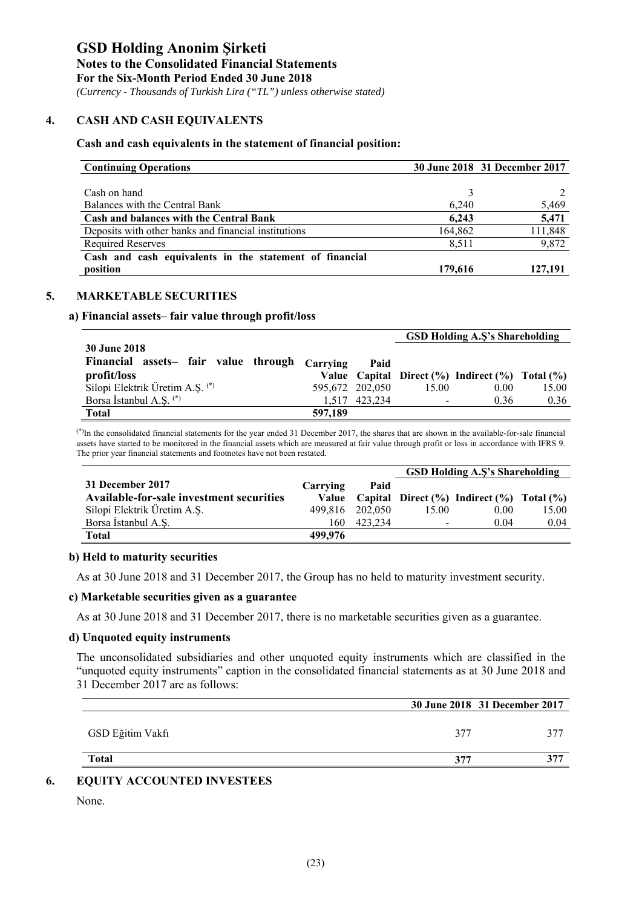# GSD Holding Anonim Şirketi

**Notes to the Consolidated Financial Statements**

**For the Six-Month Period Ended 30 June 2018**

*(Currency - Thousands of Turkish Lira ("TL") unless otherwise stated)*

## 4. CASH AND CASH EQUIVALENTS

**Cash and cash equivalents in the statement of financial position:**

| Continuing Operations | 30 June 2018 | 31 December 2017 |
|---|---|---|
| Cash on hand | 3 | 2 |
| Balances with the Central Bank | 6,240 | 5,469 |
| **Cash and balances with the Central Bank** | **6,243** | **5,471** |
| Deposits with other banks and financial institutions | 164,862 | 111,848 |
| Required Reserves | 8,511 | 9,872 |
| **Cash and cash equivalents in the statement of financial position** | **179,616** | **127,191** |

## 5. MARKETABLE SECURITIES

### a) Financial assets– fair value through profit/loss

| **30 June 2018** | | | GSD Holding A.Ş's Shareholding | | |
|---|---|---|---|---|---|
| **Financial assets– fair value through profit/loss** | **Carrying Value** | **Paid Capital** | **Direct (%)** | **Indirect (%)** | **Total (%)** |
| Silopi Elektrik Üretim A.Ş. (*) | 595,672 | 202,050 | 15.00 | 0.00 | 15.00 |
| Borsa İstanbul A.Ş. (*) | 1,517 | 423,234 | - | 0.36 | 0.36 |
| **Total** | **597,189** | | | | |

(*) In the consolidated financial statements for the year ended 31 December 2017, the shares that are shown in the available-for-sale financial assets have started to be monitored in the financial assets which are measured at fair value through profit or loss in accordance with IFRS 9. The prior year financial statements and footnotes have not been restated.

| **31 December 2017** | | | GSD Holding A.Ş's Shareholding | | |
|---|---|---|---|---|---|
| **Available-for-sale investment securities** | **Carrying Value** | **Paid Capital** | **Direct (%)** | **Indirect (%)** | **Total (%)** |
| Silopi Elektrik Üretim A.Ş. | 499,816 | 202,050 | 15.00 | 0.00 | 15.00 |
| Borsa İstanbul A.Ş. | 160 | 423,234 | - | 0.04 | 0.04 |
| **Total** | **499,976** | | | | |

### b) Held to maturity securities

As at 30 June 2018 and 31 December 2017, the Group has no held to maturity investment security.

### c) Marketable securities given as a guarantee

As at 30 June 2018 and 31 December 2017, there is no marketable securities given as a guarantee.

### d) Unquoted equity instruments

The unconsolidated subsidiaries and other unquoted equity instruments which are classified in the "unquoted equity instruments" caption in the consolidated financial statements as at 30 June 2018 and 31 December 2017 are as follows:

| | 30 June 2018 | 31 December 2017 |
|---|---|---|
| GSD Eğitim Vakfı | 377 | 377 |
| **Total** | **377** | **377** |

## 6. EQUITY ACCOUNTED INVESTEES

None.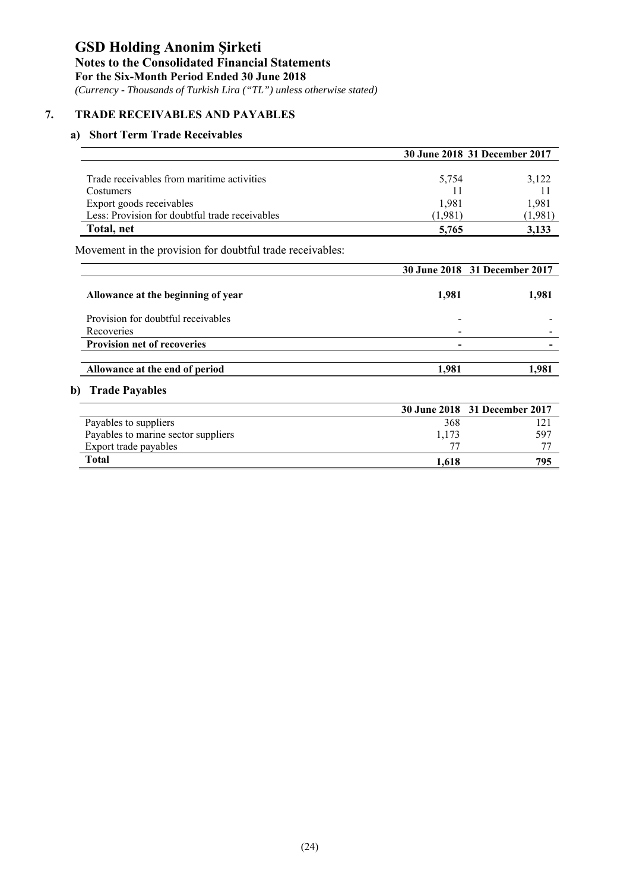# GSD Holding Anonim Şirketi

**Notes to the Consolidated Financial Statements**

**For the Six-Month Period Ended 30 June 2018**

*(Currency - Thousands of Turkish Lira ("TL") unless otherwise stated)*

## 7. TRADE RECEIVABLES AND PAYABLES

### a) Short Term Trade Receivables

| | 30 June 2018 | 31 December 2017 |
|---|---|---|
| Trade receivables from maritime activities | 5,754 | 3,122 |
| Costumers | 11 | 11 |
| Export goods receivables | 1,981 | 1,981 |
| Less: Provision for doubtful trade receivables | (1,981) | (1,981) |
| **Total, net** | **5,765** | **3,133** |

Movement in the provision for doubtful trade receivables:

| | 30 June 2018 | 31 December 2017 |
|---|---|---|
| **Allowance at the beginning of year** | **1,981** | **1,981** |
| Provision for doubtful receivables | - | - |
| Recoveries | - | - |
| **Provision net of recoveries** | **-** | **-** |
| **Allowance at the end of period** | **1,981** | **1,981** |

### b) Trade Payables

| | 30 June 2018 | 31 December 2017 |
|---|---|---|
| Payables to suppliers | 368 | 121 |
| Payables to marine sector suppliers | 1,173 | 597 |
| Export trade payables | 77 | 77 |
| **Total** | **1,618** | **795** |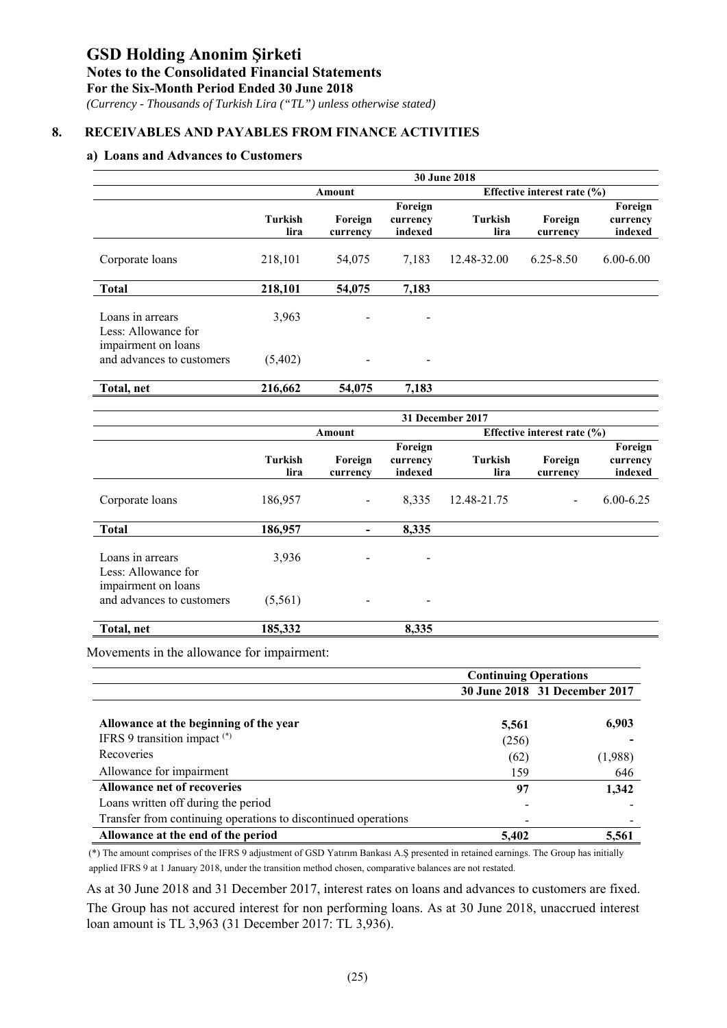# GSD Holding Anonim Şirketi

**Notes to the Consolidated Financial Statements**

**For the Six-Month Period Ended 30 June 2018**

*(Currency - Thousands of Turkish Lira ("TL") unless otherwise stated)*

## 8. RECEIVABLES AND PAYABLES FROM FINANCE ACTIVITIES

### a) Loans and Advances to Customers

| | 30 June 2018 | | | | | |
|---|---|---|---|---|---|---|
| | Amount | | | Effective interest rate (%) | | |
| | Turkish lira | Foreign currency | Foreign currency indexed | Turkish lira | Foreign currency | Foreign currency indexed |
| Corporate loans | 218,101 | 54,075 | 7,183 | 12.48-32.00 | 6.25-8.50 | 6.00-6.00 |
| **Total** | **218,101** | **54,075** | **7,183** | | | |
| Loans in arrears | 3,963 | - | - | | | |
| Less: Allowance for impairment on loans and advances to customers | (5,402) | - | - | | | |
| **Total, net** | **216,662** | **54,075** | **7,183** | | | |

| | 31 December 2017 | | | | | |
|---|---|---|---|---|---|---|
| | Amount | | | Effective interest rate (%) | | |
| | Turkish lira | Foreign currency | Foreign currency indexed | Turkish lira | Foreign currency | Foreign currency indexed |
| Corporate loans | 186,957 | - | 8,335 | 12.48-21.75 | - | 6.00-6.25 |
| **Total** | **186,957** | **-** | **8,335** | | | |
| Loans in arrears | 3,936 | - | - | | | |
| Less: Allowance for impairment on loans and advances to customers | (5,561) | - | - | | | |
| **Total, net** | **185,332** | | **8,335** | | | |

Movements in the allowance for impairment:

| | Continuing Operations | |
|---|---|---|
| | 30 June 2018 | 31 December 2017 |
| **Allowance at the beginning of the year** | **5,561** | **6,903** |
| IFRS 9 transition impact (*) | (256) | - |
| Recoveries | (62) | (1,988) |
| Allowance for impairment | 159 | 646 |
| **Allowance net of recoveries** | **97** | **1,342** |
| Loans written off during the period | - | - |
| Transfer from continuing operations to discontinued operations | - | - |
| **Allowance at the end of the period** | **5,402** | **5,561** |

(*) The amount comprises of the IFRS 9 adjustment of GSD Yatırım Bankası A.Ş presented in retained earnings. The Group has initially applied IFRS 9 at 1 January 2018, under the transition method chosen, comparative balances are not restated.

As at 30 June 2018 and 31 December 2017, interest rates on loans and advances to customers are fixed.

The Group has not accured interest for non performing loans. As at 30 June 2018, unaccrued interest loan amount is TL 3,963 (31 December 2017: TL 3,936).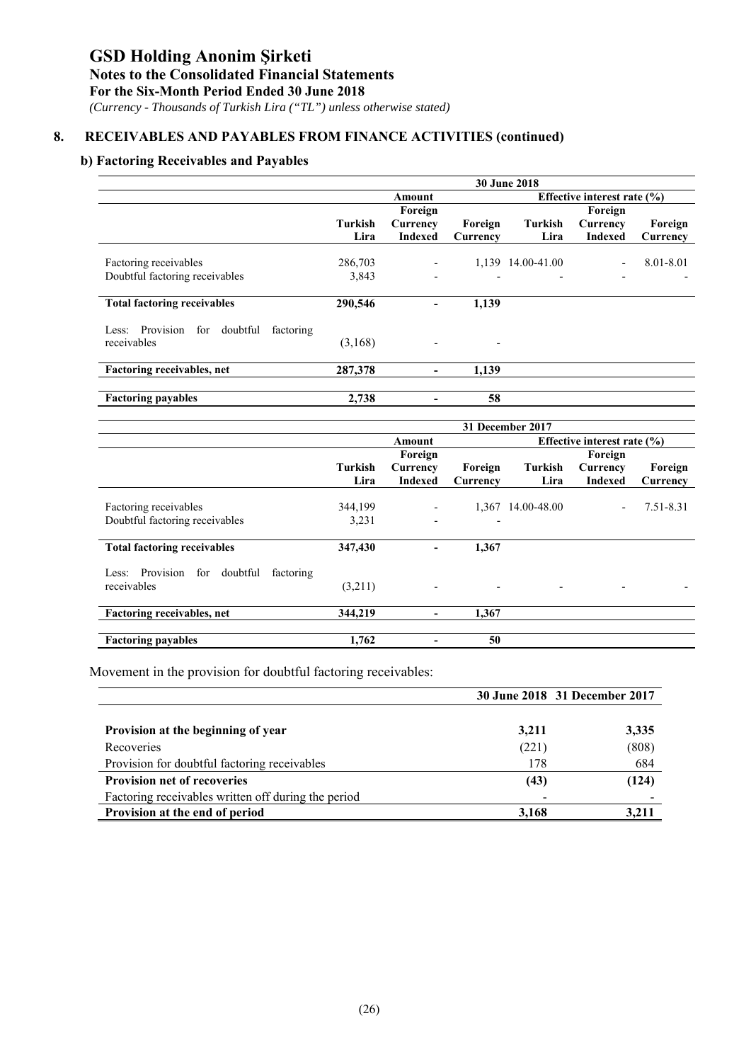# GSD Holding Anonim Şirketi

**Notes to the Consolidated Financial Statements**

**For the Six-Month Period Ended 30 June 2018**

*(Currency - Thousands of Turkish Lira ("TL") unless otherwise stated)*

## 8. RECEIVABLES AND PAYABLES FROM FINANCE ACTIVITIES (continued)

### b) Factoring Receivables and Payables

| | 30 June 2018 | | | | | |
|---|---|---|---|---|---|---|
| | Amount | | | Effective interest rate (%) | | |
| | Turkish Lira | Foreign Currency Indexed | Foreign Currency | Turkish Lira | Foreign Currency Indexed | Foreign Currency |
| Factoring receivables | 286,703 | - | 1,139 | 14.00-41.00 | - | 8.01-8.01 |
| Doubtful factoring receivables | 3,843 | - | - | - | - | - |
| **Total factoring receivables** | **290,546** | **-** | **1,139** | | | |
| Less: Provision for doubtful factoring receivables | (3,168) | - | - | | | |
| **Factoring receivables, net** | **287,378** | **-** | **1,139** | | | |
| **Factoring payables** | **2,738** | **-** | **58** | | | |

| | 31 December 2017 | | | | | |
|---|---|---|---|---|---|---|
| | Amount | | | Effective interest rate (%) | | |
| | Turkish Lira | Foreign Currency Indexed | Foreign Currency | Turkish Lira | Foreign Currency Indexed | Foreign Currency |
| Factoring receivables | 344,199 | - | 1,367 | 14.00-48.00 | - | 7.51-8.31 |
| Doubtful factoring receivables | 3,231 | - | - | | | |
| **Total factoring receivables** | **347,430** | **-** | **1,367** | | | |
| Less: Provision for doubtful factoring receivables | (3,211) | - | - | - | - | - |
| **Factoring receivables, net** | **344,219** | **-** | **1,367** | | | |
| **Factoring payables** | **1,762** | **-** | **50** | | | |

Movement in the provision for doubtful factoring receivables:

| | 30 June 2018 | 31 December 2017 |
|---|---|---|
| **Provision at the beginning of year** | **3,211** | **3,335** |
| Recoveries | (221) | (808) |
| Provision for doubtful factoring receivables | 178 | 684 |
| **Provision net of recoveries** | **(43)** | **(124)** |
| Factoring receivables written off during the period | - | - |
| **Provision at the end of period** | **3,168** | **3,211** |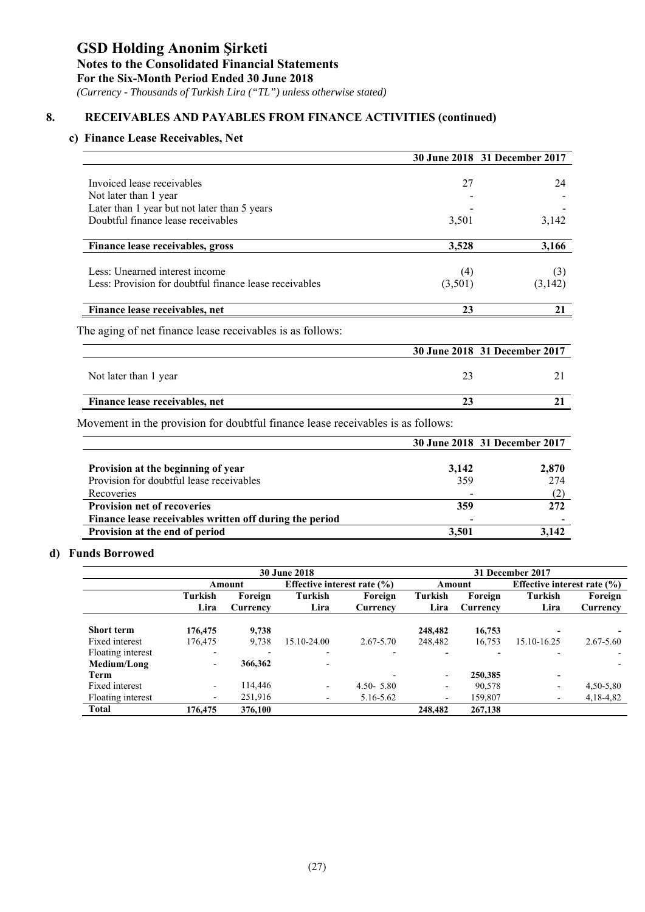# GSD Holding Anonim Şirketi

**Notes to the Consolidated Financial Statements**
**For the Six-Month Period Ended 30 June 2018**
*(Currency - Thousands of Turkish Lira ("TL") unless otherwise stated)*

## 8. RECEIVABLES AND PAYABLES FROM FINANCE ACTIVITIES (continued)

### c) Finance Lease Receivables, Net

| | 30 June 2018 | 31 December 2017 |
|---|---|---|
| Invoiced lease receivables | 27 | 24 |
| Not later than 1 year | - | - |
| Later than 1 year but not later than 5 years | - | - |
| Doubtful finance lease receivables | 3,501 | 3,142 |
| **Finance lease receivables, gross** | **3,528** | **3,166** |
| Less: Unearned interest income | (4) | (3) |
| Less: Provision for doubtful finance lease receivables | (3,501) | (3,142) |
| **Finance lease receivables, net** | **23** | **21** |

The aging of net finance lease receivables is as follows:

| | 30 June 2018 | 31 December 2017 |
|---|---|---|
| Not later than 1 year | 23 | 21 |
| **Finance lease receivables, net** | **23** | **21** |

Movement in the provision for doubtful finance lease receivables is as follows:

| | 30 June 2018 | 31 December 2017 |
|---|---|---|
| **Provision at the beginning of year** | **3,142** | **2,870** |
| Provision for doubtful lease receivables | 359 | 274 |
| Recoveries | - | (2) |
| **Provision net of recoveries** | **359** | **272** |
| **Finance lease receivables written off during the period** | **-** | **-** |
| **Provision at the end of period** | **3,501** | **3,142** |

### d) Funds Borrowed

| | 30 June 2018 | | | | 31 December 2017 | | | |
|---|---|---|---|---|---|---|---|---|
| | Amount | | Effective interest rate (%) | | Amount | | Effective interest rate (%) | |
| | Turkish Lira | Foreign Currency | Turkish Lira | Foreign Currency | Turkish Lira | Foreign Currency | Turkish Lira | Foreign Currency |
| **Short term** | **176,475** | **9,738** | | | **248,482** | **16,753** | - | - |
| Fixed interest | 176,475 | 9,738 | 15.10-24.00 | 2.67-5.70 | 248,482 | 16,753 | 15.10-16.25 | 2.67-5.60 |
| Floating interest | - | - | - | - | - | - | - | - |
| **Medium/Long Term** | - | **366,362** | - | - | - | **250,385** | - | |
| Fixed interest | - | 114,446 | - | 4.50- 5.80 | - | 90,578 | - | 4,50-5,80 |
| Floating interest | - | 251,916 | - | 5.16-5.62 | - | 159,807 | - | 4,18-4,82 |
| **Total** | **176,475** | **376,100** | | | **248,482** | **267,138** | | |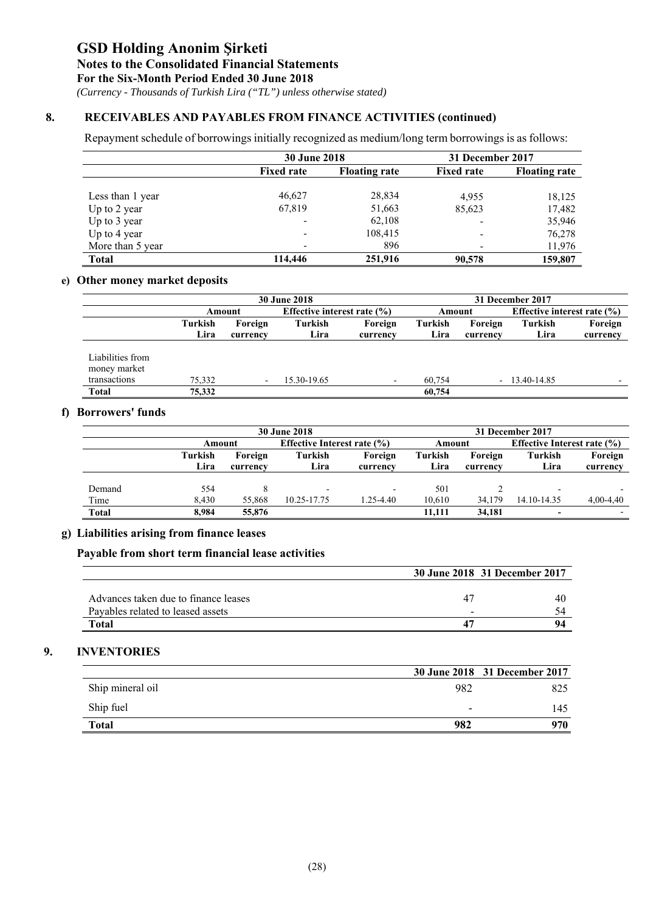# GSD Holding Anonim Şirketi

**Notes to the Consolidated Financial Statements**

**For the Six-Month Period Ended 30 June 2018**

*(Currency - Thousands of Turkish Lira ("TL") unless otherwise stated)*

## 8. RECEIVABLES AND PAYABLES FROM FINANCE ACTIVITIES (continued)

Repayment schedule of borrowings initially recognized as medium/long term borrowings is as follows:

| | 30 June 2018 | | 31 December 2017 | |
|---|---|---|---|---|
| | Fixed rate | Floating rate | Fixed rate | Floating rate |
| Less than 1 year | 46,627 | 28,834 | 4,955 | 18,125 |
| Up to 2 year | 67,819 | 51,663 | 85,623 | 17,482 |
| Up to 3 year | - | 62,108 | - | 35,946 |
| Up to 4 year | - | 108,415 | - | 76,278 |
| More than 5 year | - | 896 | - | 11,976 |
| **Total** | **114,446** | **251,916** | **90,578** | **159,807** |

### e) Other money market deposits

| | 30 June 2018 | | | | 31 December 2017 | | | |
|---|---|---|---|---|---|---|---|---|
| | Amount | | Effective interest rate (%) | | Amount | | Effective interest rate (%) | |
| | Turkish Lira | Foreign currency | Turkish Lira | Foreign currency | Turkish Lira | Foreign currency | Turkish Lira | Foreign currency |
| Liabilities from money market transactions | 75,332 | - | 15.30-19.65 | - | 60,754 | - | 13.40-14.85 | - |
| **Total** | **75,332** | | | | **60,754** | | | |

### f) Borrowers' funds

| | 30 June 2018 | | | | 31 December 2017 | | | |
|---|---|---|---|---|---|---|---|---|
| | Amount | | Effective Interest rate (%) | | Amount | | Effective Interest rate (%) | |
| | Turkish Lira | Foreign currency | Turkish Lira | Foreign currency | Turkish Lira | Foreign currency | Turkish Lira | Foreign currency |
| Demand | 554 | 8 | - | - | 501 | 2 | - | - |
| Time | 8,430 | 55,868 | 10.25-17.75 | 1.25-4.40 | 10,610 | 34,179 | 14.10-14.35 | 4,00-4,40 |
| **Total** | **8,984** | **55,876** | | | **11,111** | **34,181** | - | - |

### g) Liabilities arising from finance leases

**Payable from short term financial lease activities**

| | 30 June 2018 | 31 December 2017 |
|---|---|---|
| Advances taken due to finance leases | 47 | 40 |
| Payables related to leased assets | - | 54 |
| **Total** | **47** | **94** |

## 9. INVENTORIES

| | 30 June 2018 | 31 December 2017 |
|---|---|---|
| Ship mineral oil | 982 | 825 |
| Ship fuel | - | 145 |
| **Total** | **982** | **970** |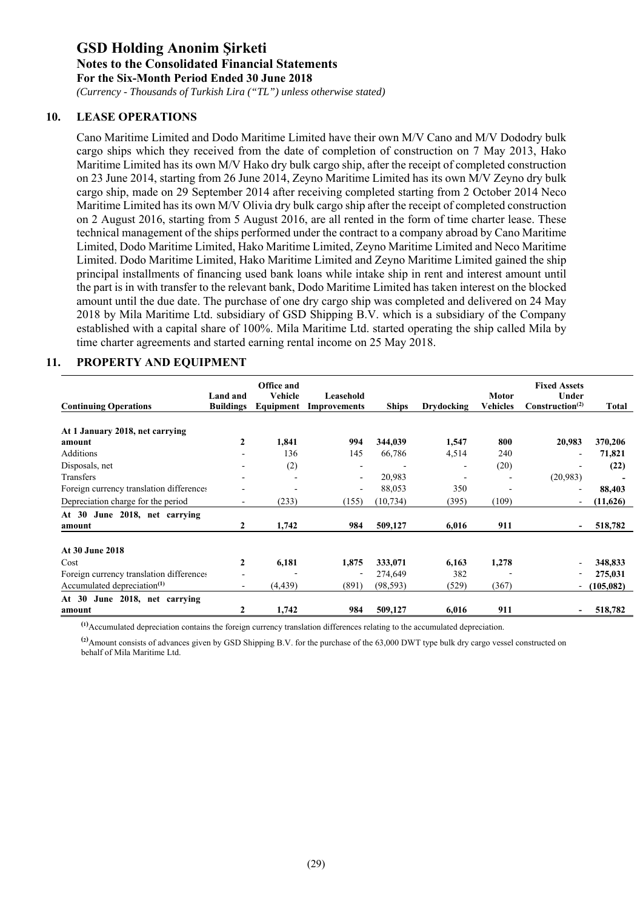## 10. LEASE OPERATIONS

Cano Maritime Limited and Dodo Maritime Limited have their own M/V Cano and M/V Dododry bulk cargo ships which they received from the date of completion of construction on 7 May 2013, Hako Maritime Limited has its own M/V Hako dry bulk cargo ship, after the receipt of completed construction on 23 June 2014, starting from 26 June 2014, Zeyno Maritime Limited has its own M/V Zeyno dry bulk cargo ship, made on 29 September 2014 after receiving completed starting from 2 October 2014 Neco Maritime Limited has its own M/V Olivia dry bulk cargo ship after the receipt of completed construction on 2 August 2016, starting from 5 August 2016, are all rented in the form of time charter lease. These technical management of the ships performed under the contract to a company abroad by Cano Maritime Limited, Dodo Maritime Limited, Hako Maritime Limited, Zeyno Maritime Limited and Neco Maritime Limited. Dodo Maritime Limited, Hako Maritime Limited and Zeyno Maritime Limited gained the ship principal installments of financing used bank loans while intake ship in rent and interest amount until the part is in with transfer to the relevant bank, Dodo Maritime Limited has taken interest on the blocked amount until the due date. The purchase of one dry cargo ship was completed and delivered on 24 May 2018 by Mila Maritime Ltd. subsidiary of GSD Shipping B.V. which is a subsidiary of the Company established with a capital share of 100%. Mila Maritime Ltd. started operating the ship called Mila by time charter agreements and started earning rental income on 25 May 2018.

## 11. PROPERTY AND EQUIPMENT

| Continuing Operations | Land and Buildings | Office and Vehicle Equipment | Leasehold Improvements | Ships | Drydocking | Motor Vehicles | Fixed Assets Under Construction[(2)] | Total |
|---|---|---|---|---|---|---|---|---|
| **At 1 January 2018, net carrying amount** | **2** | **1,841** | **994** | **344,039** | **1,547** | **800** | **20,983** | **370,206** |
| Additions | - | 136 | 145 | 66,786 | 4,514 | 240 | - | **71,821** |
| Disposals, net | - | (2) | - | - | - | (20) | - | **(22)** |
| Transfers | - | - | - | 20,983 | - | - | (20,983) | **-** |
| Foreign currency translation differences | - | - | - | 88,053 | 350 | - | - | **88,403** |
| Depreciation charge for the period | - | (233) | (155) | (10,734) | (395) | (109) | - | **(11,626)** |
| **At 30 June 2018, net carrying amount** | **2** | **1,742** | **984** | **509,127** | **6,016** | **911** | **-** | **518,782** |
| | | | | | | | | |
| **At 30 June 2018** | | | | | | | | |
| Cost | **2** | **6,181** | **1,875** | **333,071** | **6,163** | **1,278** | - | **348,833** |
| Foreign currency translation differences | - | - | - | 274,649 | 382 | - | - | **275,031** |
| Accumulated depreciation[(1)] | - | (4,439) | (891) | (98,593) | (529) | (367) | - | **(105,082)** |
| **At 30 June 2018, net carrying amount** | **2** | **1,742** | **984** | **509,127** | **6,016** | **911** | **-** | **518,782** |

[(1)] Accumulated depreciation contains the foreign currency translation differences relating to the accumulated depreciation.

[(2)] Amount consists of advances given by GSD Shipping B.V. for the purchase of the 63,000 DWT type bulk dry cargo vessel constructed on behalf of Mila Maritime Ltd.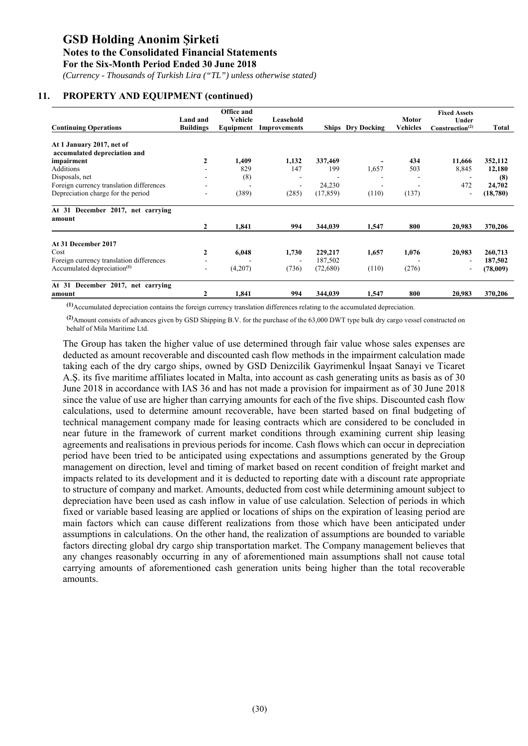# GSD Holding Anonim Şirketi

**Notes to the Consolidated Financial Statements**

**For the Six-Month Period Ended 30 June 2018**

*(Currency - Thousands of Turkish Lira ("TL") unless otherwise stated)*

## 11. PROPERTY AND EQUIPMENT (continued)

| Continuing Operations | Land and Buildings | Office and Vehicle Equipment | Leasehold Improvements | Ships | Dry Docking | Motor Vehicles | Fixed Assets Under Construction[2] | Total |
|---|---|---|---|---|---|---|---|---|
| **At 1 January 2017, net of accumulated depreciation and impairment** | **2** | **1,409** | **1,132** | **337,469** | **-** | **434** | **11,666** | **352,112** |
| Additions | - | 829 | 147 | 199 | 1,657 | 503 | 8,845 | 12,180 |
| Disposals, net | - | (8) | - | - | - | - | - | (8) |
| Foreign currency translation differences | - | - | - | 24,230 | - | - | 472 | 24,702 |
| Depreciation charge for the period | - | (389) | (285) | (17,859) | (110) | (137) | - | (18,780) |
| **At 31 December 2017, net carrying amount** | **2** | **1,841** | **994** | **344,039** | **1,547** | **800** | **20,983** | **370,206** |
| **At 31 December 2017** | | | | | | | | |
| Cost | 2 | 6,048 | 1,730 | 229,217 | 1,657 | 1,076 | 20,983 | 260,713 |
| Foreign currency translation differences | - | - | - | 187,502 | | - | - | 187,502 |
| Accumulated depreciation[1] | - | (4,207) | (736) | (72,680) | (110) | (276) | - | (78,009) |
| **At 31 December 2017, net carrying amount** | **2** | **1,841** | **994** | **344,039** | **1,547** | **800** | **20,983** | **370,206** |

[1] Accumulated depreciation contains the foreign currency translation differences relating to the accumulated depreciation.

[2] Amount consists of advances given by GSD Shipping B.V. for the purchase of the 63,000 DWT type bulk dry cargo vessel constructed on behalf of Mila Maritime Ltd.

The Group has taken the higher value of use determined through fair value whose sales expenses are deducted as amount recoverable and discounted cash flow methods in the impairment calculation made taking each of the dry cargo ships, owned by GSD Denizcilik Gayrimenkul İnşaat Sanayi ve Ticaret A.Ş. its five maritime affiliates located in Malta, into account as cash generating units as basis as of 30 June 2018 in accordance with IAS 36 and has not made a provision for impairment as of 30 June 2018 since the value of use are higher than carrying amounts for each of the five ships. Discounted cash flow calculations, used to determine amount recoverable, have been started based on final budgeting of technical management company made for leasing contracts which are considered to be concluded in near future in the framework of current market conditions through examining current ship leasing agreements and realisations in previous periods for income. Cash flows which can occur in depreciation period have been tried to be anticipated using expectations and assumptions generated by the Group management on direction, level and timing of market based on recent condition of freight market and impacts related to its development and it is deducted to reporting date with a discount rate appropriate to structure of company and market. Amounts, deducted from cost while determining amount subject to depreciation have been used as cash inflow in value of use calculation. Selection of periods in which fixed or variable based leasing are applied or locations of ships on the expiration of leasing period are main factors which can cause different realizations from those which have been anticipated under assumptions in calculations. On the other hand, the realization of assumptions are bounded to variable factors directing global dry cargo ship transportation market. The Company management believes that any changes reasonably occurring in any of aforementioned main assumptions shall not cause total carrying amounts of aforementioned cash generation units being higher than the total recoverable amounts.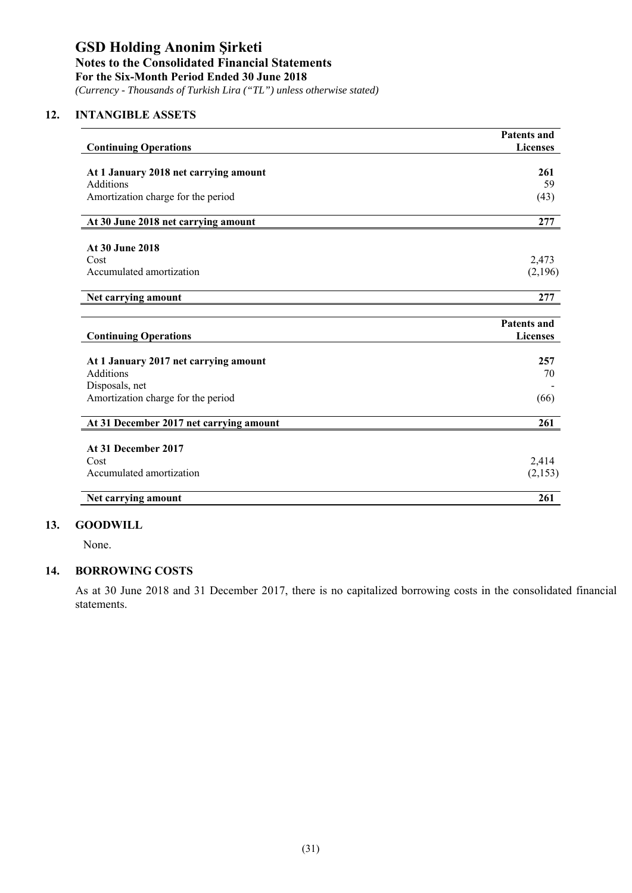## 12. INTANGIBLE ASSETS

| Continuing Operations | Patents and Licenses |
|---|---|
| **At 1 January 2018 net carrying amount** | **261** |
| Additions | 59 |
| Amortization charge for the period | (43) |
| **At 30 June 2018 net carrying amount** | **277** |
| **At 30 June 2018** | |
| Cost | 2,473 |
| Accumulated amortization | (2,196) |
| **Net carrying amount** | **277** |

| Continuing Operations | Patents and Licenses |
|---|---|
| **At 1 January 2017 net carrying amount** | **257** |
| Additions | 70 |
| Disposals, net | - |
| Amortization charge for the period | (66) |
| **At 31 December 2017 net carrying amount** | **261** |
| **At 31 December 2017** | |
| Cost | 2,414 |
| Accumulated amortization | (2,153) |
| **Net carrying amount** | **261** |

## 13. GOODWILL

None.

## 14. BORROWING COSTS

As at 30 June 2018 and 31 December 2017, there is no capitalized borrowing costs in the consolidated financial statements.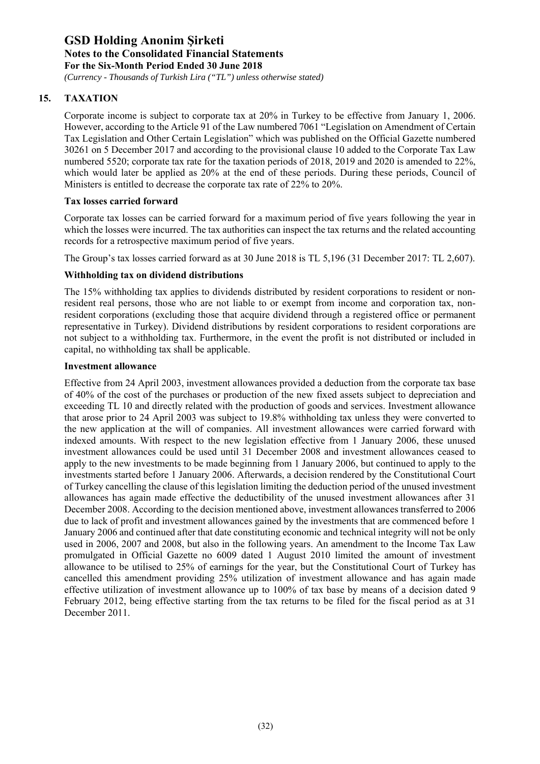## 15. TAXATION

Corporate income is subject to corporate tax at 20% in Turkey to be effective from January 1, 2006. However, according to the Article 91 of the Law numbered 7061 "Legislation on Amendment of Certain Tax Legislation and Other Certain Legislation" which was published on the Official Gazette numbered 30261 on 5 December 2017 and according to the provisional clause 10 added to the Corporate Tax Law numbered 5520; corporate tax rate for the taxation periods of 2018, 2019 and 2020 is amended to 22%, which would later be applied as 20% at the end of these periods. During these periods, Council of Ministers is entitled to decrease the corporate tax rate of 22% to 20%.

### Tax losses carried forward

Corporate tax losses can be carried forward for a maximum period of five years following the year in which the losses were incurred. The tax authorities can inspect the tax returns and the related accounting records for a retrospective maximum period of five years.

The Group's tax losses carried forward as at 30 June 2018 is TL 5,196 (31 December 2017: TL 2,607).

### Withholding tax on dividend distributions

The 15% withholding tax applies to dividends distributed by resident corporations to resident or non-resident real persons, those who are not liable to or exempt from income and corporation tax, non-resident corporations (excluding those that acquire dividend through a registered office or permanent representative in Turkey). Dividend distributions by resident corporations to resident corporations are not subject to a withholding tax. Furthermore, in the event the profit is not distributed or included in capital, no withholding tax shall be applicable.

### Investment allowance

Effective from 24 April 2003, investment allowances provided a deduction from the corporate tax base of 40% of the cost of the purchases or production of the new fixed assets subject to depreciation and exceeding TL 10 and directly related with the production of goods and services. Investment allowance that arose prior to 24 April 2003 was subject to 19.8% withholding tax unless they were converted to the new application at the will of companies. All investment allowances were carried forward with indexed amounts. With respect to the new legislation effective from 1 January 2006, these unused investment allowances could be used until 31 December 2008 and investment allowances ceased to apply to the new investments to be made beginning from 1 January 2006, but continued to apply to the investments started before 1 January 2006. Afterwards, a decision rendered by the Constitutional Court of Turkey cancelling the clause of this legislation limiting the deduction period of the unused investment allowances has again made effective the deductibility of the unused investment allowances after 31 December 2008. According to the decision mentioned above, investment allowances transferred to 2006 due to lack of profit and investment allowances gained by the investments that are commenced before 1 January 2006 and continued after that date constituting economic and technical integrity will not be only used in 2006, 2007 and 2008, but also in the following years. An amendment to the Income Tax Law promulgated in Official Gazette no 6009 dated 1 August 2010 limited the amount of investment allowance to be utilised to 25% of earnings for the year, but the Constitutional Court of Turkey has cancelled this amendment providing 25% utilization of investment allowance and has again made effective utilization of investment allowance up to 100% of tax base by means of a decision dated 9 February 2012, being effective starting from the tax returns to be filed for the fiscal period as at 31 December 2011.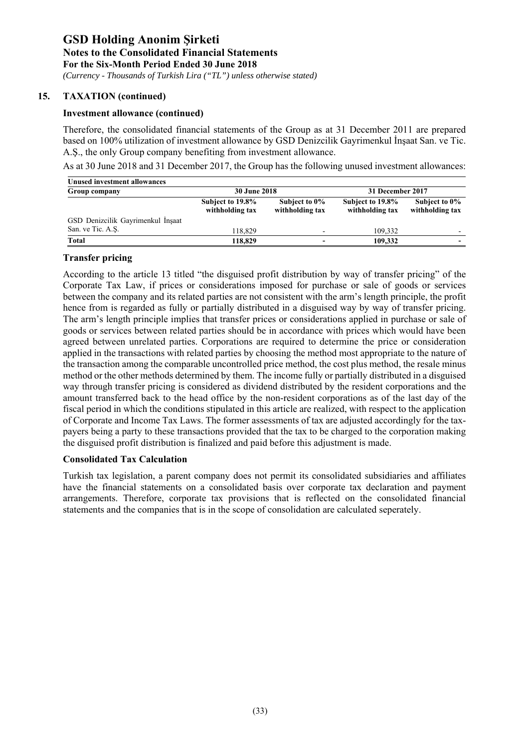## 15. TAXATION (continued)

### Investment allowance (continued)

Therefore, the consolidated financial statements of the Group as at 31 December 2011 are prepared based on 100% utilization of investment allowance by GSD Denizcilik Gayrimenkul İnşaat San. ve Tic. A.Ş., the only Group company benefiting from investment allowance.

As at 30 June 2018 and 31 December 2017, the Group has the following unused investment allowances:

| Unused investment allowances | | | | |
|---|---|---|---|---|
| **Group company** | **30 June 2018** | | **31 December 2017** | |
| | **Subject to 19.8% withholding tax** | **Subject to 0% withholding tax** | **Subject to 19.8% withholding tax** | **Subject to 0% withholding tax** |
| GSD Denizcilik Gayrimenkul İnşaat San. ve Tic. A.Ş. | 118,829 | - | 109,332 | - |
| **Total** | **118,829** | **-** | **109,332** | **-** |

### Transfer pricing

According to the article 13 titled "the disguised profit distribution by way of transfer pricing" of the Corporate Tax Law, if prices or considerations imposed for purchase or sale of goods or services between the company and its related parties are not consistent with the arm's length principle, the profit hence from is regarded as fully or partially distributed in a disguised way by way of transfer pricing. The arm's length principle implies that transfer prices or considerations applied in purchase or sale of goods or services between related parties should be in accordance with prices which would have been agreed between unrelated parties. Corporations are required to determine the price or consideration applied in the transactions with related parties by choosing the method most appropriate to the nature of the transaction among the comparable uncontrolled price method, the cost plus method, the resale minus method or the other methods determined by them. The income fully or partially distributed in a disguised way through transfer pricing is considered as dividend distributed by the resident corporations and the amount transferred back to the head office by the non-resident corporations as of the last day of the fiscal period in which the conditions stipulated in this article are realized, with respect to the application of Corporate and Income Tax Laws. The former assessments of tax are adjusted accordingly for the tax-payers being a party to these transactions provided that the tax to be charged to the corporation making the disguised profit distribution is finalized and paid before this adjustment is made.

### Consolidated Tax Calculation

Turkish tax legislation, a parent company does not permit its consolidated subsidiaries and affiliates have the financial statements on a consolidated basis over corporate tax declaration and payment arrangements. Therefore, corporate tax provisions that is reflected on the consolidated financial statements and the companies that is in the scope of consolidation are calculated seperately.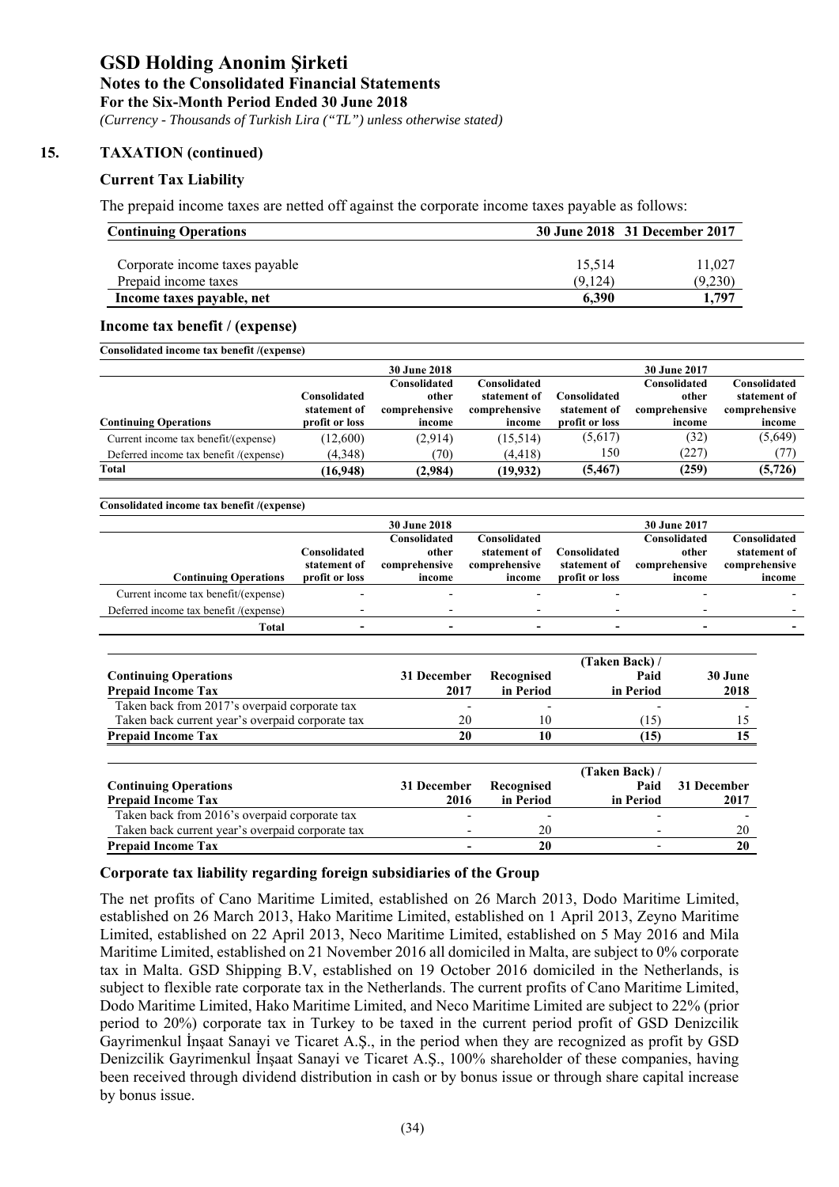# GSD Holding Anonim Şirketi

**Notes to the Consolidated Financial Statements**

**For the Six-Month Period Ended 30 June 2018**

*(Currency - Thousands of Turkish Lira ("TL") unless otherwise stated)*

## 15. TAXATION (continued)

### Current Tax Liability

The prepaid income taxes are netted off against the corporate income taxes payable as follows:

| Continuing Operations | 30 June 2018 | 31 December 2017 |
|---|---|---|
| Corporate income taxes payable | 15,514 | 11,027 |
| Prepaid income taxes | (9,124) | (9,230) |
| **Income taxes payable, net** | **6,390** | **1,797** |

### Income tax benefit / (expense)

**Consolidated income tax benefit /(expense)**

| | 30 June 2018 | | | 30 June 2017 | | |
|---|---|---|---|---|---|---|
| **Continuing Operations** | Consolidated statement of profit or loss | Consolidated other comprehensive income | Consolidated statement of comprehensive income | Consolidated statement of profit or loss | Consolidated other comprehensive income | Consolidated statement of comprehensive income |
| Current income tax benefit/(expense) | (12,600) | (2,914) | (15,514) | (5,617) | (32) | (5,649) |
| Deferred income tax benefit /(expense) | (4,348) | (70) | (4,418) | 150 | (227) | (77) |
| **Total** | **(16,948)** | **(2,984)** | **(19,932)** | **(5,467)** | **(259)** | **(5,726)** |

**Consolidated income tax benefit /(expense)**

| | 30 June 2018 | | | 30 June 2017 | | |
|---|---|---|---|---|---|---|
| **Continuing Operations** | Consolidated statement of profit or loss | Consolidated other comprehensive income | Consolidated statement of comprehensive income | Consolidated statement of profit or loss | Consolidated other comprehensive income | Consolidated statement of comprehensive income |
| Current income tax benefit/(expense) | - | - | - | - | - | - |
| Deferred income tax benefit /(expense) | - | - | - | - | - | - |
| **Total** | **-** | **-** | **-** | **-** | **-** | **-** |

| **Continuing Operations**<br>**Prepaid Income Tax** | **31 December 2017** | **Recognised in Period** | **(Taken Back) / Paid in Period** | **30 June 2018** |
|---|---|---|---|---|
| Taken back from 2017's overpaid corporate tax | - | - | - | - |
| Taken back current year's overpaid corporate tax | 20 | 10 | (15) | 15 |
| **Prepaid Income Tax** | **20** | **10** | **(15)** | **15** |

| **Continuing Operations**<br>**Prepaid Income Tax** | **31 December 2016** | **Recognised in Period** | **(Taken Back) / Paid in Period** | **31 December 2017** |
|---|---|---|---|---|
| Taken back from 2016's overpaid corporate tax | - | - | - | - |
| Taken back current year's overpaid corporate tax | - | 20 | - | 20 |
| **Prepaid Income Tax** | **-** | **20** | **-** | **20** |

### Corporate tax liability regarding foreign subsidiaries of the Group

The net profits of Cano Maritime Limited, established on 26 March 2013, Dodo Maritime Limited, established on 26 March 2013, Hako Maritime Limited, established on 1 April 2013, Zeyno Maritime Limited, established on 22 April 2013, Neco Maritime Limited, established on 5 May 2016 and Mila Maritime Limited, established on 21 November 2016 all domiciled in Malta, are subject to 0% corporate tax in Malta. GSD Shipping B.V, established on 19 October 2016 domiciled in the Netherlands, is subject to flexible rate corporate tax in the Netherlands. The current profits of Cano Maritime Limited, Dodo Maritime Limited, Hako Maritime Limited, and Neco Maritime Limited are subject to 22% (prior period to 20%) corporate tax in Turkey to be taxed in the current period profit of GSD Denizcilik Gayrimenkul İnşaat Sanayi ve Ticaret A.Ş., in the period when they are recognized as profit by GSD Denizcilik Gayrimenkul İnşaat Sanayi ve Ticaret A.Ş., 100% shareholder of these companies, having been received through dividend distribution in cash or by bonus issue or through share capital increase by bonus issue.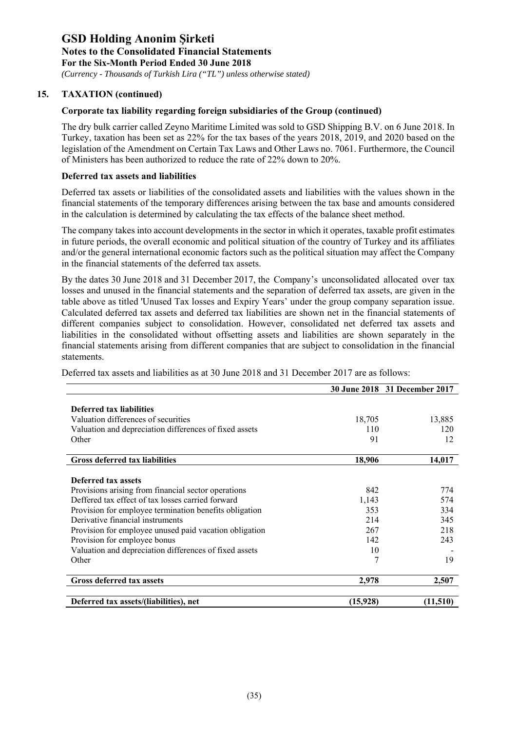## 15. TAXATION (continued)

### Corporate tax liability regarding foreign subsidiaries of the Group (continued)

The dry bulk carrier called Zeyno Maritime Limited was sold to GSD Shipping B.V. on 6 June 2018. In Turkey, taxation has been set as 22% for the tax bases of the years 2018, 2019, and 2020 based on the legislation of the Amendment on Certain Tax Laws and Other Laws no. 7061. Furthermore, the Council of Ministers has been authorized to reduce the rate of 22% down to 20%.

### Deferred tax assets and liabilities

Deferred tax assets or liabilities of the consolidated assets and liabilities with the values shown in the financial statements of the temporary differences arising between the tax base and amounts considered in the calculation is determined by calculating the tax effects of the balance sheet method.

The company takes into account developments in the sector in which it operates, taxable profit estimates in future periods, the overall economic and political situation of the country of Turkey and its affiliates and/or the general international economic factors such as the political situation may affect the Company in the financial statements of the deferred tax assets.

By the dates 30 June 2018 and 31 December 2017, the Company's unconsolidated allocated over tax losses and unused in the financial statements and the separation of deferred tax assets, are given in the table above as titled 'Unused Tax losses and Expiry Years' under the group company separation issue. Calculated deferred tax assets and deferred tax liabilities are shown net in the financial statements of different companies subject to consolidation. However, consolidated net deferred tax assets and liabilities in the consolidated without offsetting assets and liabilities are shown separately in the financial statements arising from different companies that are subject to consolidation in the financial statements.

Deferred tax assets and liabilities as at 30 June 2018 and 31 December 2017 are as follows:

| | 30 June 2018 | 31 December 2017 |
|---|---|---|
| **Deferred tax liabilities** | | |
| Valuation differences of securities | 18,705 | 13,885 |
| Valuation and depreciation differences of fixed assets | 110 | 120 |
| Other | 91 | 12 |
| **Gross deferred tax liabilities** | **18,906** | **14,017** |
| **Deferred tax assets** | | |
| Provisions arising from financial sector operations | 842 | 774 |
| Deffered tax effect of tax losses carried forward | 1,143 | 574 |
| Provision for employee termination benefits obligation | 353 | 334 |
| Derivative financial instruments | 214 | 345 |
| Provision for employee unused paid vacation obligation | 267 | 218 |
| Provision for employee bonus | 142 | 243 |
| Valuation and depreciation differences of fixed assets | 10 | - |
| Other | 7 | 19 |
| **Gross deferred tax assets** | **2,978** | **2,507** |
| **Deferred tax assets/(liabilities), net** | **(15,928)** | **(11,510)** |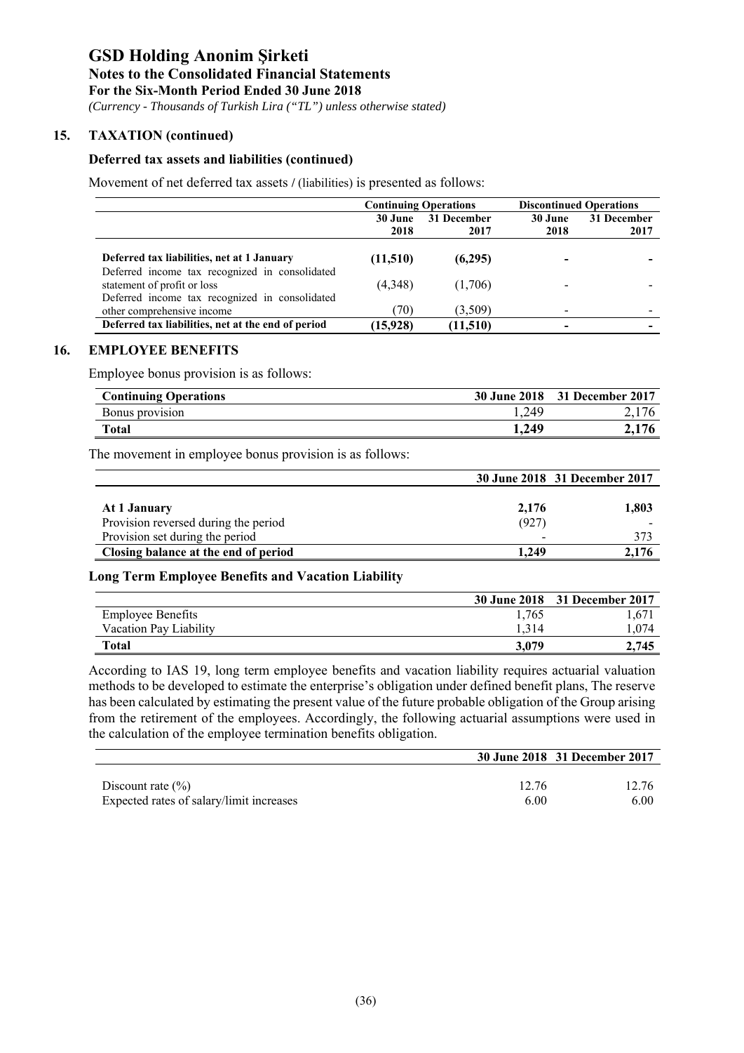# GSD Holding Anonim Şirketi

**Notes to the Consolidated Financial Statements**
**For the Six-Month Period Ended 30 June 2018**
*(Currency - Thousands of Turkish Lira ("TL") unless otherwise stated)*

## 15. TAXATION (continued)

### Deferred tax assets and liabilities (continued)

Movement of net deferred tax assets / (liabilities) is presented as follows:

| | Continuing Operations | | Discontinued Operations | |
|---|---|---|---|---|
| | 30 June 2018 | 31 December 2017 | 30 June 2018 | 31 December 2017 |
| **Deferred tax liabilities, net at 1 January** | **(11,510)** | **(6,295)** | **-** | **-** |
| Deferred income tax recognized in consolidated statement of profit or loss | (4,348) | (1,706) | - | - |
| Deferred income tax recognized in consolidated other comprehensive income | (70) | (3,509) | - | - |
| **Deferred tax liabilities, net at the end of period** | **(15,928)** | **(11,510)** | **-** | **-** |

## 16. EMPLOYEE BENEFITS

Employee bonus provision is as follows:

| Continuing Operations | 30 June 2018 | 31 December 2017 |
|---|---|---|
| Bonus provision | 1,249 | 2,176 |
| **Total** | **1,249** | **2,176** |

The movement in employee bonus provision is as follows:

| | 30 June 2018 | 31 December 2017 |
|---|---|---|
| **At 1 January** | **2,176** | **1,803** |
| Provision reversed during the period | (927) | - |
| Provision set during the period | - | 373 |
| **Closing balance at the end of period** | **1,249** | **2,176** |

### Long Term Employee Benefits and Vacation Liability

| | 30 June 2018 | 31 December 2017 |
|---|---|---|
| Employee Benefits | 1,765 | 1,671 |
| Vacation Pay Liability | 1,314 | 1,074 |
| **Total** | **3,079** | **2,745** |

According to IAS 19, long term employee benefits and vacation liability requires actuarial valuation methods to be developed to estimate the enterprise's obligation under defined benefit plans, The reserve has been calculated by estimating the present value of the future probable obligation of the Group arising from the retirement of the employees. Accordingly, the following actuarial assumptions were used in the calculation of the employee termination benefits obligation.

| | 30 June 2018 | 31 December 2017 |
|---|---|---|
| Discount rate (%) | 12.76 | 12.76 |
| Expected rates of salary/limit increases | 6.00 | 6.00 |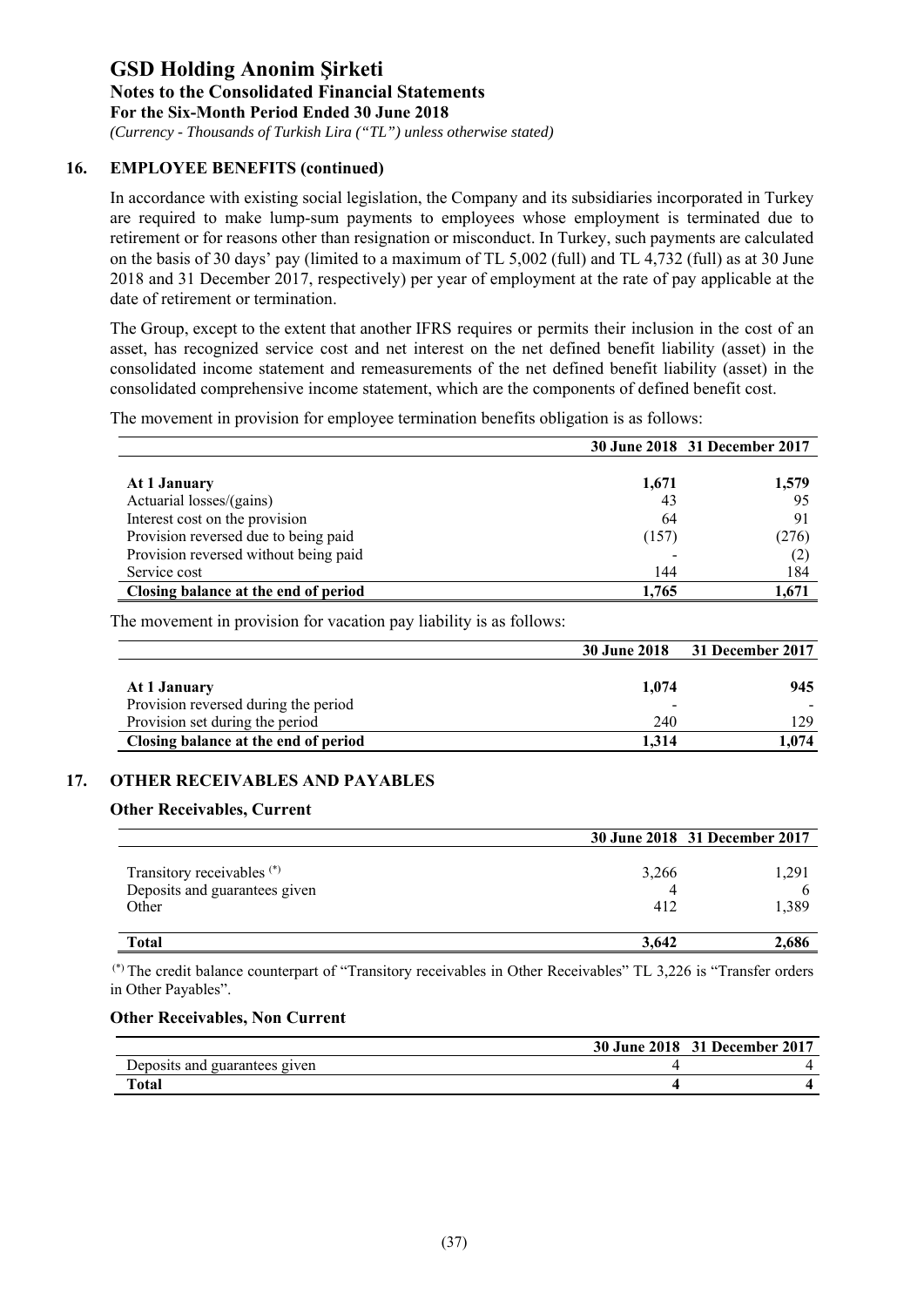## 16. EMPLOYEE BENEFITS (continued)

In accordance with existing social legislation, the Company and its subsidiaries incorporated in Turkey are required to make lump-sum payments to employees whose employment is terminated due to retirement or for reasons other than resignation or misconduct. In Turkey, such payments are calculated on the basis of 30 days' pay (limited to a maximum of TL 5,002 (full) and TL 4,732 (full) as at 30 June 2018 and 31 December 2017, respectively) per year of employment at the rate of pay applicable at the date of retirement or termination.

The Group, except to the extent that another IFRS requires or permits their inclusion in the cost of an asset, has recognized service cost and net interest on the net defined benefit liability (asset) in the consolidated income statement and remeasurements of the net defined benefit liability (asset) in the consolidated comprehensive income statement, which are the components of defined benefit cost.

The movement in provision for employee termination benefits obligation is as follows:

| | 30 June 2018 | 31 December 2017 |
|---|---|---|
| **At 1 January** | **1,671** | **1,579** |
| Actuarial losses/(gains) | 43 | 95 |
| Interest cost on the provision | 64 | 91 |
| Provision reversed due to being paid | (157) | (276) |
| Provision reversed without being paid | - | (2) |
| Service cost | 144 | 184 |
| **Closing balance at the end of period** | **1,765** | **1,671** |

The movement in provision for vacation pay liability is as follows:

| | 30 June 2018 | 31 December 2017 |
|---|---|---|
| **At 1 January** | **1,074** | **945** |
| Provision reversed during the period | - | - |
| Provision set during the period | 240 | 129 |
| **Closing balance at the end of period** | **1,314** | **1,074** |

## 17. OTHER RECEIVABLES AND PAYABLES

### Other Receivables, Current

| | 30 June 2018 | 31 December 2017 |
|---|---|---|
| Transitory receivables (*) | 3,266 | 1,291 |
| Deposits and guarantees given | 4 | 6 |
| Other | 412 | 1,389 |
| **Total** | **3,642** | **2,686** |

(*) The credit balance counterpart of "Transitory receivables in Other Receivables" TL 3,226 is "Transfer orders in Other Payables".

### Other Receivables, Non Current

| | 30 June 2018 | 31 December 2017 |
|---|---|---|
| Deposits and guarantees given | 4 | 4 |
| **Total** | **4** | **4** |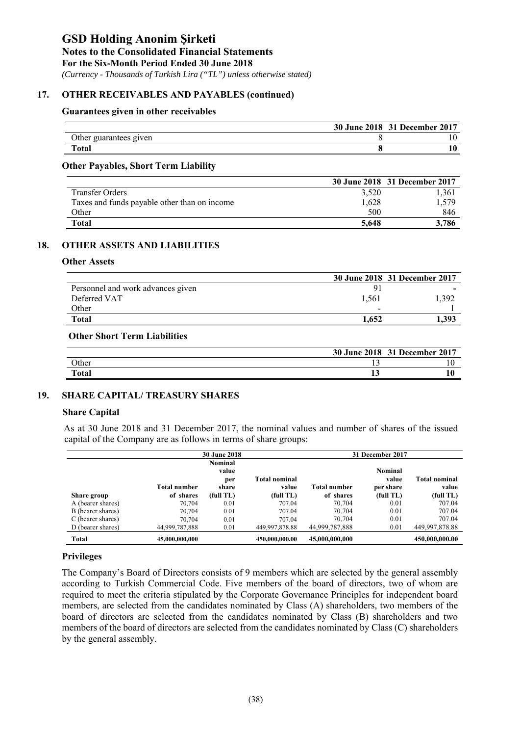## 17. OTHER RECEIVABLES AND PAYABLES (continued)

### Guarantees given in other receivables

| | 30 June 2018 | 31 December 2017 |
|---|---|---|
| Other guarantees given | 8 | 10 |
| **Total** | **8** | **10** |

### Other Payables, Short Term Liability

| | 30 June 2018 | 31 December 2017 |
|---|---|---|
| Transfer Orders | 3,520 | 1,361 |
| Taxes and funds payable other than on income | 1,628 | 1,579 |
| Other | 500 | 846 |
| **Total** | **5,648** | **3,786** |

## 18. OTHER ASSETS AND LIABILITIES

### Other Assets

| | 30 June 2018 | 31 December 2017 |
|---|---|---|
| Personnel and work advances given | 91 | - |
| Deferred VAT | 1,561 | 1,392 |
| Other | - | 1 |
| **Total** | **1,652** | **1,393** |

### Other Short Term Liabilities

| | 30 June 2018 | 31 December 2017 |
|---|---|---|
| Other | 13 | 10 |
| **Total** | **13** | **10** |

## 19. SHARE CAPITAL/ TREASURY SHARES

### Share Capital

As at 30 June 2018 and 31 December 2017, the nominal values and number of shares of the issued capital of the Company are as follows in terms of share groups:

| | 30 June 2018 | | | 31 December 2017 | | |
|---|---|---|---|---|---|---|
| **Share group** | **Total number of shares** | **Nominal value per share (full TL)** | **Total nominal value (full TL)** | **Total number of shares** | **Nominal value per share (full TL)** | **Total nominal value (full TL)** |
| A (bearer shares) | 70,704 | 0.01 | 707.04 | 70,704 | 0.01 | 707.04 |
| B (bearer shares) | 70,704 | 0.01 | 707.04 | 70,704 | 0.01 | 707.04 |
| C (bearer shares) | 70,704 | 0.01 | 707.04 | 70,704 | 0.01 | 707.04 |
| D (bearer shares) | 44,999,787,888 | 0.01 | 449,997,878.88 | 44,999,787,888 | 0.01 | 449,997,878.88 |
| **Total** | **45,000,000,000** | | **450,000,000.00** | **45,000,000,000** | | **450,000,000.00** |

### Privileges

The Company's Board of Directors consists of 9 members which are selected by the general assembly according to Turkish Commercial Code. Five members of the board of directors, two of whom are required to meet the criteria stipulated by the Corporate Governance Principles for independent board members, are selected from the candidates nominated by Class (A) shareholders, two members of the board of directors are selected from the candidates nominated by Class (B) shareholders and two members of the board of directors are selected from the candidates nominated by Class (C) shareholders by the general assembly.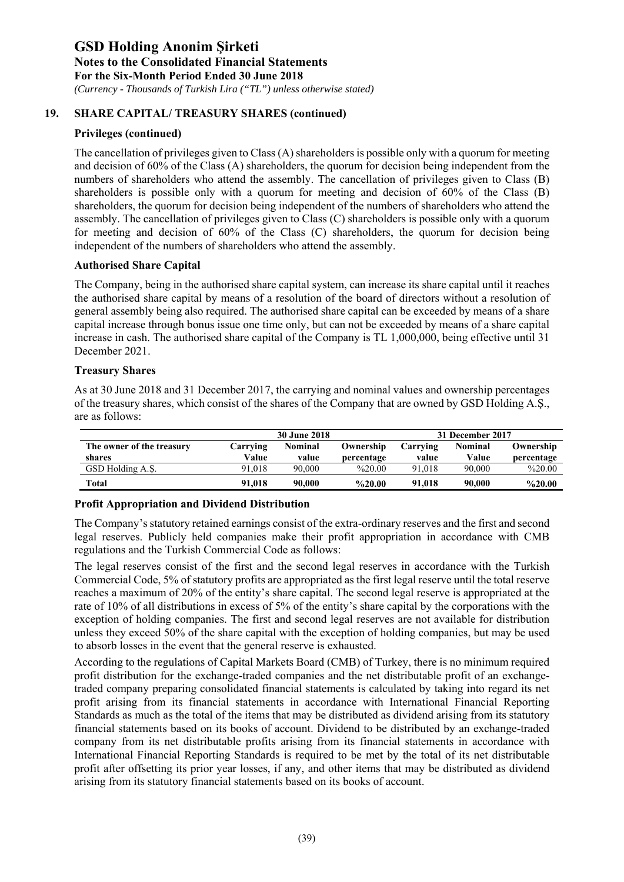## 19. SHARE CAPITAL/ TREASURY SHARES (continued)

### Privileges (continued)

The cancellation of privileges given to Class (A) shareholders is possible only with a quorum for meeting and decision of 60% of the Class (A) shareholders, the quorum for decision being independent from the numbers of shareholders who attend the assembly. The cancellation of privileges given to Class (B) shareholders is possible only with a quorum for meeting and decision of 60% of the Class (B) shareholders, the quorum for decision being independent of the numbers of shareholders who attend the assembly. The cancellation of privileges given to Class (C) shareholders is possible only with a quorum for meeting and decision of 60% of the Class (C) shareholders, the quorum for decision being independent of the numbers of shareholders who attend the assembly.

### Authorised Share Capital

The Company, being in the authorised share capital system, can increase its share capital until it reaches the authorised share capital by means of a resolution of the board of directors without a resolution of general assembly being also required. The authorised share capital can be exceeded by means of a share capital increase through bonus issue one time only, but can not be exceeded by means of a share capital increase in cash. The authorised share capital of the Company is TL 1,000,000, being effective until 31 December 2021.

### Treasury Shares

As at 30 June 2018 and 31 December 2017, the carrying and nominal values and ownership percentages of the treasury shares, which consist of the shares of the Company that are owned by GSD Holding A.Ş., are as follows:

| | 30 June 2018 | | | 31 December 2017 | | |
|---|---|---|---|---|---|---|
| **The owner of the treasury shares** | **Carrying Value** | **Nominal value** | **Ownership percentage** | **Carrying value** | **Nominal Value** | **Ownership percentage** |
| GSD Holding A.Ş. | 91,018 | 90,000 | %20.00 | 91,018 | 90,000 | %20.00 |
| **Total** | **91,018** | **90,000** | **%20.00** | **91,018** | **90,000** | **%20.00** |

### Profit Appropriation and Dividend Distribution

The Company's statutory retained earnings consist of the extra-ordinary reserves and the first and second legal reserves. Publicly held companies make their profit appropriation in accordance with CMB regulations and the Turkish Commercial Code as follows:

The legal reserves consist of the first and the second legal reserves in accordance with the Turkish Commercial Code, 5% of statutory profits are appropriated as the first legal reserve until the total reserve reaches a maximum of 20% of the entity's share capital. The second legal reserve is appropriated at the rate of 10% of all distributions in excess of 5% of the entity's share capital by the corporations with the exception of holding companies. The first and second legal reserves are not available for distribution unless they exceed 50% of the share capital with the exception of holding companies, but may be used to absorb losses in the event that the general reserve is exhausted.

According to the regulations of Capital Markets Board (CMB) of Turkey, there is no minimum required profit distribution for the exchange-traded companies and the net distributable profit of an exchange-traded company preparing consolidated financial statements is calculated by taking into regard its net profit arising from its financial statements in accordance with International Financial Reporting Standards as much as the total of the items that may be distributed as dividend arising from its statutory financial statements based on its books of account. Dividend to be distributed by an exchange-traded company from its net distributable profits arising from its financial statements in accordance with International Financial Reporting Standards is required to be met by the total of its net distributable profit after offsetting its prior year losses, if any, and other items that may be distributed as dividend arising from its statutory financial statements based on its books of account.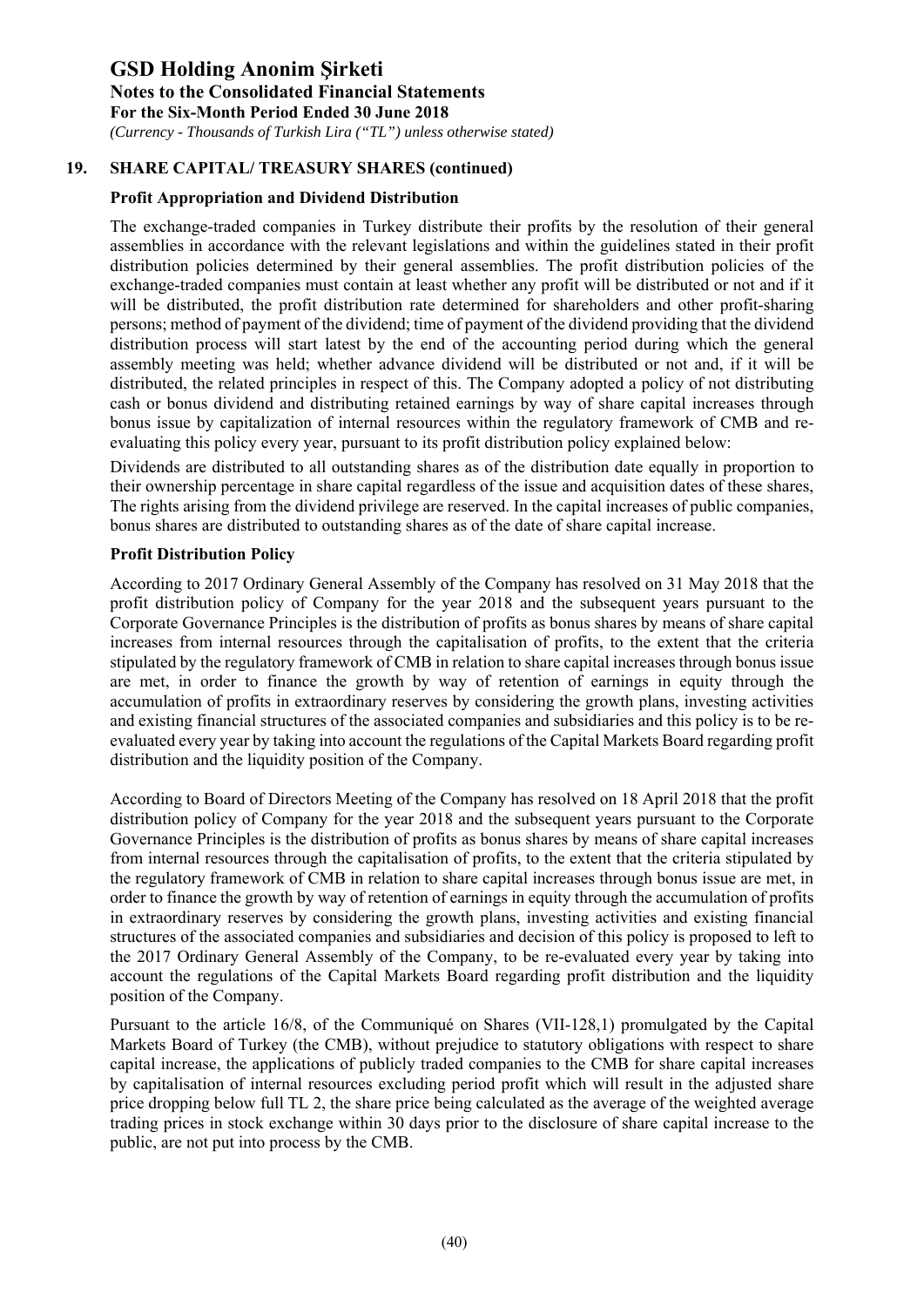## 19. SHARE CAPITAL/ TREASURY SHARES (continued)

### Profit Appropriation and Dividend Distribution

The exchange-traded companies in Turkey distribute their profits by the resolution of their general assemblies in accordance with the relevant legislations and within the guidelines stated in their profit distribution policies determined by their general assemblies. The profit distribution policies of the exchange-traded companies must contain at least whether any profit will be distributed or not and if it will be distributed, the profit distribution rate determined for shareholders and other profit-sharing persons; method of payment of the dividend; time of payment of the dividend providing that the dividend distribution process will start latest by the end of the accounting period during which the general assembly meeting was held; whether advance dividend will be distributed or not and, if it will be distributed, the related principles in respect of this. The Company adopted a policy of not distributing cash or bonus dividend and distributing retained earnings by way of share capital increases through bonus issue by capitalization of internal resources within the regulatory framework of CMB and re-evaluating this policy every year, pursuant to its profit distribution policy explained below:

Dividends are distributed to all outstanding shares as of the distribution date equally in proportion to their ownership percentage in share capital regardless of the issue and acquisition dates of these shares, The rights arising from the dividend privilege are reserved. In the capital increases of public companies, bonus shares are distributed to outstanding shares as of the date of share capital increase.

### Profit Distribution Policy

According to 2017 Ordinary General Assembly of the Company has resolved on 31 May 2018 that the profit distribution policy of Company for the year 2018 and the subsequent years pursuant to the Corporate Governance Principles is the distribution of profits as bonus shares by means of share capital increases from internal resources through the capitalisation of profits, to the extent that the criteria stipulated by the regulatory framework of CMB in relation to share capital increases through bonus issue are met, in order to finance the growth by way of retention of earnings in equity through the accumulation of profits in extraordinary reserves by considering the growth plans, investing activities and existing financial structures of the associated companies and subsidiaries and this policy is to be re-evaluated every year by taking into account the regulations of the Capital Markets Board regarding profit distribution and the liquidity position of the Company.

According to Board of Directors Meeting of the Company has resolved on 18 April 2018 that the profit distribution policy of Company for the year 2018 and the subsequent years pursuant to the Corporate Governance Principles is the distribution of profits as bonus shares by means of share capital increases from internal resources through the capitalisation of profits, to the extent that the criteria stipulated by the regulatory framework of CMB in relation to share capital increases through bonus issue are met, in order to finance the growth by way of retention of earnings in equity through the accumulation of profits in extraordinary reserves by considering the growth plans, investing activities and existing financial structures of the associated companies and subsidiaries and decision of this policy is proposed to left to the 2017 Ordinary General Assembly of the Company, to be re-evaluated every year by taking into account the regulations of the Capital Markets Board regarding profit distribution and the liquidity position of the Company.

Pursuant to the article 16/8, of the Communiqué on Shares (VII-128,1) promulgated by the Capital Markets Board of Turkey (the CMB), without prejudice to statutory obligations with respect to share capital increase, the applications of publicly traded companies to the CMB for share capital increases by capitalisation of internal resources excluding period profit which will result in the adjusted share price dropping below full TL 2, the share price being calculated as the average of the weighted average trading prices in stock exchange within 30 days prior to the disclosure of share capital increase to the public, are not put into process by the CMB.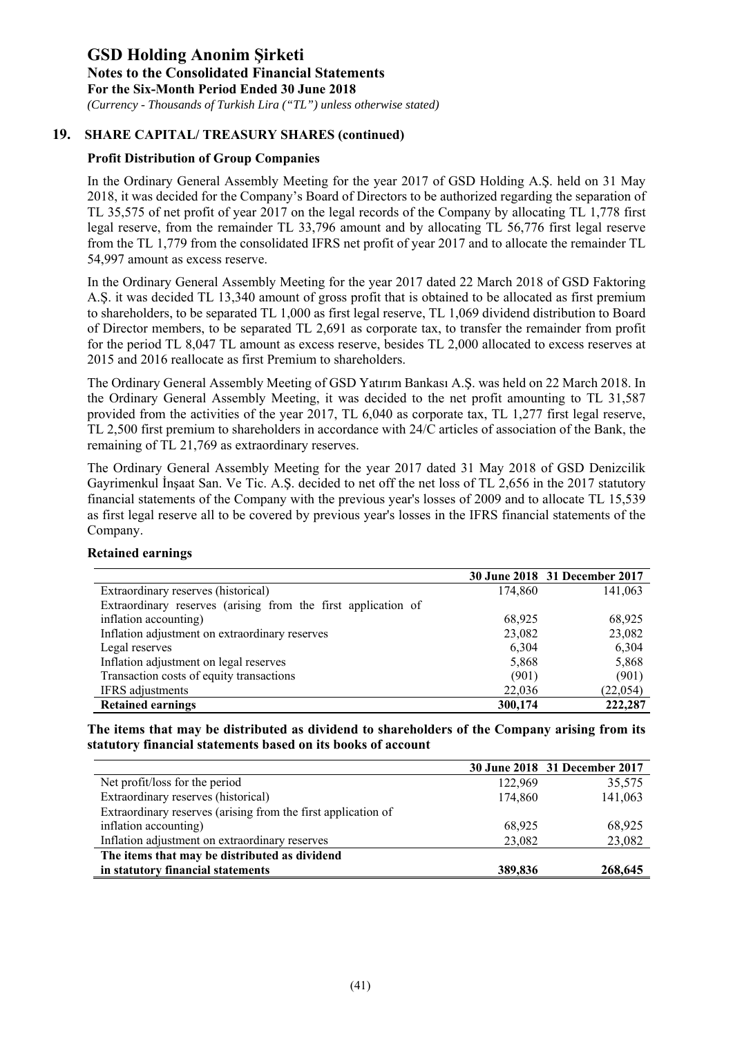## 19. SHARE CAPITAL/ TREASURY SHARES (continued)

### Profit Distribution of Group Companies

In the Ordinary General Assembly Meeting for the year 2017 of GSD Holding A.Ş. held on 31 May 2018, it was decided for the Company's Board of Directors to be authorized regarding the separation of TL 35,575 of net profit of year 2017 on the legal records of the Company by allocating TL 1,778 first legal reserve, from the remainder TL 33,796 amount and by allocating TL 56,776 first legal reserve from the TL 1,779 from the consolidated IFRS net profit of year 2017 and to allocate the remainder TL 54,997 amount as excess reserve.

In the Ordinary General Assembly Meeting for the year 2017 dated 22 March 2018 of GSD Faktoring A.Ş. it was decided TL 13,340 amount of gross profit that is obtained to be allocated as first premium to shareholders, to be separated TL 1,000 as first legal reserve, TL 1,069 dividend distribution to Board of Director members, to be separated TL 2,691 as corporate tax, to transfer the remainder from profit for the period TL 8,047 TL amount as excess reserve, besides TL 2,000 allocated to excess reserves at 2015 and 2016 reallocate as first Premium to shareholders.

The Ordinary General Assembly Meeting of GSD Yatırım Bankası A.Ş. was held on 22 March 2018. In the Ordinary General Assembly Meeting, it was decided to the net profit amounting to TL 31,587 provided from the activities of the year 2017, TL 6,040 as corporate tax, TL 1,277 first legal reserve, TL 2,500 first premium to shareholders in accordance with 24/C articles of association of the Bank, the remaining of TL 21,769 as extraordinary reserves.

The Ordinary General Assembly Meeting for the year 2017 dated 31 May 2018 of GSD Denizcilik Gayrimenkul İnşaat San. Ve Tic. A.Ş. decided to net off the net loss of TL 2,656 in the 2017 statutory financial statements of the Company with the previous year's losses of 2009 and to allocate TL 15,539 as first legal reserve all to be covered by previous year's losses in the IFRS financial statements of the Company.

### Retained earnings

| | 30 June 2018 | 31 December 2017 |
|---|---|---|
| Extraordinary reserves (historical) | 174,860 | 141,063 |
| Extraordinary reserves (arising from the first application of inflation accounting) | 68,925 | 68,925 |
| Inflation adjustment on extraordinary reserves | 23,082 | 23,082 |
| Legal reserves | 6,304 | 6,304 |
| Inflation adjustment on legal reserves | 5,868 | 5,868 |
| Transaction costs of equity transactions | (901) | (901) |
| IFRS adjustments | 22,036 | (22,054) |
| **Retained earnings** | **300,174** | **222,287** |

### The items that may be distributed as dividend to shareholders of the Company arising from its statutory financial statements based on its books of account

| | 30 June 2018 | 31 December 2017 |
|---|---|---|
| Net profit/loss for the period | 122,969 | 35,575 |
| Extraordinary reserves (historical) | 174,860 | 141,063 |
| Extraordinary reserves (arising from the first application of inflation accounting) | 68,925 | 68,925 |
| Inflation adjustment on extraordinary reserves | 23,082 | 23,082 |
| **The items that may be distributed as dividend in statutory financial statements** | **389,836** | **268,645** |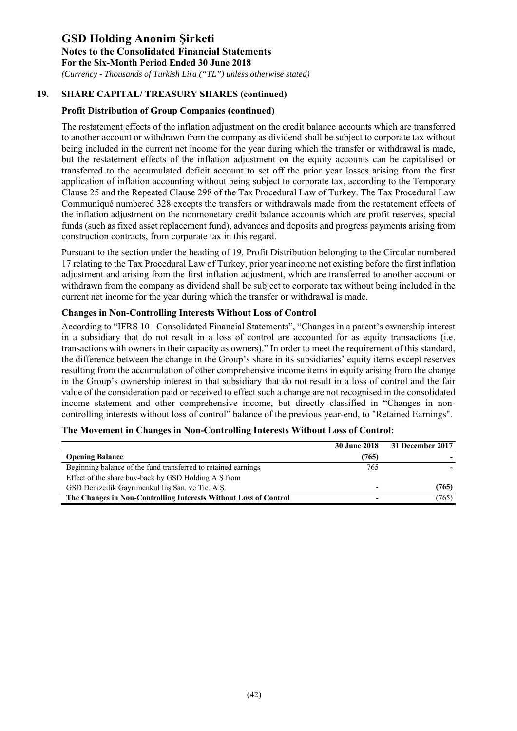## 19. SHARE CAPITAL/ TREASURY SHARES (continued)

### Profit Distribution of Group Companies (continued)

The restatement effects of the inflation adjustment on the credit balance accounts which are transferred to another account or withdrawn from the company as dividend shall be subject to corporate tax without being included in the current net income for the year during which the transfer or withdrawal is made, but the restatement effects of the inflation adjustment on the equity accounts can be capitalised or transferred to the accumulated deficit account to set off the prior year losses arising from the first application of inflation accounting without being subject to corporate tax, according to the Temporary Clause 25 and the Repeated Clause 298 of the Tax Procedural Law of Turkey. The Tax Procedural Law Communiqué numbered 328 excepts the transfers or withdrawals made from the restatement effects of the inflation adjustment on the nonmonetary credit balance accounts which are profit reserves, special funds (such as fixed asset replacement fund), advances and deposits and progress payments arising from construction contracts, from corporate tax in this regard.

Pursuant to the section under the heading of 19. Profit Distribution belonging to the Circular numbered 17 relating to the Tax Procedural Law of Turkey, prior year income not existing before the first inflation adjustment and arising from the first inflation adjustment, which are transferred to another account or withdrawn from the company as dividend shall be subject to corporate tax without being included in the current net income for the year during which the transfer or withdrawal is made.

### Changes in Non-Controlling Interests Without Loss of Control

According to "IFRS 10 –Consolidated Financial Statements", "Changes in a parent's ownership interest in a subsidiary that do not result in a loss of control are accounted for as equity transactions (i.e. transactions with owners in their capacity as owners)." In order to meet the requirement of this standard, the difference between the change in the Group's share in its subsidiaries' equity items except reserves resulting from the accumulation of other comprehensive income items in equity arising from the change in the Group's ownership interest in that subsidiary that do not result in a loss of control and the fair value of the consideration paid or received to effect such a change are not recognised in the consolidated income statement and other comprehensive income, but directly classified in "Changes in non-controlling interests without loss of control" balance of the previous year-end, to "Retained Earnings".

### The Movement in Changes in Non-Controlling Interests Without Loss of Control:

| | 30 June 2018 | 31 December 2017 |
|---|---|---|
| **Opening Balance** | **(765)** | **-** |
| Beginning balance of the fund transferred to retained earnings | 765 | - |
| Effect of the share buy-back by GSD Holding A.Ş from GSD Denizcilik Gayrimenkul İnş.San. ve Tic. A.Ş. | - | **(765)** |
| **The Changes in Non-Controlling Interests Without Loss of Control** | **-** | (765) |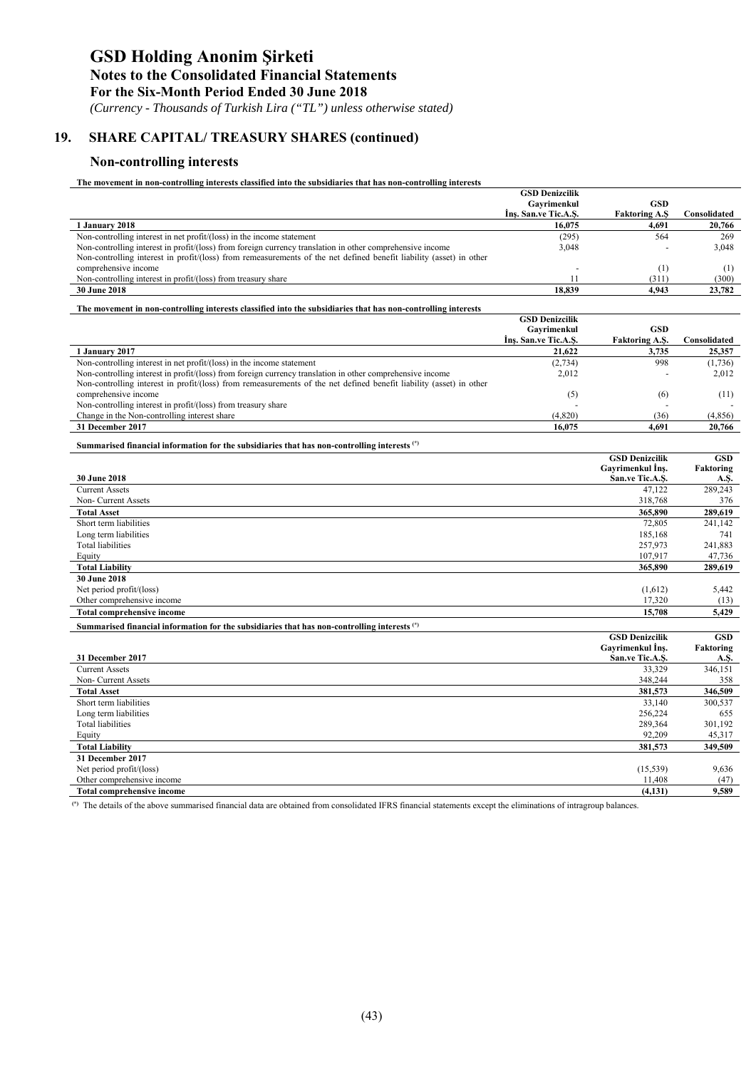# GSD Holding Anonim Şirketi

**Notes to the Consolidated Financial Statements**

**For the Six-Month Period Ended 30 June 2018**

*(Currency - Thousands of Turkish Lira ("TL") unless otherwise stated)*

## 19. SHARE CAPITAL/ TREASURY SHARES (continued)

### Non-controlling interests

**The movement in non-controlling interests classified into the subsidiaries that has non-controlling interests**

| | GSD Denizcilik Gayrimenkul İnş. San.ve Tic.A.Ş. | GSD Faktoring A.Ş | Consolidated |
|---|---|---|---|
| **1 January 2018** | **16,075** | **4,691** | **20,766** |
| Non-controlling interest in net profit/(loss) in the income statement | (295) | 564 | 269 |
| Non-controlling interest in profit/(loss) from foreign currency translation in other comprehensive income | 3,048 | - | 3,048 |
| Non-controlling interest in profit/(loss) from remeasurements of the net defined benefit liability (asset) in other comprehensive income | - | (1) | (1) |
| Non-controlling interest in profit/(loss) from treasury share | 11 | (311) | (300) |
| **30 June 2018** | **18,839** | **4,943** | **23,782** |

**The movement in non-controlling interests classified into the subsidiaries that has non-controlling interests**

| | GSD Denizcilik Gayrimenkul İnş. San.ve Tic.A.Ş. | GSD Faktoring A.Ş. | Consolidated |
|---|---|---|---|
| **1 January 2017** | **21,622** | **3,735** | **25,357** |
| Non-controlling interest in net profit/(loss) in the income statement | (2,734) | 998 | (1,736) |
| Non-controlling interest in profit/(loss) from foreign currency translation in other comprehensive income | 2,012 | - | 2,012 |
| Non-controlling interest in profit/(loss) from remeasurements of the net defined benefit liability (asset) in other comprehensive income | (5) | (6) | (11) |
| Non-controlling interest in profit/(loss) from treasury share | - | - | - |
| Change in the Non-controlling interest share | (4,820) | (36) | (4,856) |
| **31 December 2017** | **16,075** | **4,691** | **20,766** |

**Summarised financial information for the subsidiaries that has non-controlling interests [(*)]**

| **30 June 2018** | GSD Denizcilik Gayrimenkul İnş. San.ve Tic.A.Ş. | GSD Faktoring A.Ş. |
|---|---|---|
| Current Assets | 47,122 | 289,243 |
| Non- Current Assets | 318,768 | 376 |
| **Total Asset** | **365,890** | **289,619** |
| Short term liabilities | 72,805 | 241,142 |
| Long term liabilities | 185,168 | 741 |
| Total liabilities | 257,973 | 241,883 |
| Equity | 107,917 | 47,736 |
| **Total Liability** | **365,890** | **289,619** |
| **30 June 2018** | | |
| Net period profit/(loss) | (1,612) | 5,442 |
| Other comprehensive income | 17,320 | (13) |
| **Total comprehensive income** | **15,708** | **5,429** |

**Summarised financial information for the subsidiaries that has non-controlling interests [(*)]**

| **31 December 2017** | GSD Denizcilik Gayrimenkul İnş. San.ve Tic.A.Ş. | GSD Faktoring A.Ş. |
|---|---|---|
| Current Assets | 33,329 | 346,151 |
| Non- Current Assets | 348,244 | 358 |
| **Total Asset** | **381,573** | **346,509** |
| Short term liabilities | 33,140 | 300,537 |
| Long term liabilities | 256,224 | 655 |
| Total liabilities | 289,364 | 301,192 |
| Equity | 92,209 | 45,317 |
| **Total Liability** | **381,573** | **349,509** |
| **31 December 2017** | | |
| Net period profit/(loss) | (15,539) | 9,636 |
| Other comprehensive income | 11,408 | (47) |
| **Total comprehensive income** | **(4,131)** | **9,589** |

[(*)] The details of the above summarised financial data are obtained from consolidated IFRS financial statements except the eliminations of intragroup balances.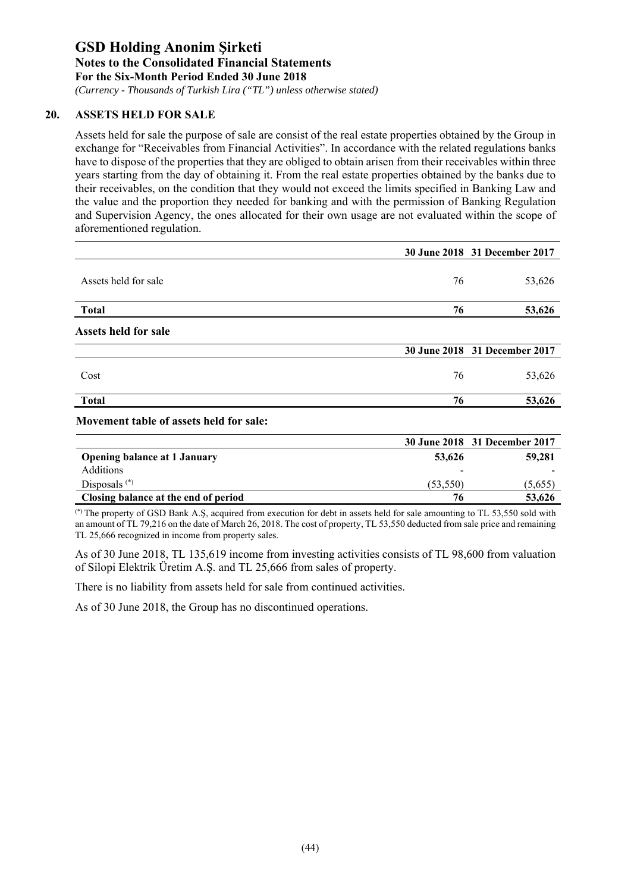## 20. ASSETS HELD FOR SALE

Assets held for sale the purpose of sale are consist of the real estate properties obtained by the Group in exchange for "Receivables from Financial Activities". In accordance with the related regulations banks have to dispose of the properties that they are obliged to obtain arisen from their receivables within three years starting from the day of obtaining it. From the real estate properties obtained by the banks due to their receivables, on the condition that they would not exceed the limits specified in Banking Law and the value and the proportion they needed for banking and with the permission of Banking Regulation and Supervision Agency, the ones allocated for their own usage are not evaluated within the scope of aforementioned regulation.

| | 30 June 2018 | 31 December 2017 |
|---|---|---|
| Assets held for sale | 76 | 53,626 |
| **Total** | **76** | **53,626** |

**Assets held for sale**

| | 30 June 2018 | 31 December 2017 |
|---|---|---|
| Cost | 76 | 53,626 |
| **Total** | **76** | **53,626** |

**Movement table of assets held for sale:**

| | 30 June 2018 | 31 December 2017 |
|---|---|---|
| **Opening balance at 1 January** | **53,626** | **59,281** |
| Additions | - | - |
| Disposals (*) | (53,550) | (5,655) |
| **Closing balance at the end of period** | **76** | **53,626** |

(*) The property of GSD Bank A.Ş, acquired from execution for debt in assets held for sale amounting to TL 53,550 sold with an amount of TL 79,216 on the date of March 26, 2018. The cost of property, TL 53,550 deducted from sale price and remaining TL 25,666 recognized in income from property sales.

As of 30 June 2018, TL 135,619 income from investing activities consists of TL 98,600 from valuation of Silopi Elektrik Üretim A.Ş. and TL 25,666 from sales of property.

There is no liability from assets held for sale from continued activities.

As of 30 June 2018, the Group has no discontinued operations.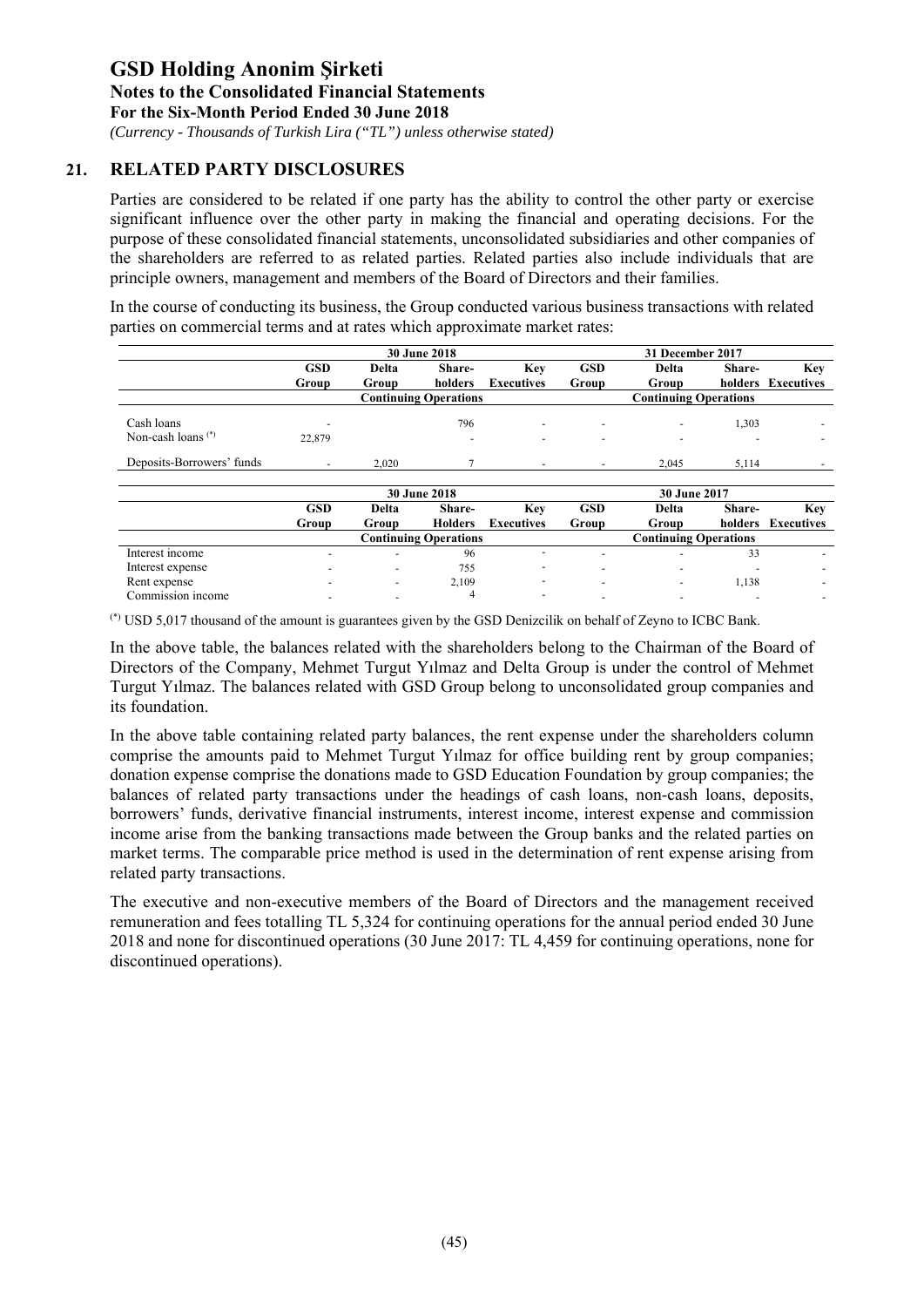## 21. RELATED PARTY DISCLOSURES

Parties are considered to be related if one party has the ability to control the other party or exercise significant influence over the other party in making the financial and operating decisions. For the purpose of these consolidated financial statements, unconsolidated subsidiaries and other companies of the shareholders are referred to as related parties. Related parties also include individuals that are principle owners, management and members of the Board of Directors and their families.

In the course of conducting its business, the Group conducted various business transactions with related parties on commercial terms and at rates which approximate market rates:

| | 30 June 2018 | | | | 31 December 2017 | | | |
|---|---|---|---|---|---|---|---|---|
| | GSD Group | Delta Group | Share-holders | Key Executives | GSD Group | Delta Group | Share-holders | Key Executives |
| | Continuing Operations | | | | Continuing Operations | | | |
| Cash loans | - | | 796 | - | - | - | 1,303 | - |
| Non-cash loans (*) | 22,879 | | - | - | - | - | - | - |
| Deposits-Borrowers' funds | - | 2,020 | 7 | - | - | 2,045 | 5,114 | - |

| | 30 June 2018 | | | | 30 June 2017 | | | |
|---|---|---|---|---|---|---|---|---|
| | GSD Group | Delta Group | Share-Holders | Key Executives | GSD Group | Delta Group | Share-holders | Key Executives |
| | Continuing Operations | | | | Continuing Operations | | | |
| Interest income | - | - | 96 | - | - | - | 33 | - |
| Interest expense | - | - | 755 | - | - | - | - | - |
| Rent expense | - | - | 2,109 | - | - | - | 1,138 | - |
| Commission income | - | - | 4 | - | - | - | - | - |

(*) USD 5,017 thousand of the amount is guarantees given by the GSD Denizcilik on behalf of Zeyno to ICBC Bank.

In the above table, the balances related with the shareholders belong to the Chairman of the Board of Directors of the Company, Mehmet Turgut Yılmaz and Delta Group is under the control of Mehmet Turgut Yılmaz. The balances related with GSD Group belong to unconsolidated group companies and its foundation.

In the above table containing related party balances, the rent expense under the shareholders column comprise the amounts paid to Mehmet Turgut Yılmaz for office building rent by group companies; donation expense comprise the donations made to GSD Education Foundation by group companies; the balances of related party transactions under the headings of cash loans, non-cash loans, deposits, borrowers' funds, derivative financial instruments, interest income, interest expense and commission income arise from the banking transactions made between the Group banks and the related parties on market terms. The comparable price method is used in the determination of rent expense arising from related party transactions.

The executive and non-executive members of the Board of Directors and the management received remuneration and fees totalling TL 5,324 for continuing operations for the annual period ended 30 June 2018 and none for discontinued operations (30 June 2017: TL 4,459 for continuing operations, none for discontinued operations).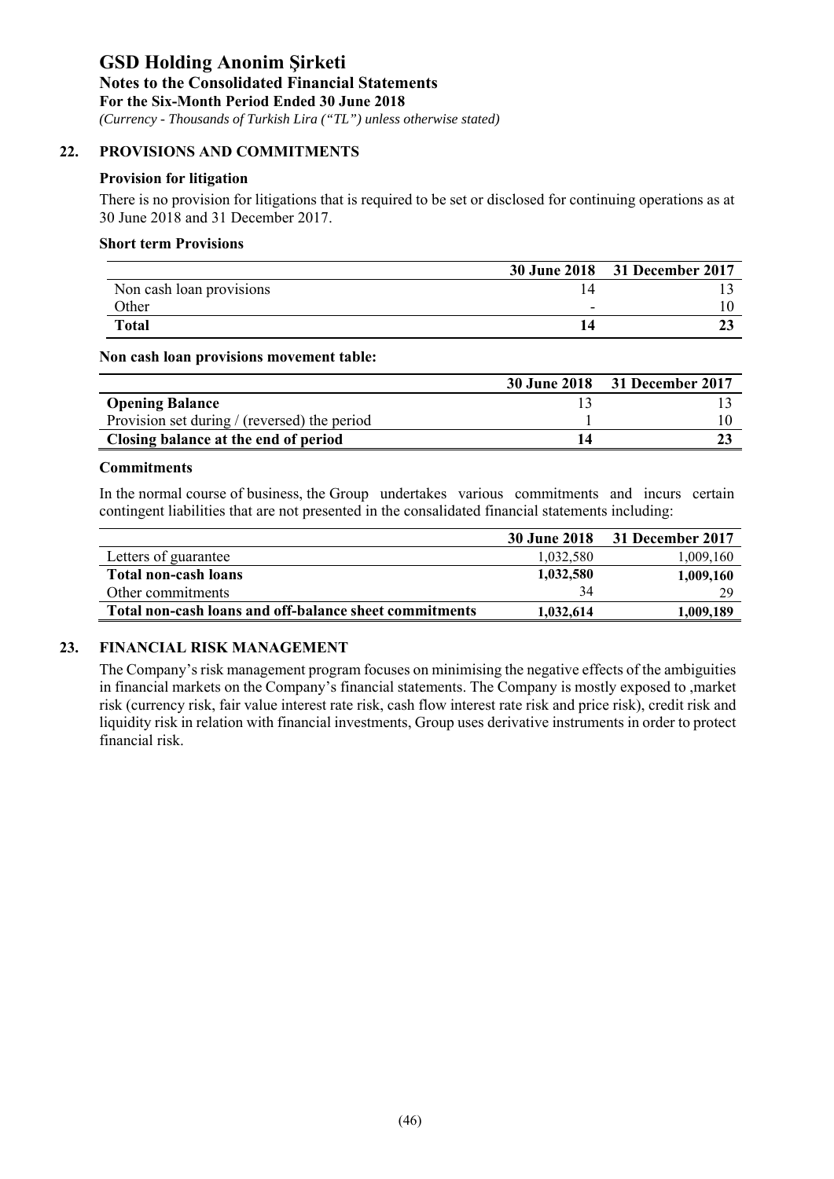## 22. PROVISIONS AND COMMITMENTS

### Provision for litigation

There is no provision for litigations that is required to be set or disclosed for continuing operations as at 30 June 2018 and 31 December 2017.

### Short term Provisions

| | 30 June 2018 | 31 December 2017 |
|---|---|---|
| Non cash loan provisions | 14 | 13 |
| Other | - | 10 |
| **Total** | **14** | **23** |

**Non cash loan provisions movement table:**

| | 30 June 2018 | 31 December 2017 |
|---|---|---|
| **Opening Balance** | 13 | 13 |
| Provision set during / (reversed) the period | 1 | 10 |
| **Closing balance at the end of period** | **14** | **23** |

### Commitments

In the normal course of business, the Group undertakes various commitments and incurs certain contingent liabilities that are not presented in the consalidated financial statements including:

| | 30 June 2018 | 31 December 2017 |
|---|---|---|
| Letters of guarantee | 1,032,580 | 1,009,160 |
| **Total non-cash loans** | **1,032,580** | **1,009,160** |
| Other commitments | 34 | 29 |
| **Total non-cash loans and off-balance sheet commitments** | **1,032,614** | **1,009,189** |

## 23. FINANCIAL RISK MANAGEMENT

The Company's risk management program focuses on minimising the negative effects of the ambiguities in financial markets on the Company's financial statements. The Company is mostly exposed to ,market risk (currency risk, fair value interest rate risk, cash flow interest rate risk and price risk), credit risk and liquidity risk in relation with financial investments, Group uses derivative instruments in order to protect financial risk.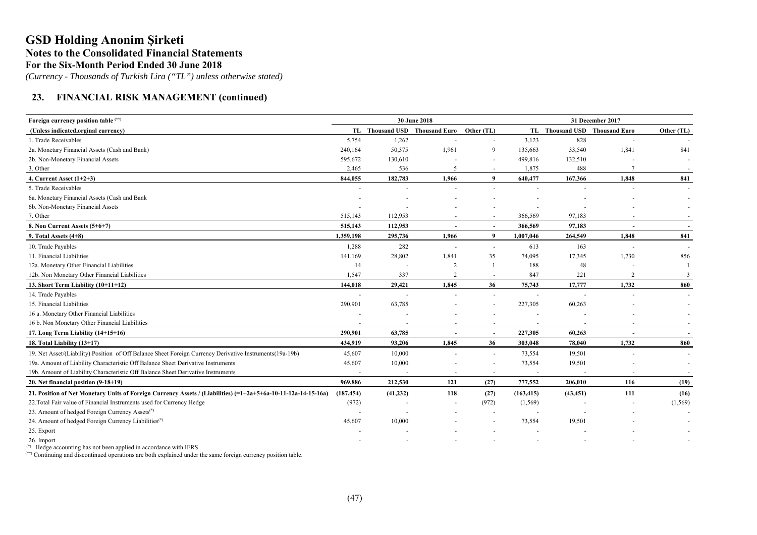# GSD Holding Anonim Şirketi

**Notes to the Consolidated Financial Statements**

**For the Six-Month Period Ended 30 June 2018**

*(Currency - Thousands of Turkish Lira ("TL") unless otherwise stated)*

## 23. FINANCIAL RISK MANAGEMENT (continued)

| Foreign currency position table [**] | 30 June 2018 | | | | 31 December 2017 | | | |
|---|---|---|---|---|---|---|---|---|
| (Unless indicated,orginal currency) | TL | Thousand USD | Thousand Euro | Other (TL) | TL | Thousand USD | Thousand Euro | Other (TL) |
| 1. Trade Receivables | 5,754 | 1,262 | - | - | 3,123 | 828 | - | - |
| 2a. Monetary Financial Assets (Cash and Bank) | 240,164 | 50,375 | 1,961 | 9 | 135,663 | 33,540 | 1,841 | 841 |
| 2b. Non-Monetary Financial Assets | 595,672 | 130,610 | - | - | 499,816 | 132,510 | - | - |
| 3. Other | 2,465 | 536 | 5 | - | 1,875 | 488 | 7 | - |
| **4. Current Asset (1+2+3)** | **844,055** | **182,783** | **1,966** | **9** | **640,477** | **167,366** | **1,848** | **841** |
| 5. Trade Receivables | - | - | - | - | - | - | - | - |
| 6a. Monetary Financial Assets (Cash and Bank | - | - | - | - | - | - | - | - |
| 6b. Non-Monetary Financial Assets | - | - | - | - | - | - | - | - |
| 7. Other | 515,143 | 112,953 | - | - | 366,569 | 97,183 | - | - |
| **8. Non Current Assets (5+6+7)** | **515,143** | **112,953** | **-** | **-** | **366,569** | **97,183** | **-** | **-** |
| **9. Total Assets (4+8)** | **1,359,198** | **295,736** | **1,966** | **9** | **1,007,046** | **264,549** | **1,848** | **841** |
| 10. Trade Payables | 1,288 | 282 | - | - | 613 | 163 | - | - |
| 11. Financial Liabilities | 141,169 | 28,802 | 1,841 | 35 | 74,095 | 17,345 | 1,730 | 856 |
| 12a. Monetary Other Financial Liabilities | 14 | - | 2 | 1 | 188 | 48 | - | 1 |
| 12b. Non Monetary Other Financial Liabilities | 1,547 | 337 | 2 | - | 847 | 221 | 2 | 3 |
| **13. Short Term Liability (10+11+12)** | **144,018** | **29,421** | **1,845** | **36** | **75,743** | **17,777** | **1,732** | **860** |
| 14. Trade Payables | - | - | - | - | - | - | - | - |
| 15. Financial Liabilities | 290,901 | 63,785 | - | - | 227,305 | 60,263 | - | - |
| 16 a. Monetary Other Financial Liabilities | - | - | - | - | - | - | - | - |
| 16 b. Non Monetary Other Financial Liabilities | - | - | - | - | - | - | - | - |
| **17. Long Term Liability (14+15+16)** | **290,901** | **63,785** | **-** | **-** | **227,305** | **60,263** | **-** | **-** |
| **18. Total Liability (13+17)** | **434,919** | **93,206** | **1,845** | **36** | **303,048** | **78,040** | **1,732** | **860** |
| 19. Net Asset/(Liability) Position of Off Balance Sheet Foreign Currency Derivative Instruments(19a-19b) | 45,607 | 10,000 | - | - | 73,554 | 19,501 | - | - |
| 19a. Amount of Liability Characteristic Off Balance Sheet Derivative Instruments | 45,607 | 10,000 | - | - | 73,554 | 19,501 | - | - |
| 19b. Amount of Liability Characteristic Off Balance Sheet Derivative Instruments | - | - | - | - | - | - | - | - |
| **20. Net financial position (9-18+19)** | **969,886** | **212,530** | **121** | **(27)** | **777,552** | **206,010** | **116** | **(19)** |
| **21. Position of Net Monetary Units of Foreign Currency Assets / (Liabilities) (=1+2a+5+6a-10-11-12a-14-15-16a)** | **(187,454)** | **(41,232)** | **118** | **(27)** | **(163,415)** | **(43,451)** | **111** | **(16)** |
| 22.Total Fair value of Financial Instruments used for Currency Hedge | (972) | - | - | (972) | (1,569) | - | - | (1,569) |
| 23. Amount of hedged Foreign Currency Assets[*] | - | - | - | - | - | - | - | - |
| 24. Amount of hedged Foreign Currency Liabilities[*] | 45,607 | 10,000 | - | - | 73,554 | 19,501 | - | - |
| 25. Export | - | - | - | - | - | - | - | - |
| 26. Import | - | - | - | - | - | - | - | - |

[*] Hedge accounting has not been applied in accordance with IFRS.

[**] Continuing and discontinued operations are both explained under the same foreign currency position table.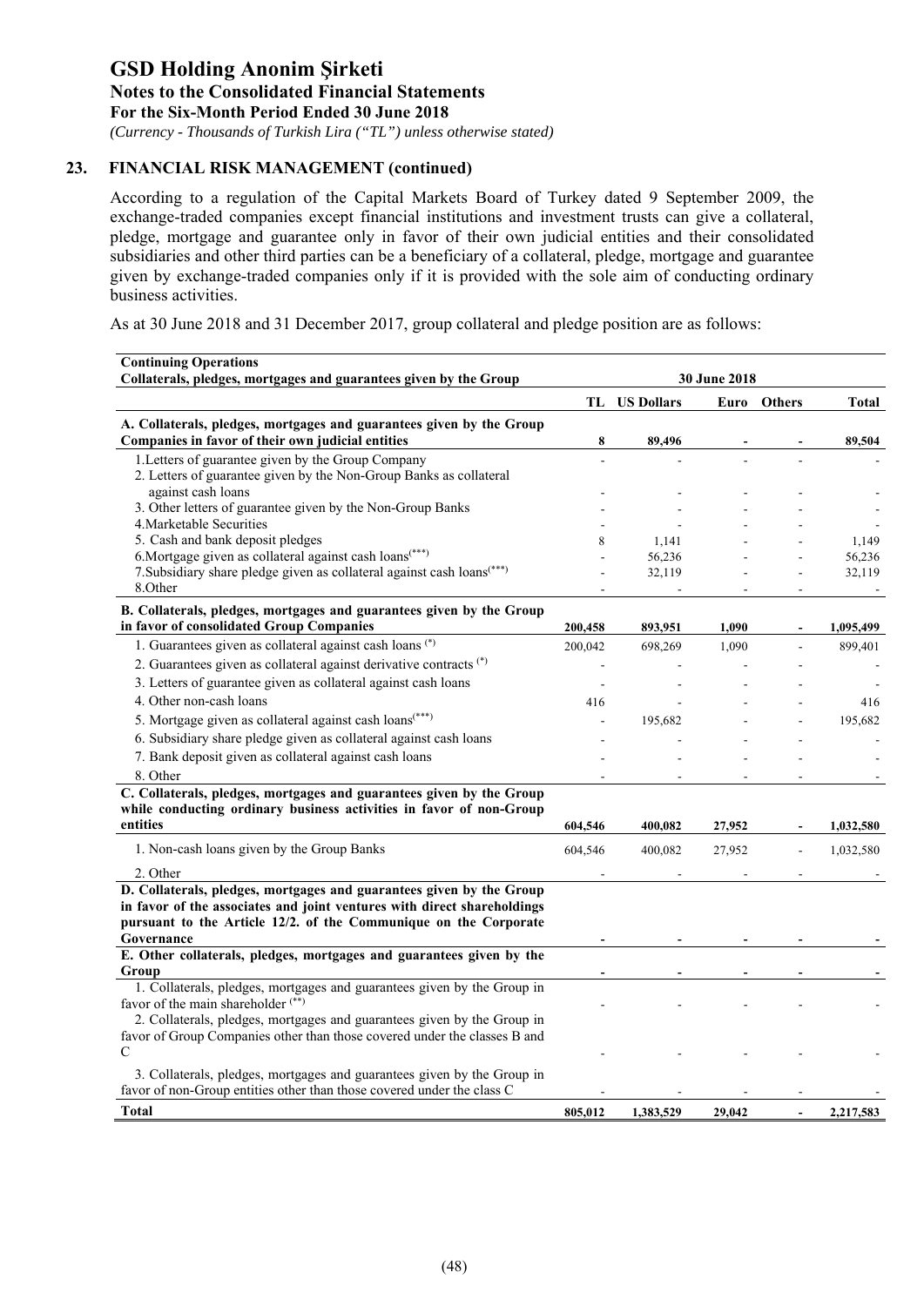## 23. FINANCIAL RISK MANAGEMENT (continued)

According to a regulation of the Capital Markets Board of Turkey dated 9 September 2009, the exchange-traded companies except financial institutions and investment trusts can give a collateral, pledge, mortgage and guarantee only in favor of their own judicial entities and their consolidated subsidiaries and other third parties can be a beneficiary of a collateral, pledge, mortgage and guarantee given by exchange-traded companies only if it is provided with the sole aim of conducting ordinary business activities.

As at 30 June 2018 and 31 December 2017, group collateral and pledge position are as follows:

| **Continuing Operations** **Collaterals, pledges, mortgages and guarantees given by the Group** | **30 June 2018** | | | | |
|---|---|---|---|---|---|
| | **TL** | **US Dollars** | **Euro** | **Others** | **Total** |
| **A. Collaterals, pledges, mortgages and guarantees given by the Group Companies in favor of their own judicial entities** | **8** | **89,496** | **-** | **-** | **89,504** |
| 1.Letters of guarantee given by the Group Company | - | - | - | - | - |
| 2. Letters of guarantee given by the Non-Group Banks as collateral against cash loans | - | - | - | - | - |
| 3. Other letters of guarantee given by the Non-Group Banks | - | - | - | - | - |
| 4.Marketable Securities | - | - | - | - | - |
| 5. Cash and bank deposit pledges | 8 | 1,141 | - | - | 1,149 |
| 6.Mortgage given as collateral against cash loans(***) | - | 56,236 | - | - | 56,236 |
| 7.Subsidiary share pledge given as collateral against cash loans(***) | - | 32,119 | - | - | 32,119 |
| 8.Other | - | - | - | - | - |
| **B. Collaterals, pledges, mortgages and guarantees given by the Group in favor of consolidated Group Companies** | **200,458** | **893,951** | **1,090** | **-** | **1,095,499** |
| 1. Guarantees given as collateral against cash loans (*) | 200,042 | 698,269 | 1,090 | - | 899,401 |
| 2. Guarantees given as collateral against derivative contracts (*) | - | - | - | - | - |
| 3. Letters of guarantee given as collateral against cash loans | - | - | - | - | - |
| 4. Other non-cash loans | 416 | - | - | - | 416 |
| 5. Mortgage given as collateral against cash loans(***) | - | 195,682 | - | - | 195,682 |
| 6. Subsidiary share pledge given as collateral against cash loans | - | - | - | - | - |
| 7. Bank deposit given as collateral against cash loans | - | - | - | - | - |
| 8. Other | - | - | - | - | - |
| **C. Collaterals, pledges, mortgages and guarantees given by the Group while conducting ordinary business activities in favor of non-Group entities** | **604,546** | **400,082** | **27,952** | **-** | **1,032,580** |
| 1. Non-cash loans given by the Group Banks | 604,546 | 400,082 | 27,952 | - | 1,032,580 |
| 2. Other | - | - | - | - | - |
| **D. Collaterals, pledges, mortgages and guarantees given by the Group in favor of the associates and joint ventures with direct shareholdings pursuant to the Article 12/2. of the Communique on the Corporate Governance** | **-** | **-** | **-** | **-** | **-** |
| **E. Other collaterals, pledges, mortgages and guarantees given by the Group** | **-** | **-** | **-** | **-** | **-** |
| 1. Collaterals, pledges, mortgages and guarantees given by the Group in favor of the main shareholder (**) | - | - | - | - | - |
| 2. Collaterals, pledges, mortgages and guarantees given by the Group in favor of Group Companies other than those covered under the classes B and C | - | - | - | - | - |
| 3. Collaterals, pledges, mortgages and guarantees given by the Group in favor of non-Group entities other than those covered under the class C | - | - | - | - | - |
| **Total** | **805,012** | **1,383,529** | **29,042** | **-** | **2,217,583** |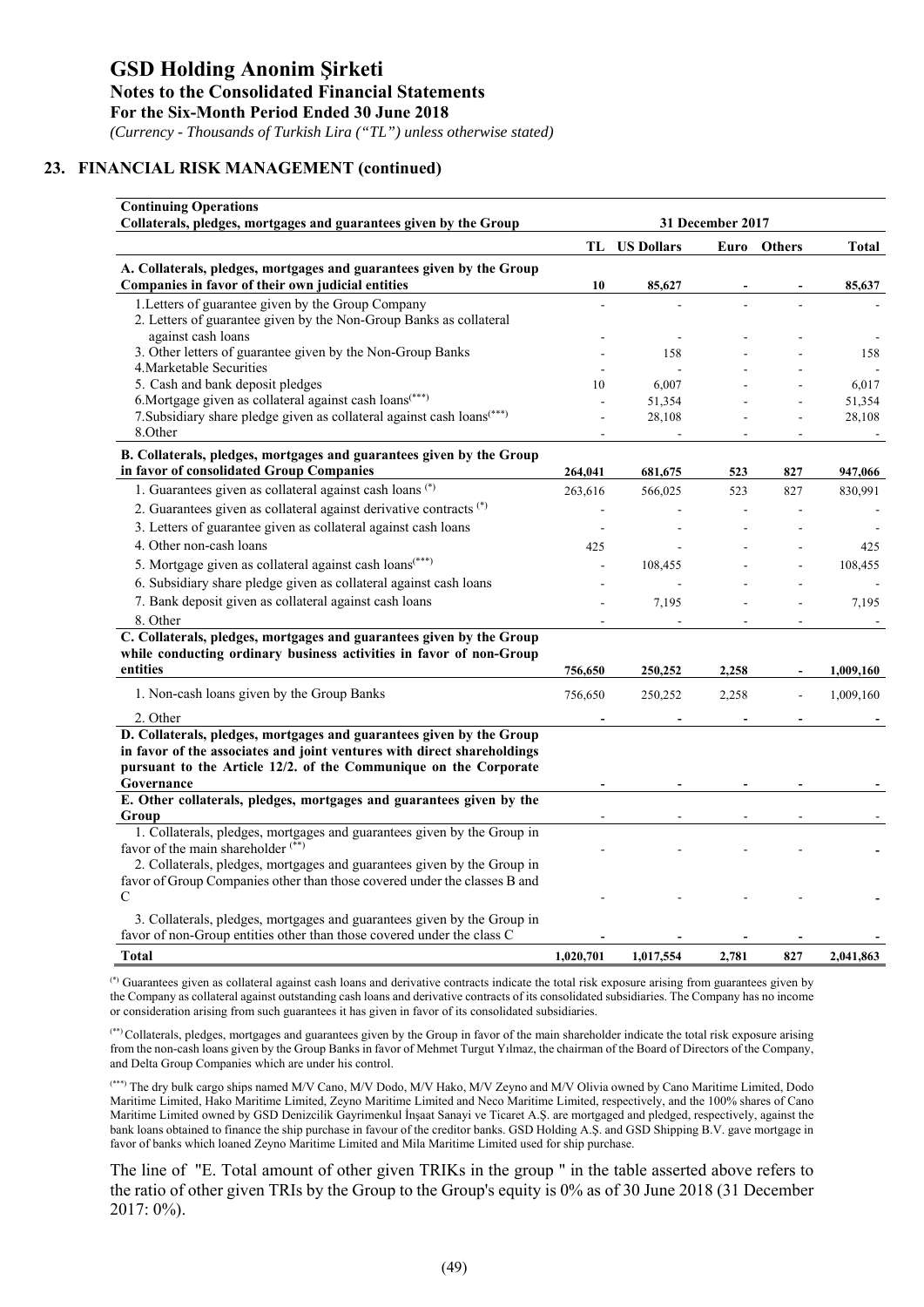## 23. FINANCIAL RISK MANAGEMENT (continued)

| **Continuing Operations**<br>**Collaterals, pledges, mortgages and guarantees given by the Group** | **31 December 2017** | | | | |
|---|---|---|---|---|---|
| | **TL** | **US Dollars** | **Euro** | **Others** | **Total** |
| **A. Collaterals, pledges, mortgages and guarantees given by the Group Companies in favor of their own judicial entities** | **10** | **85,627** | **-** | **-** | **85,637** |
| 1.Letters of guarantee given by the Group Company | - | - | - | - | - |
| 2. Letters of guarantee given by the Non-Group Banks as collateral against cash loans | - | - | - | - | - |
| 3. Other letters of guarantee given by the Non-Group Banks | - | 158 | - | - | 158 |
| 4.Marketable Securities | - | - | - | - | - |
| 5. Cash and bank deposit pledges | 10 | 6,007 | - | - | 6,017 |
| 6.Mortgage given as collateral against cash loans(***) | - | 51,354 | - | - | 51,354 |
| 7.Subsidiary share pledge given as collateral against cash loans(***) | - | 28,108 | - | - | 28,108 |
| 8.Other | - | - | - | - | - |
| **B. Collaterals, pledges, mortgages and guarantees given by the Group in favor of consolidated Group Companies** | **264,041** | **681,675** | **523** | **827** | **947,066** |
| 1. Guarantees given as collateral against cash loans (*) | 263,616 | 566,025 | 523 | 827 | 830,991 |
| 2. Guarantees given as collateral against derivative contracts (*) | - | - | - | - | - |
| 3. Letters of guarantee given as collateral against cash loans | - | - | - | - | - |
| 4. Other non-cash loans | 425 | - | - | - | 425 |
| 5. Mortgage given as collateral against cash loans(***) | - | 108,455 | - | - | 108,455 |
| 6. Subsidiary share pledge given as collateral against cash loans | - | - | - | - | - |
| 7. Bank deposit given as collateral against cash loans | - | 7,195 | - | - | 7,195 |
| 8. Other | - | - | - | - | - |
| **C. Collaterals, pledges, mortgages and guarantees given by the Group while conducting ordinary business activities in favor of non-Group entities** | **756,650** | **250,252** | **2,258** | **-** | **1,009,160** |
| 1. Non-cash loans given by the Group Banks | 756,650 | 250,252 | 2,258 | - | 1,009,160 |
| 2. Other | - | - | - | - | - |
| **D. Collaterals, pledges, mortgages and guarantees given by the Group in favor of the associates and joint ventures with direct shareholdings pursuant to the Article 12/2. of the Communique on the Corporate Governance** | **-** | **-** | **-** | **-** | **-** |
| **E. Other collaterals, pledges, mortgages and guarantees given by the Group** | - | - | - | - | - |
| 1. Collaterals, pledges, mortgages and guarantees given by the Group in favor of the main shareholder (**) | - | - | - | - | - |
| 2. Collaterals, pledges, mortgages and guarantees given by the Group in favor of Group Companies other than those covered under the classes B and C | - | - | - | - | - |
| 3. Collaterals, pledges, mortgages and guarantees given by the Group in favor of non-Group entities other than those covered under the class C | - | - | - | - | - |
| **Total** | **1,020,701** | **1,017,554** | **2,781** | **827** | **2,041,863** |

(*) Guarantees given as collateral against cash loans and derivative contracts indicate the total risk exposure arising from guarantees given by the Company as collateral against outstanding cash loans and derivative contracts of its consolidated subsidiaries. The Company has no income or consideration arising from such guarantees it has given in favor of its consolidated subsidiaries.

(**) Collaterals, pledges, mortgages and guarantees given by the Group in favor of the main shareholder indicate the total risk exposure arising from the non-cash loans given by the Group Banks in favor of Mehmet Turgut Yılmaz, the chairman of the Board of Directors of the Company, and Delta Group Companies which are under his control.

(***) The dry bulk cargo ships named M/V Cano, M/V Dodo, M/V Hako, M/V Zeyno and M/V Olivia owned by Cano Maritime Limited, Dodo Maritime Limited, Hako Maritime Limited, Zeyno Maritime Limited and Neco Maritime Limited, respectively, and the 100% shares of Cano Maritime Limited owned by GSD Denizcilik Gayrimenkul İnşaat Sanayi ve Ticaret A.Ş. are mortgaged and pledged, respectively, against the bank loans obtained to finance the ship purchase in favour of the creditor banks. GSD Holding A.Ş. and GSD Shipping B.V. gave mortgage in favor of banks which loaned Zeyno Maritime Limited and Mila Maritime Limited used for ship purchase.

The line of "E. Total amount of other given TRIKs in the group " in the table asserted above refers to the ratio of other given TRIs by the Group to the Group's equity is 0% as of 30 June 2018 (31 December 2017: 0%).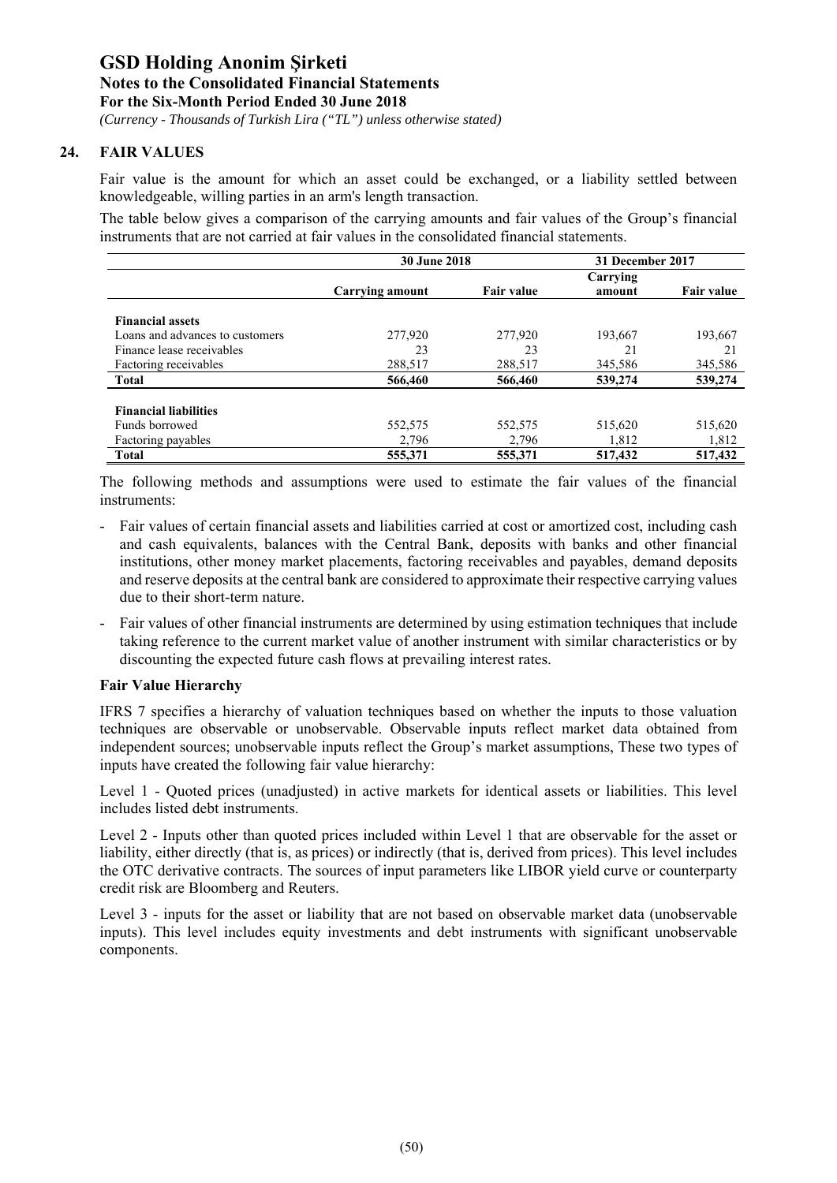## 24. FAIR VALUES

Fair value is the amount for which an asset could be exchanged, or a liability settled between knowledgeable, willing parties in an arm's length transaction.

The table below gives a comparison of the carrying amounts and fair values of the Group's financial instruments that are not carried at fair values in the consolidated financial statements.

| | 30 June 2018 | | 31 December 2017 | |
|---|---|---|---|---|
| | Carrying amount | Fair value | Carrying amount | Fair value |
| **Financial assets** | | | | |
| Loans and advances to customers | 277,920 | 277,920 | 193,667 | 193,667 |
| Finance lease receivables | 23 | 23 | 21 | 21 |
| Factoring receivables | 288,517 | 288,517 | 345,586 | 345,586 |
| **Total** | **566,460** | **566,460** | **539,274** | **539,274** |
| **Financial liabilities** | | | | |
| Funds borrowed | 552,575 | 552,575 | 515,620 | 515,620 |
| Factoring payables | 2,796 | 2,796 | 1,812 | 1,812 |
| **Total** | **555,371** | **555,371** | **517,432** | **517,432** |

The following methods and assumptions were used to estimate the fair values of the financial instruments:

- Fair values of certain financial assets and liabilities carried at cost or amortized cost, including cash and cash equivalents, balances with the Central Bank, deposits with banks and other financial institutions, other money market placements, factoring receivables and payables, demand deposits and reserve deposits at the central bank are considered to approximate their respective carrying values due to their short-term nature.
- Fair values of other financial instruments are determined by using estimation techniques that include taking reference to the current market value of another instrument with similar characteristics or by discounting the expected future cash flows at prevailing interest rates.

### Fair Value Hierarchy

IFRS 7 specifies a hierarchy of valuation techniques based on whether the inputs to those valuation techniques are observable or unobservable. Observable inputs reflect market data obtained from independent sources; unobservable inputs reflect the Group's market assumptions, These two types of inputs have created the following fair value hierarchy:

Level 1 - Quoted prices (unadjusted) in active markets for identical assets or liabilities. This level includes listed debt instruments.

Level 2 - Inputs other than quoted prices included within Level 1 that are observable for the asset or liability, either directly (that is, as prices) or indirectly (that is, derived from prices). This level includes the OTC derivative contracts. The sources of input parameters like LIBOR yield curve or counterparty credit risk are Bloomberg and Reuters.

Level 3 - inputs for the asset or liability that are not based on observable market data (unobservable inputs). This level includes equity investments and debt instruments with significant unobservable components.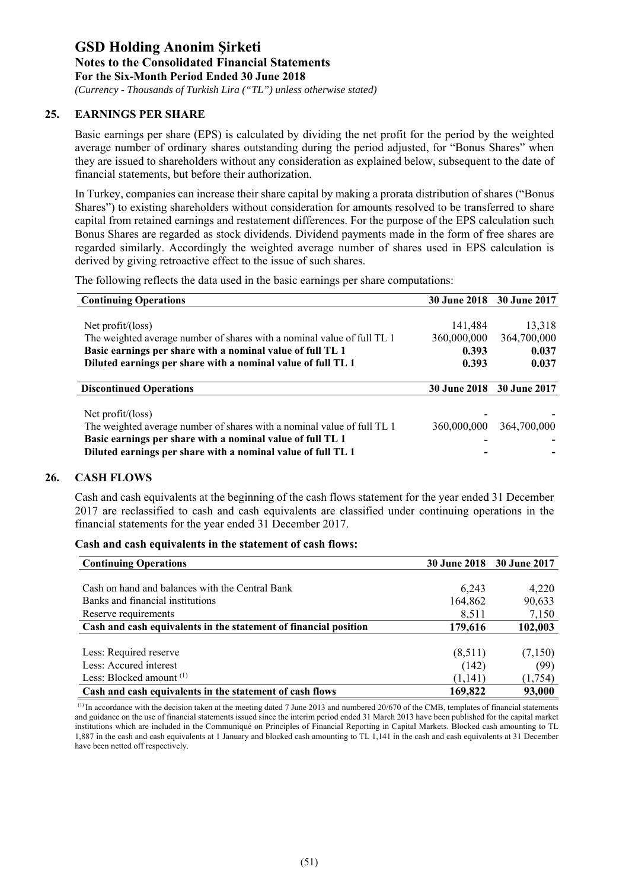## 25. EARNINGS PER SHARE

Basic earnings per share (EPS) is calculated by dividing the net profit for the period by the weighted average number of ordinary shares outstanding during the period adjusted, for "Bonus Shares" when they are issued to shareholders without any consideration as explained below, subsequent to the date of financial statements, but before their authorization.

In Turkey, companies can increase their share capital by making a prorata distribution of shares ("Bonus Shares") to existing shareholders without consideration for amounts resolved to be transferred to share capital from retained earnings and restatement differences. For the purpose of the EPS calculation such Bonus Shares are regarded as stock dividends. Dividend payments made in the form of free shares are regarded similarly. Accordingly the weighted average number of shares used in EPS calculation is derived by giving retroactive effect to the issue of such shares.

The following reflects the data used in the basic earnings per share computations:

| Continuing Operations | 30 June 2018 | 30 June 2017 |
|---|---|---|
| Net profit/(loss) | 141,484 | 13,318 |
| The weighted average number of shares with a nominal value of full TL 1 | 360,000,000 | 364,700,000 |
| **Basic earnings per share with a nominal value of full TL 1** | **0.393** | **0.037** |
| **Diluted earnings per share with a nominal value of full TL 1** | **0.393** | **0.037** |

| Discontinued Operations | 30 June 2018 | 30 June 2017 |
|---|---|---|
| Net profit/(loss) | - | - |
| The weighted average number of shares with a nominal value of full TL 1 | 360,000,000 | 364,700,000 |
| **Basic earnings per share with a nominal value of full TL 1** | **-** | **-** |
| **Diluted earnings per share with a nominal value of full TL 1** | **-** | **-** |

## 26. CASH FLOWS

Cash and cash equivalents at the beginning of the cash flows statement for the year ended 31 December 2017 are reclassified to cash and cash equivalents are classified under continuing operations in the financial statements for the year ended 31 December 2017.

**Cash and cash equivalents in the statement of cash flows:**

| Continuing Operations | 30 June 2018 | 30 June 2017 |
|---|---|---|
| Cash on hand and balances with the Central Bank | 6,243 | 4,220 |
| Banks and financial institutions | 164,862 | 90,633 |
| Reserve requirements | 8,511 | 7,150 |
| **Cash and cash equivalents in the statement of financial position** | **179,616** | **102,003** |
| Less: Required reserve | (8,511) | (7,150) |
| Less: Accured interest | (142) | (99) |
| Less: Blocked amount [1] | (1,141) | (1,754) |
| **Cash and cash equivalents in the statement of cash flows** | **169,822** | **93,000** |

[1] In accordance with the decision taken at the meeting dated 7 June 2013 and numbered 20/670 of the CMB, templates of financial statements and guidance on the use of financial statements issued since the interim period ended 31 March 2013 have been published for the capital market institutions which are included in the Communiqué on Principles of Financial Reporting in Capital Markets. Blocked cash amounting to TL 1,887 in the cash and cash equivalents at 1 January and blocked cash amounting to TL 1,141 in the cash and cash equivalents at 31 December have been netted off respectively.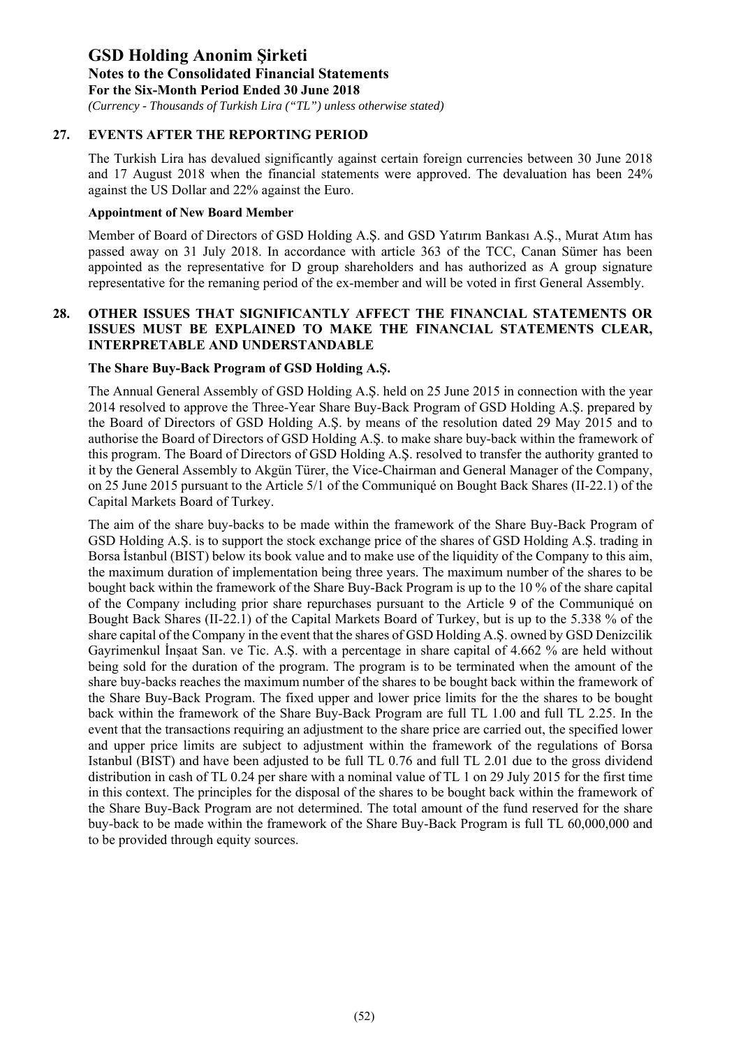## 27. EVENTS AFTER THE REPORTING PERIOD

The Turkish Lira has devalued significantly against certain foreign currencies between 30 June 2018 and 17 August 2018 when the financial statements were approved. The devaluation has been 24% against the US Dollar and 22% against the Euro.

**Appointment of New Board Member**

Member of Board of Directors of GSD Holding A.Ş. and GSD Yatırım Bankası A.Ş., Murat Atım has passed away on 31 July 2018. In accordance with article 363 of the TCC, Canan Sümer has been appointed as the representative for D group shareholders and has authorized as A group signature representative for the remaning period of the ex-member and will be voted in first General Assembly.

## 28. OTHER ISSUES THAT SIGNIFICANTLY AFFECT THE FINANCIAL STATEMENTS OR ISSUES MUST BE EXPLAINED TO MAKE THE FINANCIAL STATEMENTS CLEAR, INTERPRETABLE AND UNDERSTANDABLE

**The Share Buy-Back Program of GSD Holding A.Ş.**

The Annual General Assembly of GSD Holding A.Ş. held on 25 June 2015 in connection with the year 2014 resolved to approve the Three-Year Share Buy-Back Program of GSD Holding A.Ş. prepared by the Board of Directors of GSD Holding A.Ş. by means of the resolution dated 29 May 2015 and to authorise the Board of Directors of GSD Holding A.Ş. to make share buy-back within the framework of this program. The Board of Directors of GSD Holding A.Ş. resolved to transfer the authority granted to it by the General Assembly to Akgün Türer, the Vice-Chairman and General Manager of the Company, on 25 June 2015 pursuant to the Article 5/1 of the Communiqué on Bought Back Shares (II-22.1) of the Capital Markets Board of Turkey.

The aim of the share buy-backs to be made within the framework of the Share Buy-Back Program of GSD Holding A.Ş. is to support the stock exchange price of the shares of GSD Holding A.Ş. trading in Borsa İstanbul (BIST) below its book value and to make use of the liquidity of the Company to this aim, the maximum duration of implementation being three years. The maximum number of the shares to be bought back within the framework of the Share Buy-Back Program is up to the 10 % of the share capital of the Company including prior share repurchases pursuant to the Article 9 of the Communiqué on Bought Back Shares (II-22.1) of the Capital Markets Board of Turkey, but is up to the 5.338 % of the share capital of the Company in the event that the shares of GSD Holding A.Ş. owned by GSD Denizcilik Gayrimenkul İnşaat San. ve Tic. A.Ş. with a percentage in share capital of 4.662 % are held without being sold for the duration of the program. The program is to be terminated when the amount of the share buy-backs reaches the maximum number of the shares to be bought back within the framework of the Share Buy-Back Program. The fixed upper and lower price limits for the the shares to be bought back within the framework of the Share Buy-Back Program are full TL 1.00 and full TL 2.25. In the event that the transactions requiring an adjustment to the share price are carried out, the specified lower and upper price limits are subject to adjustment within the framework of the regulations of Borsa Istanbul (BIST) and have been adjusted to be full TL 0.76 and full TL 2.01 due to the gross dividend distribution in cash of TL 0.24 per share with a nominal value of TL 1 on 29 July 2015 for the first time in this context. The principles for the disposal of the shares to be bought back within the framework of the Share Buy-Back Program are not determined. The total amount of the fund reserved for the share buy-back to be made within the framework of the Share Buy-Back Program is full TL 60,000,000 and to be provided through equity sources.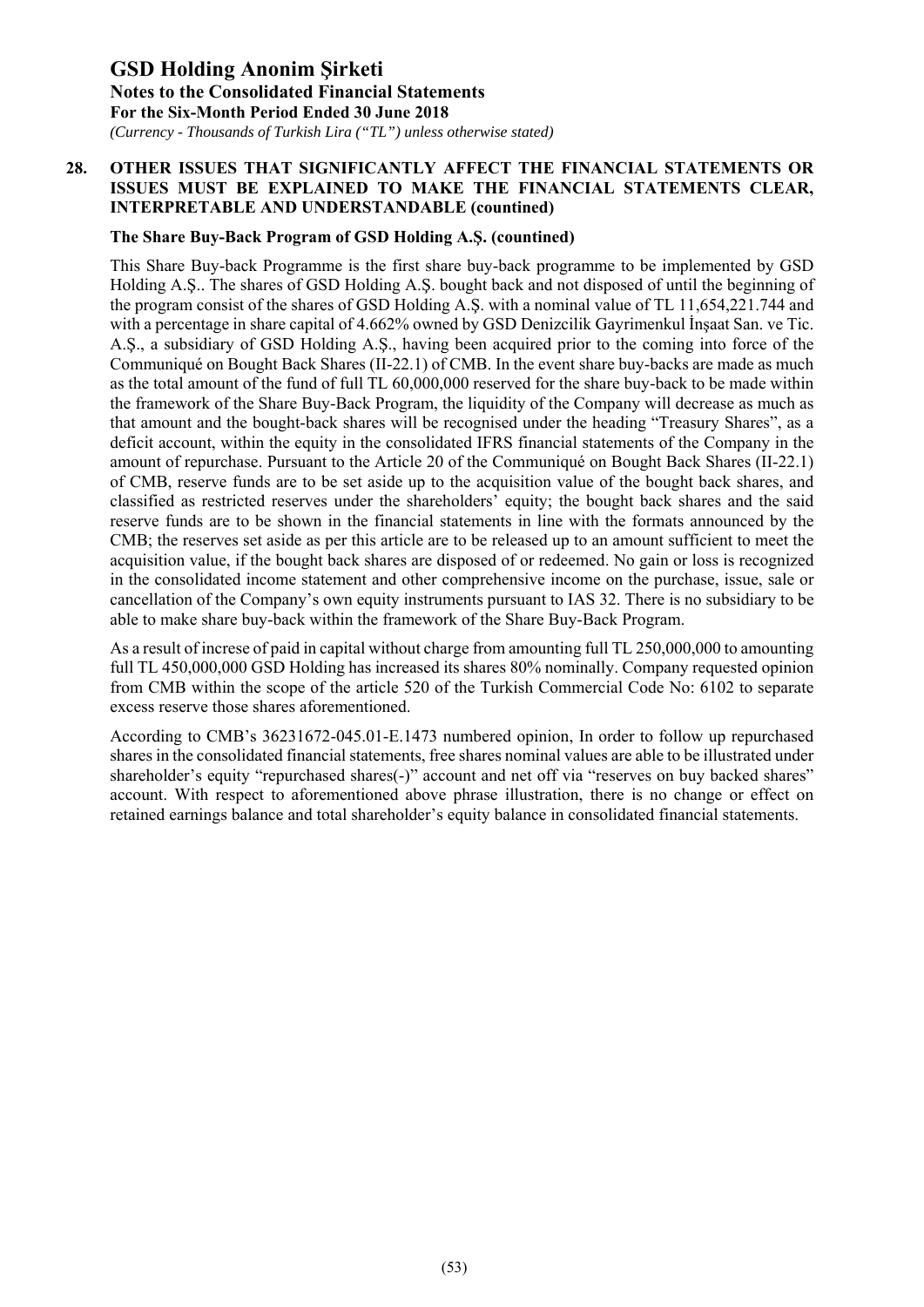## 28. OTHER ISSUES THAT SIGNIFICANTLY AFFECT THE FINANCIAL STATEMENTS OR ISSUES MUST BE EXPLAINED TO MAKE THE FINANCIAL STATEMENTS CLEAR, INTERPRETABLE AND UNDERSTANDABLE (countined)

### The Share Buy-Back Program of GSD Holding A.Ş. (countined)

This Share Buy-back Programme is the first share buy-back programme to be implemented by GSD Holding A.Ş.. The shares of GSD Holding A.Ş. bought back and not disposed of until the beginning of the program consist of the shares of GSD Holding A.Ş. with a nominal value of TL 11,654,221.744 and with a percentage in share capital of 4.662% owned by GSD Denizcilik Gayrimenkul İnşaat San. ve Tic. A.Ş., a subsidiary of GSD Holding A.Ş., having been acquired prior to the coming into force of the Communiqué on Bought Back Shares (II-22.1) of CMB. In the event share buy-backs are made as much as the total amount of the fund of full TL 60,000,000 reserved for the share buy-back to be made within the framework of the Share Buy-Back Program, the liquidity of the Company will decrease as much as that amount and the bought-back shares will be recognised under the heading "Treasury Shares", as a deficit account, within the equity in the consolidated IFRS financial statements of the Company in the amount of repurchase. Pursuant to the Article 20 of the Communiqué on Bought Back Shares (II-22.1) of CMB, reserve funds are to be set aside up to the acquisition value of the bought back shares, and classified as restricted reserves under the shareholders' equity; the bought back shares and the said reserve funds are to be shown in the financial statements in line with the formats announced by the CMB; the reserves set aside as per this article are to be released up to an amount sufficient to meet the acquisition value, if the bought back shares are disposed of or redeemed. No gain or loss is recognized in the consolidated income statement and other comprehensive income on the purchase, issue, sale or cancellation of the Company's own equity instruments pursuant to IAS 32. There is no subsidiary to be able to make share buy-back within the framework of the Share Buy-Back Program.

As a result of increse of paid in capital without charge from amounting full TL 250,000,000 to amounting full TL 450,000,000 GSD Holding has increased its shares 80% nominally. Company requested opinion from CMB within the scope of the article 520 of the Turkish Commercial Code No: 6102 to separate excess reserve those shares aforementioned.

According to CMB's 36231672-045.01-E.1473 numbered opinion, In order to follow up repurchased shares in the consolidated financial statements, free shares nominal values are able to be illustrated under shareholder's equity "repurchased shares(-)" account and net off via "reserves on buy backed shares" account. With respect to aforementioned above phrase illustration, there is no change or effect on retained earnings balance and total shareholder's equity balance in consolidated financial statements.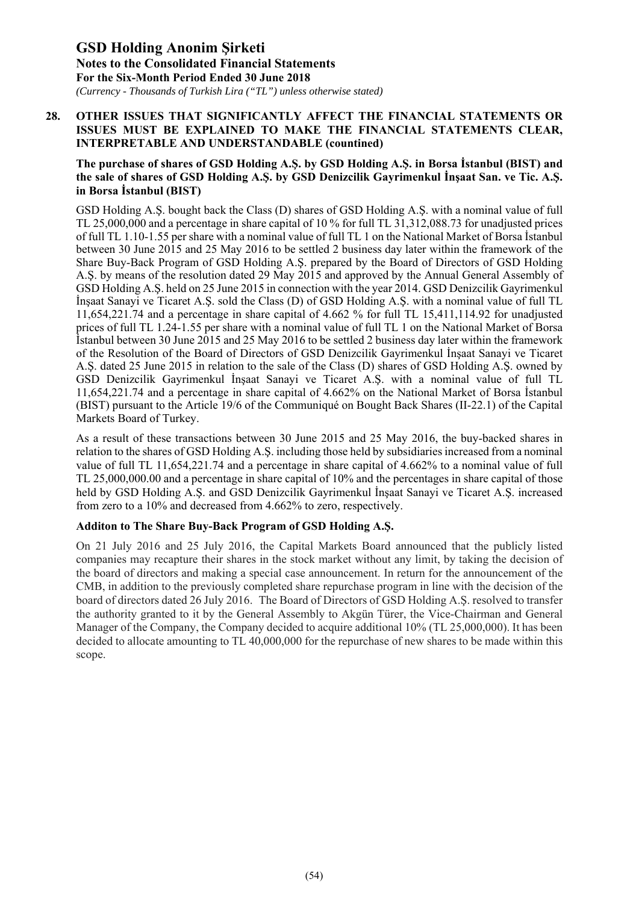## 28. OTHER ISSUES THAT SIGNIFICANTLY AFFECT THE FINANCIAL STATEMENTS OR ISSUES MUST BE EXPLAINED TO MAKE THE FINANCIAL STATEMENTS CLEAR, INTERPRETABLE AND UNDERSTANDABLE (countined)

**The purchase of shares of GSD Holding A.Ş. by GSD Holding A.Ş. in Borsa İstanbul (BIST) and the sale of shares of GSD Holding A.Ş. by GSD Denizcilik Gayrimenkul İnşaat San. ve Tic. A.Ş. in Borsa İstanbul (BIST)**

GSD Holding A.Ş. bought back the Class (D) shares of GSD Holding A.Ş. with a nominal value of full TL 25,000,000 and a percentage in share capital of 10 % for full TL 31,312,088.73 for unadjusted prices of full TL 1.10-1.55 per share with a nominal value of full TL 1 on the National Market of Borsa İstanbul between 30 June 2015 and 25 May 2016 to be settled 2 business day later within the framework of the Share Buy-Back Program of GSD Holding A.Ş. prepared by the Board of Directors of GSD Holding A.Ş. by means of the resolution dated 29 May 2015 and approved by the Annual General Assembly of GSD Holding A.Ş. held on 25 June 2015 in connection with the year 2014. GSD Denizcilik Gayrimenkul İnşaat Sanayi ve Ticaret A.Ş. sold the Class (D) of GSD Holding A.Ş. with a nominal value of full TL 11,654,221.74 and a percentage in share capital of 4.662 % for full TL 15,411,114.92 for unadjusted prices of full TL 1.24-1.55 per share with a nominal value of full TL 1 on the National Market of Borsa İstanbul between 30 June 2015 and 25 May 2016 to be settled 2 business day later within the framework of the Resolution of the Board of Directors of GSD Denizcilik Gayrimenkul İnşaat Sanayi ve Ticaret A.Ş. dated 25 June 2015 in relation to the sale of the Class (D) shares of GSD Holding A.Ş. owned by GSD Denizcilik Gayrimenkul İnşaat Sanayi ve Ticaret A.Ş. with a nominal value of full TL 11,654,221.74 and a percentage in share capital of 4.662% on the National Market of Borsa İstanbul (BIST) pursuant to the Article 19/6 of the Communiqué on Bought Back Shares (II-22.1) of the Capital Markets Board of Turkey.

As a result of these transactions between 30 June 2015 and 25 May 2016, the buy-backed shares in relation to the shares of GSD Holding A.Ş. including those held by subsidiaries increased from a nominal value of full TL 11,654,221.74 and a percentage in share capital of 4.662% to a nominal value of full TL 25,000,000.00 and a percentage in share capital of 10% and the percentages in share capital of those held by GSD Holding A.Ş. and GSD Denizcilik Gayrimenkul İnşaat Sanayi ve Ticaret A.Ş. increased from zero to a 10% and decreased from 4.662% to zero, respectively.

**Additon to The Share Buy-Back Program of GSD Holding A.Ş.**

On 21 July 2016 and 25 July 2016, the Capital Markets Board announced that the publicly listed companies may recapture their shares in the stock market without any limit, by taking the decision of the board of directors and making a special case announcement. In return for the announcement of the CMB, in addition to the previously completed share repurchase program in line with the decision of the board of directors dated 26 July 2016. The Board of Directors of GSD Holding A.Ş. resolved to transfer the authority granted to it by the General Assembly to Akgün Türer, the Vice-Chairman and General Manager of the Company, the Company decided to acquire additional 10% (TL 25,000,000). It has been decided to allocate amounting to TL 40,000,000 for the repurchase of new shares to be made within this scope.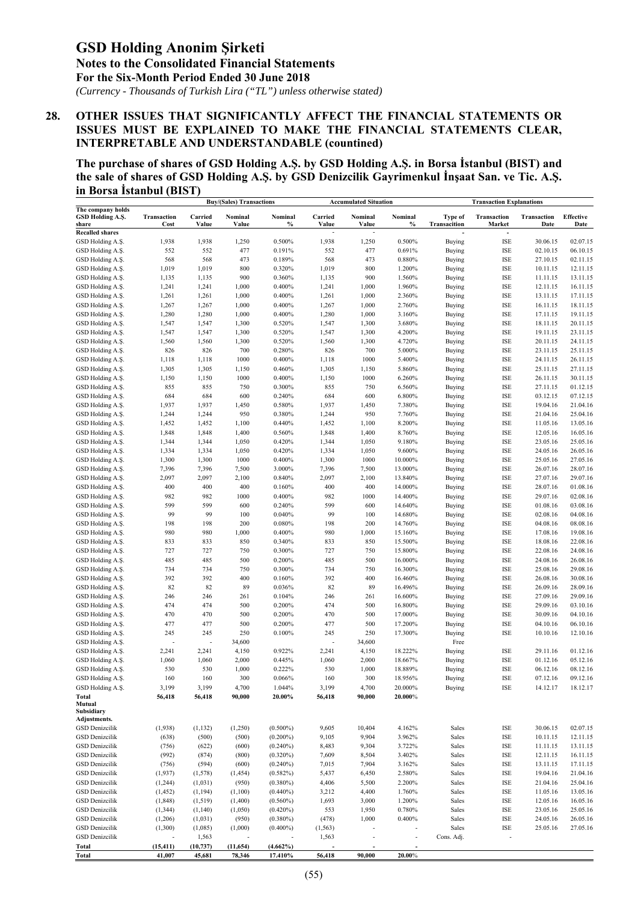# GSD Holding Anonim Şirketi

## Notes to the Consolidated Financial Statements

## For the Six-Month Period Ended 30 June 2018

*(Currency - Thousands of Turkish Lira ("TL") unless otherwise stated)*

## 28. OTHER ISSUES THAT SIGNIFICANTLY AFFECT THE FINANCIAL STATEMENTS OR ISSUES MUST BE EXPLAINED TO MAKE THE FINANCIAL STATEMENTS CLEAR, INTERPRETABLE AND UNDERSTANDABLE (countined)

**The purchase of shares of GSD Holding A.Ş. by GSD Holding A.Ş. in Borsa İstanbul (BIST) and the sale of shares of GSD Holding A.Ş. by GSD Denizcilik Gayrimenkul İnşaat San. ve Tic. A.Ş. in Borsa İstanbul (BIST)**

| | Buy/(Sales) Transactions | | | | Accumulated Situation | | | Transaction Explanations | | | |
|---|---|---|---|---|---|---|---|---|---|---|---|
| The company holds GSD Holding A.Ş. share | Transaction Cost | Carried Value | Nominal Value | Nominal % | Carried Value | Nominal Value | Nominal % | Type of Transacition | Transaction Market | Transaction Date | Effective Date |
| **Recalled shares** | | | | | - | - | | - | - | | |
| GSD Holding A.Ş. | 1,938 | 1,938 | 1,250 | 0.500% | 1,938 | 1,250 | 0.500% | Buying | ISE | 30.06.15 | 02.07.15 |
| GSD Holding A.Ş. | 552 | 552 | 477 | 0.191% | 552 | 477 | 0.691% | Buying | ISE | 02.10.15 | 06.10.15 |
| GSD Holding A.Ş. | 568 | 568 | 473 | 0.189% | 568 | 473 | 0.880% | Buying | ISE | 27.10.15 | 02.11.15 |
| GSD Holding A.Ş. | 1,019 | 1,019 | 800 | 0.320% | 1,019 | 800 | 1.200% | Buying | ISE | 10.11.15 | 12.11.15 |
| GSD Holding A.Ş. | 1,135 | 1,135 | 900 | 0.360% | 1,135 | 900 | 1.560% | Buying | ISE | 11.11.15 | 13.11.15 |
| GSD Holding A.Ş. | 1,241 | 1,241 | 1,000 | 0.400% | 1,241 | 1,000 | 1.960% | Buying | ISE | 12.11.15 | 16.11.15 |
| GSD Holding A.Ş. | 1,261 | 1,261 | 1,000 | 0.400% | 1,261 | 1,000 | 2.360% | Buying | ISE | 13.11.15 | 17.11.15 |
| GSD Holding A.Ş. | 1,267 | 1,267 | 1,000 | 0.400% | 1,267 | 1,000 | 2.760% | Buying | ISE | 16.11.15 | 18.11.15 |
| GSD Holding A.Ş. | 1,280 | 1,280 | 1,000 | 0.400% | 1,280 | 1,000 | 3.160% | Buying | ISE | 17.11.15 | 19.11.15 |
| GSD Holding A.Ş. | 1,547 | 1,547 | 1,300 | 0.520% | 1,547 | 1,300 | 3.680% | Buying | ISE | 18.11.15 | 20.11.15 |
| GSD Holding A.Ş. | 1,547 | 1,547 | 1,300 | 0.520% | 1,547 | 1,300 | 4.200% | Buying | ISE | 19.11.15 | 23.11.15 |
| GSD Holding A.Ş. | 1,560 | 1,560 | 1,300 | 0.520% | 1,560 | 1,300 | 4.720% | Buying | ISE | 20.11.15 | 24.11.15 |
| GSD Holding A.Ş. | 826 | 826 | 700 | 0.280% | 826 | 700 | 5.000% | Buying | ISE | 23.11.15 | 25.11.15 |
| GSD Holding A.Ş. | 1,118 | 1,118 | 1000 | 0.400% | 1,118 | 1000 | 5.400% | Buying | ISE | 24.11.15 | 26.11.15 |
| GSD Holding A.Ş. | 1,305 | 1,305 | 1,150 | 0.460% | 1,305 | 1,150 | 5.860% | Buying | ISE | 25.11.15 | 27.11.15 |
| GSD Holding A.Ş. | 1,150 | 1,150 | 1000 | 0.400% | 1,150 | 1000 | 6.260% | Buying | ISE | 26.11.15 | 30.11.15 |
| GSD Holding A.Ş. | 855 | 855 | 750 | 0.300% | 855 | 750 | 6.560% | Buying | ISE | 27.11.15 | 01.12.15 |
| GSD Holding A.Ş. | 684 | 684 | 600 | 0.240% | 684 | 600 | 6.800% | Buying | ISE | 03.12.15 | 07.12.15 |
| GSD Holding A.Ş. | 1,937 | 1,937 | 1,450 | 0.580% | 1,937 | 1,450 | 7.380% | Buying | ISE | 19.04.16 | 21.04.16 |
| GSD Holding A.Ş. | 1,244 | 1,244 | 950 | 0.380% | 1,244 | 950 | 7.760% | Buying | ISE | 21.04.16 | 25.04.16 |
| GSD Holding A.Ş. | 1,452 | 1,452 | 1,100 | 0.440% | 1,452 | 1,100 | 8.200% | Buying | ISE | 11.05.16 | 13.05.16 |
| GSD Holding A.Ş. | 1,848 | 1,848 | 1,400 | 0.560% | 1,848 | 1,400 | 8.760% | Buying | ISE | 12.05.16 | 16.05.16 |
| GSD Holding A.Ş. | 1,344 | 1,344 | 1,050 | 0.420% | 1,344 | 1,050 | 9.180% | Buying | ISE | 23.05.16 | 25.05.16 |
| GSD Holding A.Ş. | 1,334 | 1,334 | 1,050 | 0.420% | 1,334 | 1,050 | 9.600% | Buying | ISE | 24.05.16 | 26.05.16 |
| GSD Holding A.Ş. | 1,300 | 1,300 | 1000 | 0.400% | 1,300 | 1000 | 10.000% | Buying | ISE | 25.05.16 | 27.05.16 |
| GSD Holding A.Ş. | 7,396 | 7,396 | 7,500 | 3.000% | 7,396 | 7,500 | 13.000% | Buying | ISE | 26.07.16 | 28.07.16 |
| GSD Holding A.Ş. | 2,097 | 2,097 | 2,100 | 0.840% | 2,097 | 2,100 | 13.840% | Buying | ISE | 27.07.16 | 29.07.16 |
| GSD Holding A.Ş. | 400 | 400 | 400 | 0.160% | 400 | 400 | 14.000% | Buying | ISE | 28.07.16 | 01.08.16 |
| GSD Holding A.Ş. | 982 | 982 | 1000 | 0.400% | 982 | 1000 | 14.400% | Buying | ISE | 29.07.16 | 02.08.16 |
| GSD Holding A.Ş. | 599 | 599 | 600 | 0.240% | 599 | 600 | 14.640% | Buying | ISE | 01.08.16 | 03.08.16 |
| GSD Holding A.Ş. | 99 | 99 | 100 | 0.040% | 99 | 100 | 14.680% | Buying | ISE | 02.08.16 | 04.08.16 |
| GSD Holding A.Ş. | 198 | 198 | 200 | 0.080% | 198 | 200 | 14.760% | Buying | ISE | 04.08.16 | 08.08.16 |
| GSD Holding A.Ş. | 980 | 980 | 1,000 | 0.400% | 980 | 1,000 | 15.160% | Buying | ISE | 17.08.16 | 19.08.16 |
| GSD Holding A.Ş. | 833 | 833 | 850 | 0.340% | 833 | 850 | 15.500% | Buying | ISE | 18.08.16 | 22.08.16 |
| GSD Holding A.Ş. | 727 | 727 | 750 | 0.300% | 727 | 750 | 15.800% | Buying | ISE | 22.08.16 | 24.08.16 |
| GSD Holding A.Ş. | 485 | 485 | 500 | 0.200% | 485 | 500 | 16.000% | Buying | ISE | 24.08.16 | 26.08.16 |
| GSD Holding A.Ş. | 734 | 734 | 750 | 0.300% | 734 | 750 | 16.300% | Buying | ISE | 25.08.16 | 29.08.16 |
| GSD Holding A.Ş. | 392 | 392 | 400 | 0.160% | 392 | 400 | 16.460% | Buying | ISE | 26.08.16 | 30.08.16 |
| GSD Holding A.Ş. | 82 | 82 | 89 | 0.036% | 82 | 89 | 16.496% | Buying | ISE | 26.09.16 | 28.09.16 |
| GSD Holding A.Ş. | 246 | 246 | 261 | 0.104% | 246 | 261 | 16.600% | Buying | ISE | 27.09.16 | 29.09.16 |
| GSD Holding A.Ş. | 474 | 474 | 500 | 0.200% | 474 | 500 | 16.800% | Buying | ISE | 29.09.16 | 03.10.16 |
| GSD Holding A.Ş. | 470 | 470 | 500 | 0.200% | 470 | 500 | 17.000% | Buying | ISE | 30.09.16 | 04.10.16 |
| GSD Holding A.Ş. | 477 | 477 | 500 | 0.200% | 477 | 500 | 17.200% | Buying | ISE | 04.10.16 | 06.10.16 |
| GSD Holding A.Ş. | 245 | 245 | 250 | 0.100% | 245 | 250 | 17.300% | Buying | ISE | 10.10.16 | 12.10.16 |
| GSD Holding A.Ş. | - | - | 34,600 | | - | 34,600 | | Free | | | |
| GSD Holding A.Ş. | 2,241 | 2,241 | 4,150 | 0.922% | 2,241 | 4,150 | 18.222% | Buying | ISE | 29.11.16 | 01.12.16 |
| GSD Holding A.Ş. | 1,060 | 1,060 | 2,000 | 0.445% | 1,060 | 2,000 | 18.667% | Buying | ISE | 01.12.16 | 05.12.16 |
| GSD Holding A.Ş. | 530 | 530 | 1,000 | 0.222% | 530 | 1,000 | 18.889% | Buying | ISE | 06.12.16 | 08.12.16 |
| GSD Holding A.Ş. | 160 | 160 | 300 | 0.066% | 160 | 300 | 18.956% | Buying | ISE | 07.12.16 | 09.12.16 |
| GSD Holding A.Ş. | 3,199 | 3,199 | 4,700 | 1.044% | 3,199 | 4,700 | 20.000% | Buying | ISE | 14.12.17 | 18.12.17 |
| **Total** | **56,418** | **56,418** | **90,000** | **20.00%** | **56,418** | **90,000** | **20.000%** | | | | |
| **Mutual Subsidiary Adjustments.** | | | | | | | | | | | |
| GSD Denizcilik | (1,938) | (1,132) | (1,250) | (0.500%) | 9,605 | 10,404 | 4.162% | Sales | ISE | 30.06.15 | 02.07.15 |
| GSD Denizcilik | (638) | (500) | (500) | (0.200%) | 9,105 | 9,904 | 3.962% | Sales | ISE | 10.11.15 | 12.11.15 |
| GSD Denizcilik | (756) | (622) | (600) | (0.240%) | 8,483 | 9,304 | 3.722% | Sales | ISE | 11.11.15 | 13.11.15 |
| GSD Denizcilik | (992) | (874) | (800) | (0.320%) | 7,609 | 8,504 | 3.402% | Sales | ISE | 12.11.15 | 16.11.15 |
| GSD Denizcilik | (756) | (594) | (600) | (0.240%) | 7,015 | 7,904 | 3.162% | Sales | ISE | 13.11.15 | 17.11.15 |
| GSD Denizcilik | (1,937) | (1,578) | (1,454) | (0.582%) | 5,437 | 6,450 | 2.580% | Sales | ISE | 19.04.16 | 21.04.16 |
| GSD Denizcilik | (1,244) | (1,031) | (950) | (0.380%) | 4,406 | 5,500 | 2.200% | Sales | ISE | 21.04.16 | 25.04.16 |
| GSD Denizcilik | (1,452) | (1,194) | (1,100) | (0.440%) | 3,212 | 4,400 | 1.760% | Sales | ISE | 11.05.16 | 13.05.16 |
| GSD Denizcilik | (1,848) | (1,519) | (1,400) | (0.560%) | 1,693 | 3,000 | 1.200% | Sales | ISE | 12.05.16 | 16.05.16 |
| GSD Denizcilik | (1,344) | (1,140) | (1,050) | (0.420%) | 553 | 1,950 | 0.780% | Sales | ISE | 23.05.16 | 25.05.16 |
| GSD Denizcilik | (1,206) | (1,031) | (950) | (0.380%) | (478) | 1,000 | 0.400% | Sales | ISE | 24.05.16 | 26.05.16 |
| GSD Denizcilik | (1,300) | (1,085) | (1,000) | (0.400%) | (1,563) | - | - | Sales | ISE | 25.05.16 | 27.05.16 |
| GSD Denizcilik | - | 1,563 | - | - | 1,563 | - | - | Cons. Adj. | - | | |
| **Total** | **(15,411)** | **(10,737)** | **(11,654)** | **(4.662%)** | **-** | **-** | **-** | | | | |
| **Total** | **41,007** | **45,681** | **78,346** | **17.410%** | **56,418** | **90,000** | **20.00%** | | | | |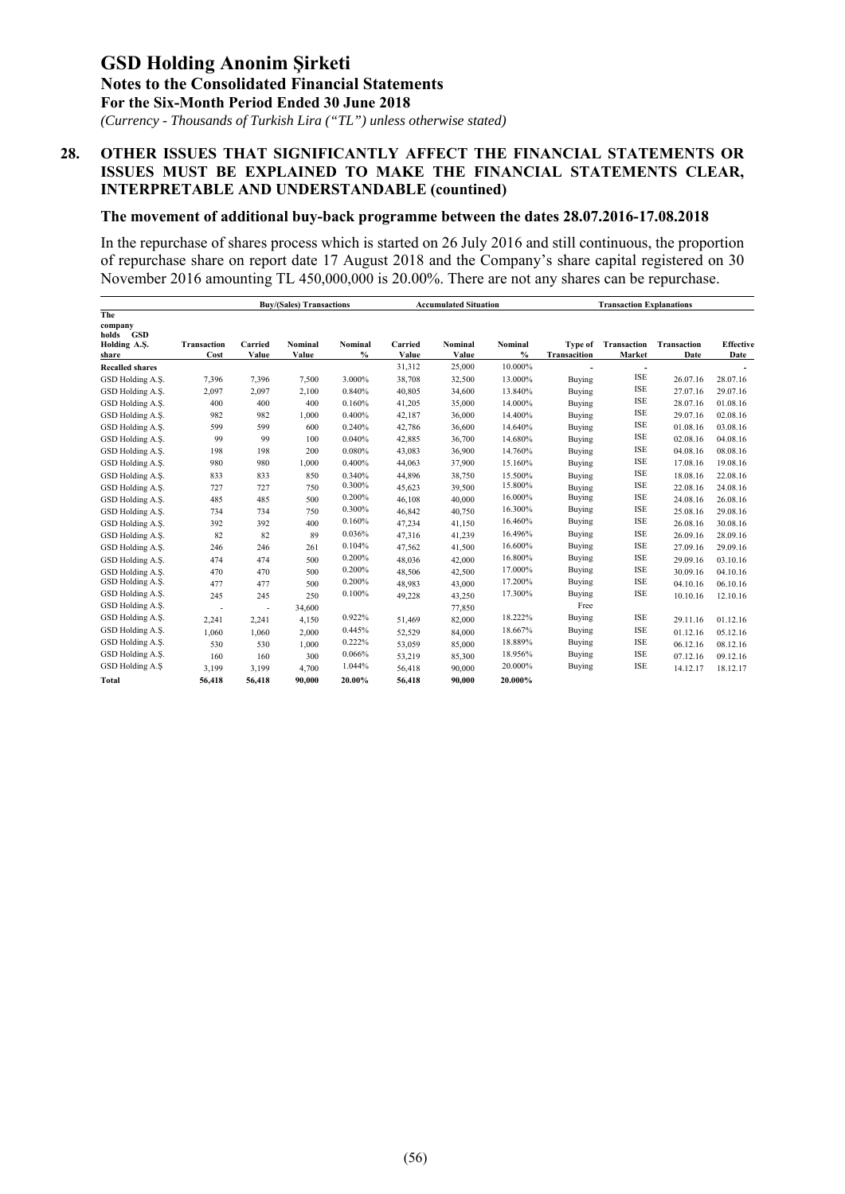## 28. OTHER ISSUES THAT SIGNIFICANTLY AFFECT THE FINANCIAL STATEMENTS OR ISSUES MUST BE EXPLAINED TO MAKE THE FINANCIAL STATEMENTS CLEAR, INTERPRETABLE AND UNDERSTANDABLE (countined)

### The movement of additional buy-back programme between the dates 28.07.2016-17.08.2018

In the repurchase of shares process which is started on 26 July 2016 and still continuous, the proportion of repurchase share on report date 17 August 2018 and the Company's share capital registered on 30 November 2016 amounting TL 450,000,000 is 20.00%. There are not any shares can be repurchase.

| | Buy/(Sales) Transactions | | | | Accumulated Situation | | | Transaction Explanations | | | |
|---|---|---|---|---|---|---|---|---|---|---|---|
| The company holds GSD Holding A.Ş. share | Transaction Cost | Carried Value | Nominal Value | Nominal % | Carried Value | Nominal Value | Nominal % | Type of Transacition | Transaction Market | Transaction Date | Effective Date |
| Recalled shares | | | | | 31,312 | 25,000 | 10.000% | - | - | | - |
| GSD Holding A.Ş. | 7,396 | 7,396 | 7,500 | 3.000% | 38,708 | 32,500 | 13.000% | Buying | ISE | 26.07.16 | 28.07.16 |
| GSD Holding A.Ş. | 2,097 | 2,097 | 2,100 | 0.840% | 40,805 | 34,600 | 13.840% | Buying | ISE | 27.07.16 | 29.07.16 |
| GSD Holding A.Ş. | 400 | 400 | 400 | 0.160% | 41,205 | 35,000 | 14.000% | Buying | ISE | 28.07.16 | 01.08.16 |
| GSD Holding A.Ş. | 982 | 982 | 1,000 | 0.400% | 42,187 | 36,000 | 14.400% | Buying | ISE | 29.07.16 | 02.08.16 |
| GSD Holding A.Ş. | 599 | 599 | 600 | 0.240% | 42,786 | 36,600 | 14.640% | Buying | ISE | 01.08.16 | 03.08.16 |
| GSD Holding A.Ş. | 99 | 99 | 100 | 0.040% | 42,885 | 36,700 | 14.680% | Buying | ISE | 02.08.16 | 04.08.16 |
| GSD Holding A.Ş. | 198 | 198 | 200 | 0.080% | 43,083 | 36,900 | 14.760% | Buying | ISE | 04.08.16 | 08.08.16 |
| GSD Holding A.Ş. | 980 | 980 | 1,000 | 0.400% | 44,063 | 37,900 | 15.160% | Buying | ISE | 17.08.16 | 19.08.16 |
| GSD Holding A.Ş. | 833 | 833 | 850 | 0.340% | 44,896 | 38,750 | 15.500% | Buying | ISE | 18.08.16 | 22.08.16 |
| GSD Holding A.Ş. | 727 | 727 | 750 | 0.300% | 45,623 | 39,500 | 15.800% | Buying | ISE | 22.08.16 | 24.08.16 |
| GSD Holding A.Ş. | 485 | 485 | 500 | 0.200% | 46,108 | 40,000 | 16.000% | Buying | ISE | 24.08.16 | 26.08.16 |
| GSD Holding A.Ş. | 734 | 734 | 750 | 0.300% | 46,842 | 40,750 | 16.300% | Buying | ISE | 25.08.16 | 29.08.16 |
| GSD Holding A.Ş. | 392 | 392 | 400 | 0.160% | 47,234 | 41,150 | 16.460% | Buying | ISE | 26.08.16 | 30.08.16 |
| GSD Holding A.Ş. | 82 | 82 | 89 | 0.036% | 47,316 | 41,239 | 16.496% | Buying | ISE | 26.09.16 | 28.09.16 |
| GSD Holding A.Ş. | 246 | 246 | 261 | 0.104% | 47,562 | 41,500 | 16.600% | Buying | ISE | 27.09.16 | 29.09.16 |
| GSD Holding A.Ş. | 474 | 474 | 500 | 0.200% | 48,036 | 42,000 | 16.800% | Buying | ISE | 29.09.16 | 03.10.16 |
| GSD Holding A.Ş. | 470 | 470 | 500 | 0.200% | 48,506 | 42,500 | 17.000% | Buying | ISE | 30.09.16 | 04.10.16 |
| GSD Holding A.Ş. | 477 | 477 | 500 | 0.200% | 48,983 | 43,000 | 17.200% | Buying | ISE | 04.10.16 | 06.10.16 |
| GSD Holding A.Ş. | 245 | 245 | 250 | 0.100% | 49,228 | 43,250 | 17.300% | Buying | ISE | 10.10.16 | 12.10.16 |
| GSD Holding A.Ş. | - | - | 34,600 | | | 77,850 | | Free | | | |
| GSD Holding A.Ş. | 2,241 | 2,241 | 4,150 | 0.922% | 51,469 | 82,000 | 18.222% | Buying | ISE | 29.11.16 | 01.12.16 |
| GSD Holding A.Ş. | 1,060 | 1,060 | 2,000 | 0.445% | 52,529 | 84,000 | 18.667% | Buying | ISE | 01.12.16 | 05.12.16 |
| GSD Holding A.Ş. | 530 | 530 | 1,000 | 0.222% | 53,059 | 85,000 | 18.889% | Buying | ISE | 06.12.16 | 08.12.16 |
| GSD Holding A.Ş. | 160 | 160 | 300 | 0.066% | 53,219 | 85,300 | 18.956% | Buying | ISE | 07.12.16 | 09.12.16 |
| GSD Holding A.Ş | 3,199 | 3,199 | 4,700 | 1.044% | 56,418 | 90,000 | 20.000% | Buying | ISE | 14.12.17 | 18.12.17 |
| **Total** | **56,418** | **56,418** | **90,000** | **20.00%** | **56,418** | **90,000** | **20.000%** | | | | |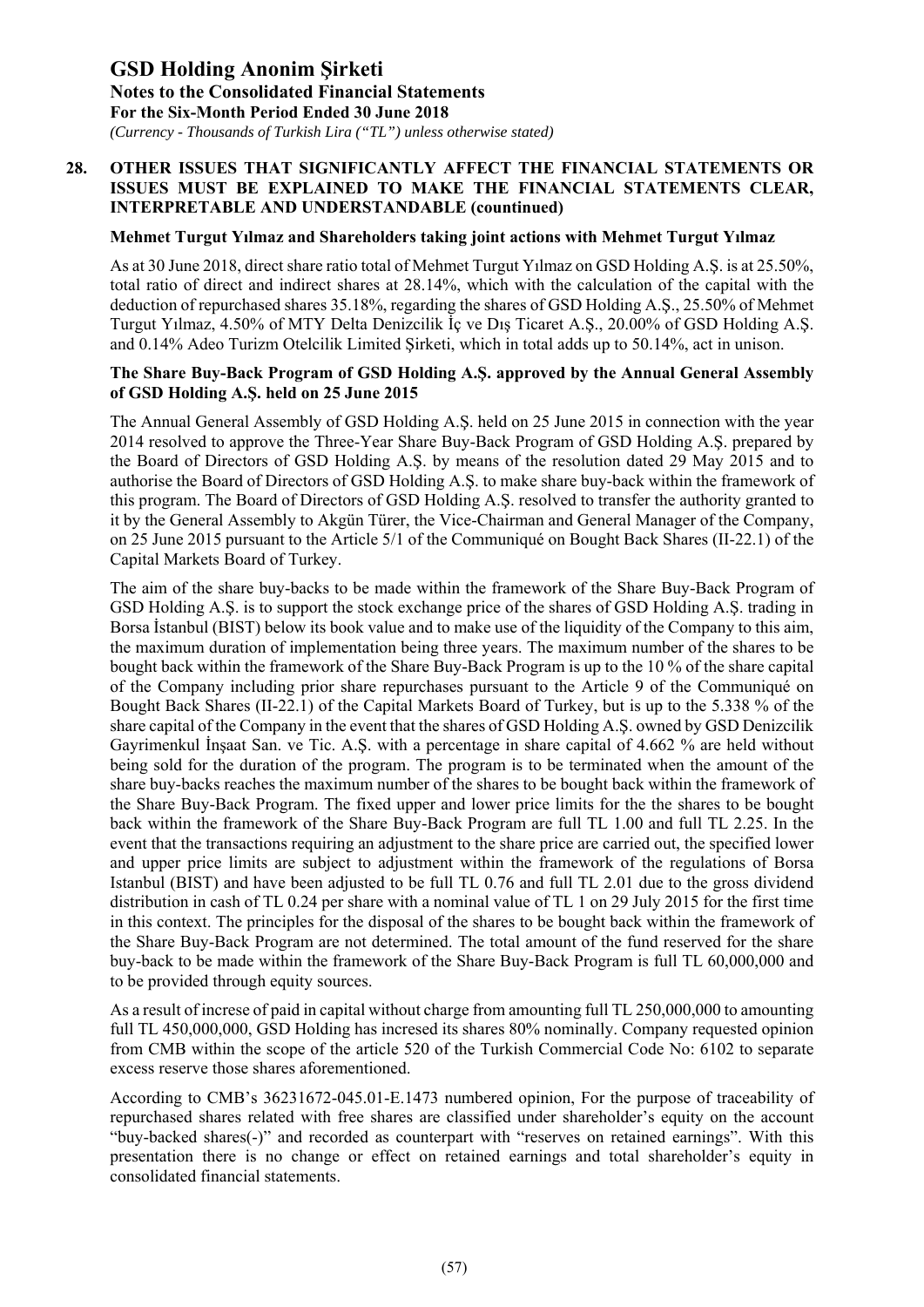## 28. OTHER ISSUES THAT SIGNIFICANTLY AFFECT THE FINANCIAL STATEMENTS OR ISSUES MUST BE EXPLAINED TO MAKE THE FINANCIAL STATEMENTS CLEAR, INTERPRETABLE AND UNDERSTANDABLE (countinued)

**Mehmet Turgut Yılmaz and Shareholders taking joint actions with Mehmet Turgut Yılmaz**

As at 30 June 2018, direct share ratio total of Mehmet Turgut Yılmaz on GSD Holding A.Ş. is at 25.50%, total ratio of direct and indirect shares at 28.14%, which with the calculation of the capital with the deduction of repurchased shares 35.18%, regarding the shares of GSD Holding A.Ş., 25.50% of Mehmet Turgut Yılmaz, 4.50% of MTY Delta Denizcilik İç ve Dış Ticaret A.Ş., 20.00% of GSD Holding A.Ş. and 0.14% Adeo Turizm Otelcilik Limited Şirketi, which in total adds up to 50.14%, act in unison.

**The Share Buy-Back Program of GSD Holding A.Ş. approved by the Annual General Assembly of GSD Holding A.Ş. held on 25 June 2015**

The Annual General Assembly of GSD Holding A.Ş. held on 25 June 2015 in connection with the year 2014 resolved to approve the Three-Year Share Buy-Back Program of GSD Holding A.Ş. prepared by the Board of Directors of GSD Holding A.Ş. by means of the resolution dated 29 May 2015 and to authorise the Board of Directors of GSD Holding A.Ş. to make share buy-back within the framework of this program. The Board of Directors of GSD Holding A.Ş. resolved to transfer the authority granted to it by the General Assembly to Akgün Türer, the Vice-Chairman and General Manager of the Company, on 25 June 2015 pursuant to the Article 5/1 of the Communiqué on Bought Back Shares (II-22.1) of the Capital Markets Board of Turkey.

The aim of the share buy-backs to be made within the framework of the Share Buy-Back Program of GSD Holding A.Ş. is to support the stock exchange price of the shares of GSD Holding A.Ş. trading in Borsa İstanbul (BIST) below its book value and to make use of the liquidity of the Company to this aim, the maximum duration of implementation being three years. The maximum number of the shares to be bought back within the framework of the Share Buy-Back Program is up to the 10 % of the share capital of the Company including prior share repurchases pursuant to the Article 9 of the Communiqué on Bought Back Shares (II-22.1) of the Capital Markets Board of Turkey, but is up to the 5.338 % of the share capital of the Company in the event that the shares of GSD Holding A.Ş. owned by GSD Denizcilik Gayrimenkul İnşaat San. ve Tic. A.Ş. with a percentage in share capital of 4.662 % are held without being sold for the duration of the program. The program is to be terminated when the amount of the share buy-backs reaches the maximum number of the shares to be bought back within the framework of the Share Buy-Back Program. The fixed upper and lower price limits for the the shares to be bought back within the framework of the Share Buy-Back Program are full TL 1.00 and full TL 2.25. In the event that the transactions requiring an adjustment to the share price are carried out, the specified lower and upper price limits are subject to adjustment within the framework of the regulations of Borsa Istanbul (BIST) and have been adjusted to be full TL 0.76 and full TL 2.01 due to the gross dividend distribution in cash of TL 0.24 per share with a nominal value of TL 1 on 29 July 2015 for the first time in this context. The principles for the disposal of the shares to be bought back within the framework of the Share Buy-Back Program are not determined. The total amount of the fund reserved for the share buy-back to be made within the framework of the Share Buy-Back Program is full TL 60,000,000 and to be provided through equity sources.

As a result of increse of paid in capital without charge from amounting full TL 250,000,000 to amounting full TL 450,000,000, GSD Holding has incresed its shares 80% nominally. Company requested opinion from CMB within the scope of the article 520 of the Turkish Commercial Code No: 6102 to separate excess reserve those shares aforementioned.

According to CMB's 36231672-045.01-E.1473 numbered opinion, For the purpose of traceability of repurchased shares related with free shares are classified under shareholder's equity on the account "buy-backed shares(-)" and recorded as counterpart with "reserves on retained earnings". With this presentation there is no change or effect on retained earnings and total shareholder's equity in consolidated financial statements.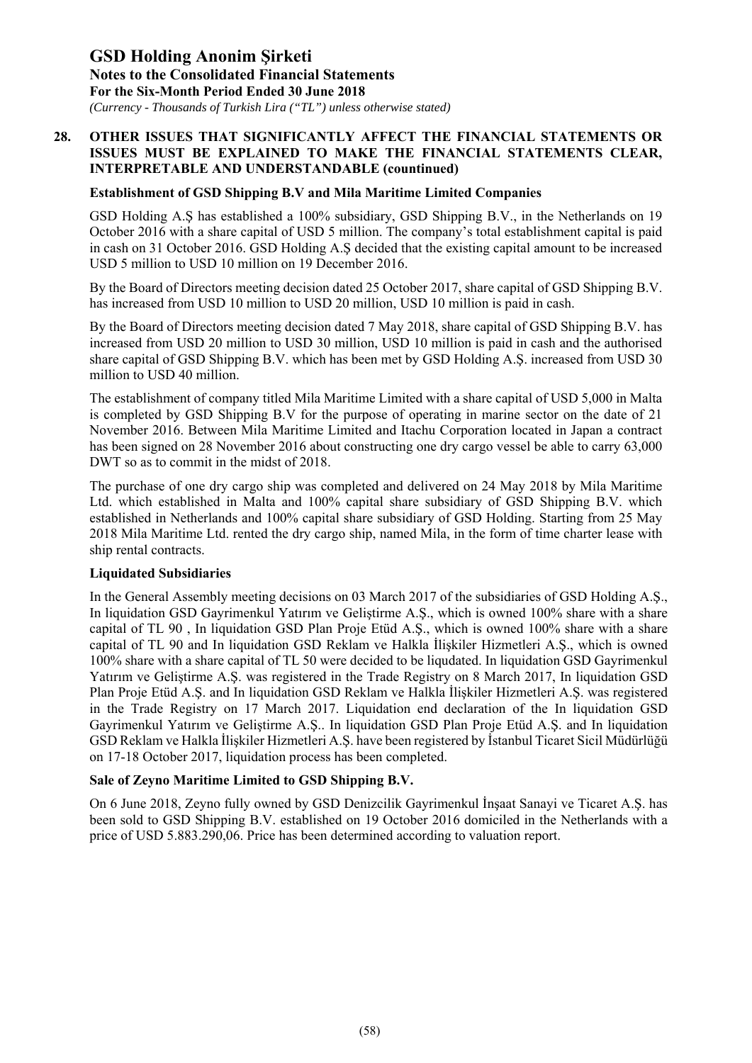## 28. OTHER ISSUES THAT SIGNIFICANTLY AFFECT THE FINANCIAL STATEMENTS OR ISSUES MUST BE EXPLAINED TO MAKE THE FINANCIAL STATEMENTS CLEAR, INTERPRETABLE AND UNDERSTANDABLE (countinued)

### Establishment of GSD Shipping B.V and Mila Maritime Limited Companies

GSD Holding A.Ş has established a 100% subsidiary, GSD Shipping B.V., in the Netherlands on 19 October 2016 with a share capital of USD 5 million. The company's total establishment capital is paid in cash on 31 October 2016. GSD Holding A.Ş decided that the existing capital amount to be increased USD 5 million to USD 10 million on 19 December 2016.

By the Board of Directors meeting decision dated 25 October 2017, share capital of GSD Shipping B.V. has increased from USD 10 million to USD 20 million, USD 10 million is paid in cash.

By the Board of Directors meeting decision dated 7 May 2018, share capital of GSD Shipping B.V. has increased from USD 20 million to USD 30 million, USD 10 million is paid in cash and the authorised share capital of GSD Shipping B.V. which has been met by GSD Holding A.Ş. increased from USD 30 million to USD 40 million.

The establishment of company titled Mila Maritime Limited with a share capital of USD 5,000 in Malta is completed by GSD Shipping B.V for the purpose of operating in marine sector on the date of 21 November 2016. Between Mila Maritime Limited and Itachu Corporation located in Japan a contract has been signed on 28 November 2016 about constructing one dry cargo vessel be able to carry 63,000 DWT so as to commit in the midst of 2018.

The purchase of one dry cargo ship was completed and delivered on 24 May 2018 by Mila Maritime Ltd. which established in Malta and 100% capital share subsidiary of GSD Shipping B.V. which established in Netherlands and 100% capital share subsidiary of GSD Holding. Starting from 25 May 2018 Mila Maritime Ltd. rented the dry cargo ship, named Mila, in the form of time charter lease with ship rental contracts.

### Liquidated Subsidiaries

In the General Assembly meeting decisions on 03 March 2017 of the subsidiaries of GSD Holding A.Ş., In liquidation GSD Gayrimenkul Yatırım ve Geliştirme A.Ş., which is owned 100% share with a share capital of TL 90 , In liquidation GSD Plan Proje Etüd A.Ş., which is owned 100% share with a share capital of TL 90 and In liquidation GSD Reklam ve Halkla İlişkiler Hizmetleri A.Ş., which is owned 100% share with a share capital of TL 50 were decided to be liqudated. In liquidation GSD Gayrimenkul Yatırım ve Geliştirme A.Ş. was registered in the Trade Registry on 8 March 2017, In liquidation GSD Plan Proje Etüd A.Ş. and In liquidation GSD Reklam ve Halkla İlişkiler Hizmetleri A.Ş. was registered in the Trade Registry on 17 March 2017. Liquidation end declaration of the In liquidation GSD Gayrimenkul Yatırım ve Geliştirme A.Ş.. In liquidation GSD Plan Proje Etüd A.Ş. and In liquidation GSD Reklam ve Halkla İlişkiler Hizmetleri A.Ş. have been registered by İstanbul Ticaret Sicil Müdürlüğü on 17-18 October 2017, liquidation process has been completed.

### Sale of Zeyno Maritime Limited to GSD Shipping B.V.

On 6 June 2018, Zeyno fully owned by GSD Denizcilik Gayrimenkul İnşaat Sanayi ve Ticaret A.Ş. has been sold to GSD Shipping B.V. established on 19 October 2016 domiciled in the Netherlands with a price of USD 5.883.290,06. Price has been determined according to valuation report.